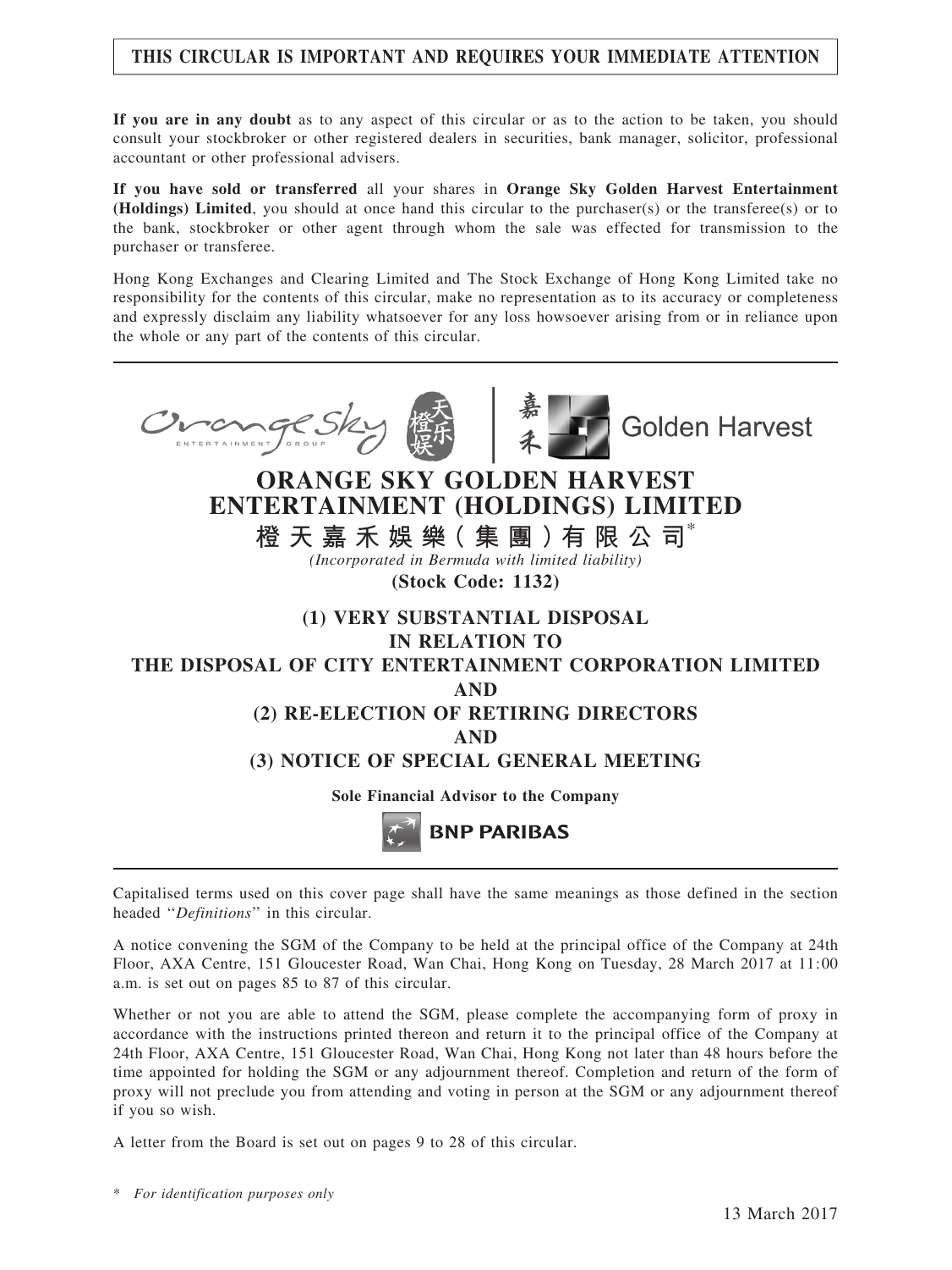**THIS CIRCULAR IS IMPORTANT AND REQUIRES YOUR IMMEDIATE ATTENTION**

**If you are in any doubt** as to any aspect of this circular or as to the action to be taken, you should consult your stockbroker or other registered dealers in securities, bank manager, solicitor, professional accountant or other professional advisers.

**If you have sold or transferred** all your shares in **Orange Sky Golden Harvest Entertainment (Holdings) Limited**, you should at once hand this circular to the purchaser(s) or the transferee(s) or to the bank, stockbroker or other agent through whom the sale was effected for transmission to the purchaser or transferee.

Hong Kong Exchanges and Clearing Limited and The Stock Exchange of Hong Kong Limited take no responsibility for the contents of this circular, make no representation as to its accuracy or completeness and expressly disclaim any liability whatsoever for any loss howsoever arising from or in reliance upon the whole or any part of the contents of this circular.

# ORANGE SKY GOLDEN HARVEST ENTERTAINMENT (HOLDINGS) LIMITED

# 橙天嘉禾娛樂（集團）有限公司*

*(Incorporated in Bermuda with limited liability)*

**(Stock Code: 1132)**

## (1) VERY SUBSTANTIAL DISPOSAL IN RELATION TO THE DISPOSAL OF CITY ENTERTAINMENT CORPORATION LIMITED AND (2) RE-ELECTION OF RETIRING DIRECTORS AND (3) NOTICE OF SPECIAL GENERAL MEETING

**Sole Financial Advisor to the Company**

**BNP PARIBAS**

Capitalised terms used on this cover page shall have the same meanings as those defined in the section headed "*Definitions*" in this circular.

A notice convening the SGM of the Company to be held at the principal office of the Company at 24th Floor, AXA Centre, 151 Gloucester Road, Wan Chai, Hong Kong on Tuesday, 28 March 2017 at 11:00 a.m. is set out on pages 85 to 87 of this circular.

Whether or not you are able to attend the SGM, please complete the accompanying form of proxy in accordance with the instructions printed thereon and return it to the principal office of the Company at 24th Floor, AXA Centre, 151 Gloucester Road, Wan Chai, Hong Kong not later than 48 hours before the time appointed for holding the SGM or any adjournment thereof. Completion and return of the form of proxy will not preclude you from attending and voting in person at the SGM or any adjournment thereof if you so wish.

A letter from the Board is set out on pages 9 to 28 of this circular.

\* *For identification purposes only*

13 March 2017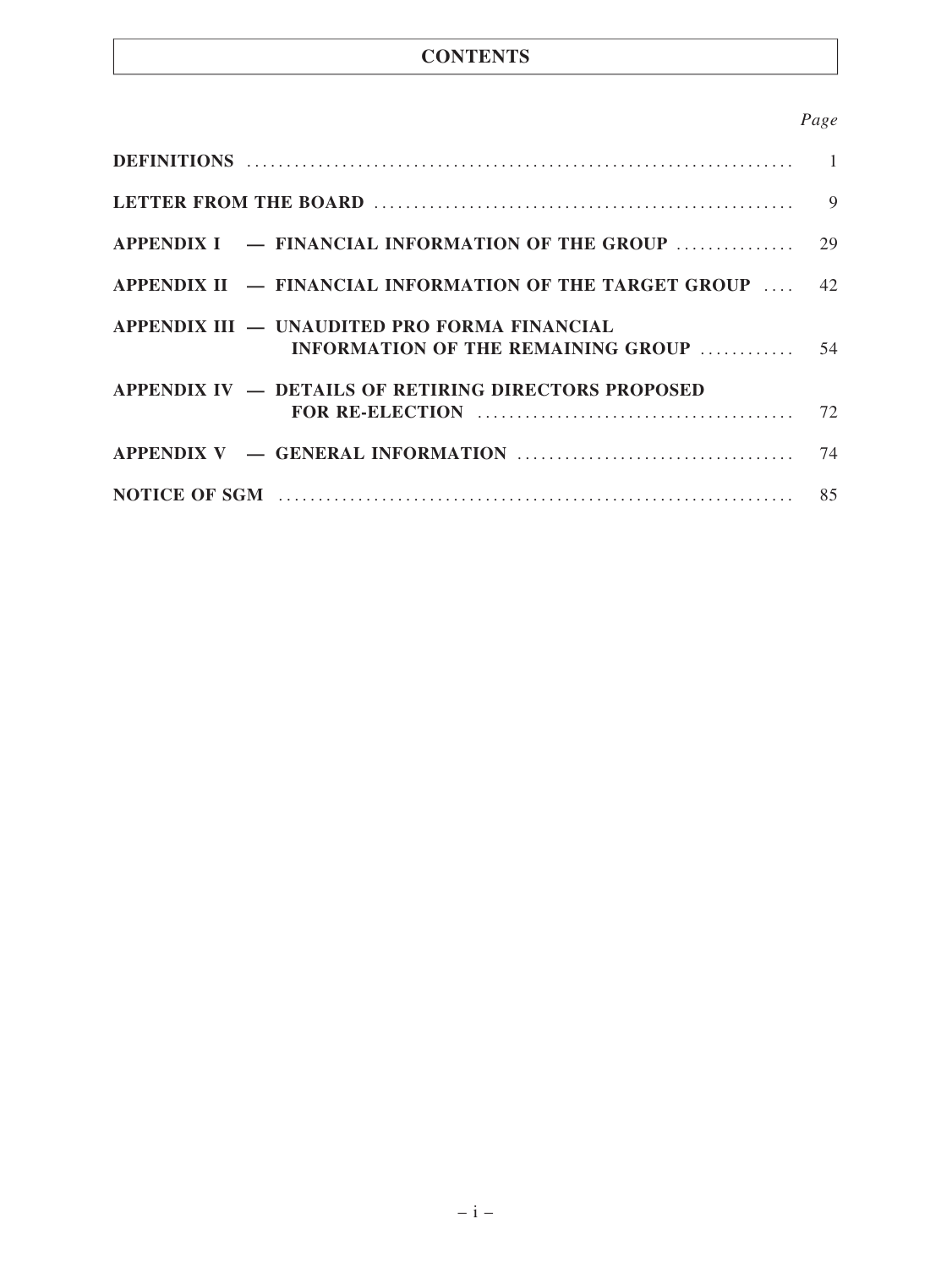# CONTENTS

| | Page |
|---|---|
| **DEFINITIONS** | 1 |
| **LETTER FROM THE BOARD** | 9 |
| **APPENDIX I — FINANCIAL INFORMATION OF THE GROUP** | 29 |
| **APPENDIX II — FINANCIAL INFORMATION OF THE TARGET GROUP** | 42 |
| **APPENDIX III — UNAUDITED PRO FORMA FINANCIAL INFORMATION OF THE REMAINING GROUP** | 54 |
| **APPENDIX IV — DETAILS OF RETIRING DIRECTORS PROPOSED FOR RE-ELECTION** | 72 |
| **APPENDIX V — GENERAL INFORMATION** | 74 |
| **NOTICE OF SGM** | 85 |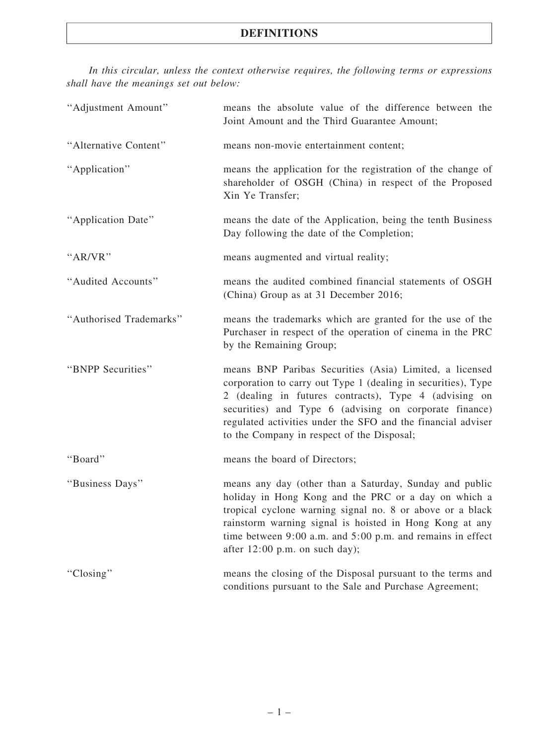# DEFINITIONS

*In this circular, unless the context otherwise requires, the following terms or expressions shall have the meanings set out below:*

| | |
|---|---|
| "Adjustment Amount" | means the absolute value of the difference between the Joint Amount and the Third Guarantee Amount; |
| "Alternative Content" | means non-movie entertainment content; |
| "Application" | means the application for the registration of the change of shareholder of OSGH (China) in respect of the Proposed Xin Ye Transfer; |
| "Application Date" | means the date of the Application, being the tenth Business Day following the date of the Completion; |
| "AR/VR" | means augmented and virtual reality; |
| "Audited Accounts" | means the audited combined financial statements of OSGH (China) Group as at 31 December 2016; |
| "Authorised Trademarks" | means the trademarks which are granted for the use of the Purchaser in respect of the operation of cinema in the PRC by the Remaining Group; |
| "BNPP Securities" | means BNP Paribas Securities (Asia) Limited, a licensed corporation to carry out Type 1 (dealing in securities), Type 2 (dealing in futures contracts), Type 4 (advising on securities) and Type 6 (advising on corporate finance) regulated activities under the SFO and the financial adviser to the Company in respect of the Disposal; |
| "Board" | means the board of Directors; |
| "Business Days" | means any day (other than a Saturday, Sunday and public holiday in Hong Kong and the PRC or a day on which a tropical cyclone warning signal no. 8 or above or a black rainstorm warning signal is hoisted in Hong Kong at any time between 9:00 a.m. and 5:00 p.m. and remains in effect after 12:00 p.m. on such day); |
| "Closing" | means the closing of the Disposal pursuant to the terms and conditions pursuant to the Sale and Purchase Agreement; |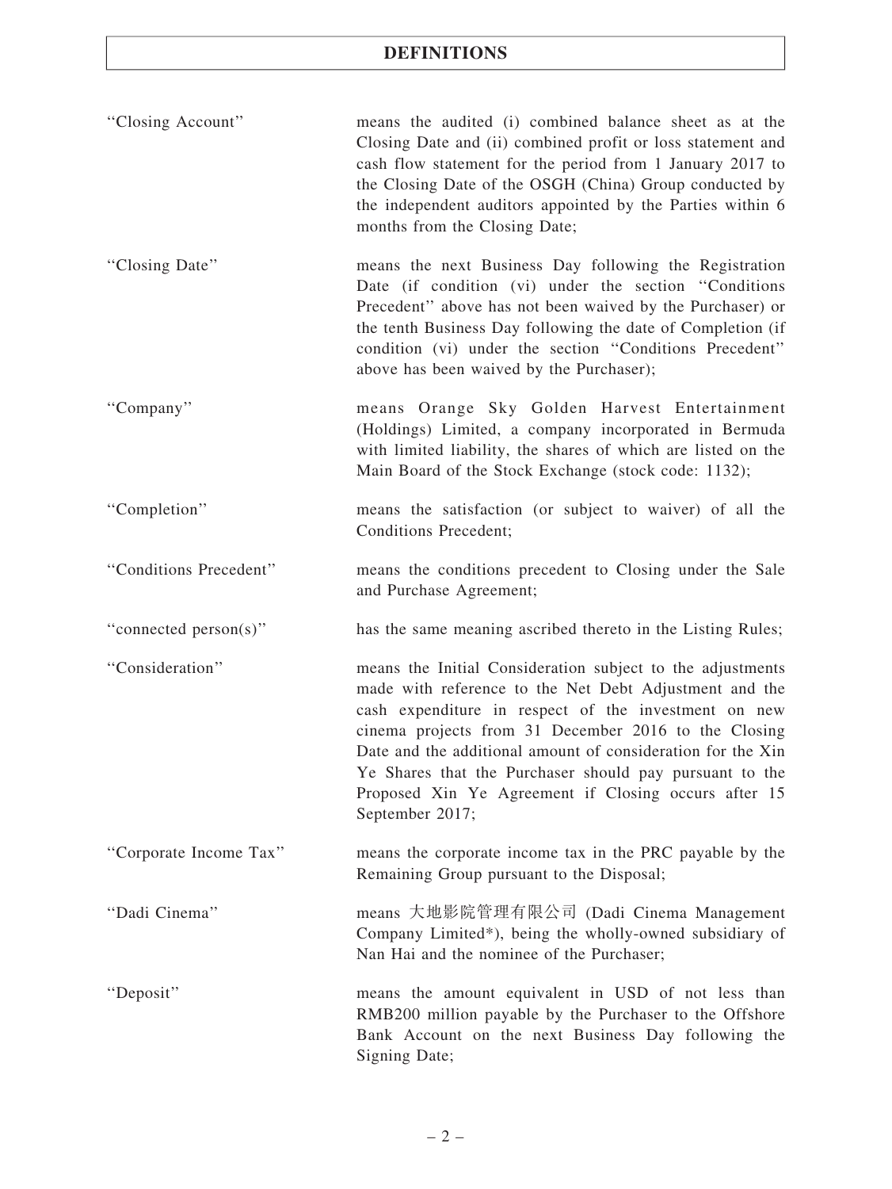# DEFINITIONS

| | |
|---|---|
| "Closing Account" | means the audited (i) combined balance sheet as at the Closing Date and (ii) combined profit or loss statement and cash flow statement for the period from 1 January 2017 to the Closing Date of the OSGH (China) Group conducted by the independent auditors appointed by the Parties within 6 months from the Closing Date; |
| "Closing Date" | means the next Business Day following the Registration Date (if condition (vi) under the section "Conditions Precedent" above has not been waived by the Purchaser) or the tenth Business Day following the date of Completion (if condition (vi) under the section "Conditions Precedent" above has been waived by the Purchaser); |
| "Company" | means Orange Sky Golden Harvest Entertainment (Holdings) Limited, a company incorporated in Bermuda with limited liability, the shares of which are listed on the Main Board of the Stock Exchange (stock code: 1132); |
| "Completion" | means the satisfaction (or subject to waiver) of all the Conditions Precedent; |
| "Conditions Precedent" | means the conditions precedent to Closing under the Sale and Purchase Agreement; |
| "connected person(s)" | has the same meaning ascribed thereto in the Listing Rules; |
| "Consideration" | means the Initial Consideration subject to the adjustments made with reference to the Net Debt Adjustment and the cash expenditure in respect of the investment on new cinema projects from 31 December 2016 to the Closing Date and the additional amount of consideration for the Xin Ye Shares that the Purchaser should pay pursuant to the Proposed Xin Ye Agreement if Closing occurs after 15 September 2017; |
| "Corporate Income Tax" | means the corporate income tax in the PRC payable by the Remaining Group pursuant to the Disposal; |
| "Dadi Cinema" | means 大地影院管理有限公司 (Dadi Cinema Management Company Limited*), being the wholly-owned subsidiary of Nan Hai and the nominee of the Purchaser; |
| "Deposit" | means the amount equivalent in USD of not less than RMB200 million payable by the Purchaser to the Offshore Bank Account on the next Business Day following the Signing Date; |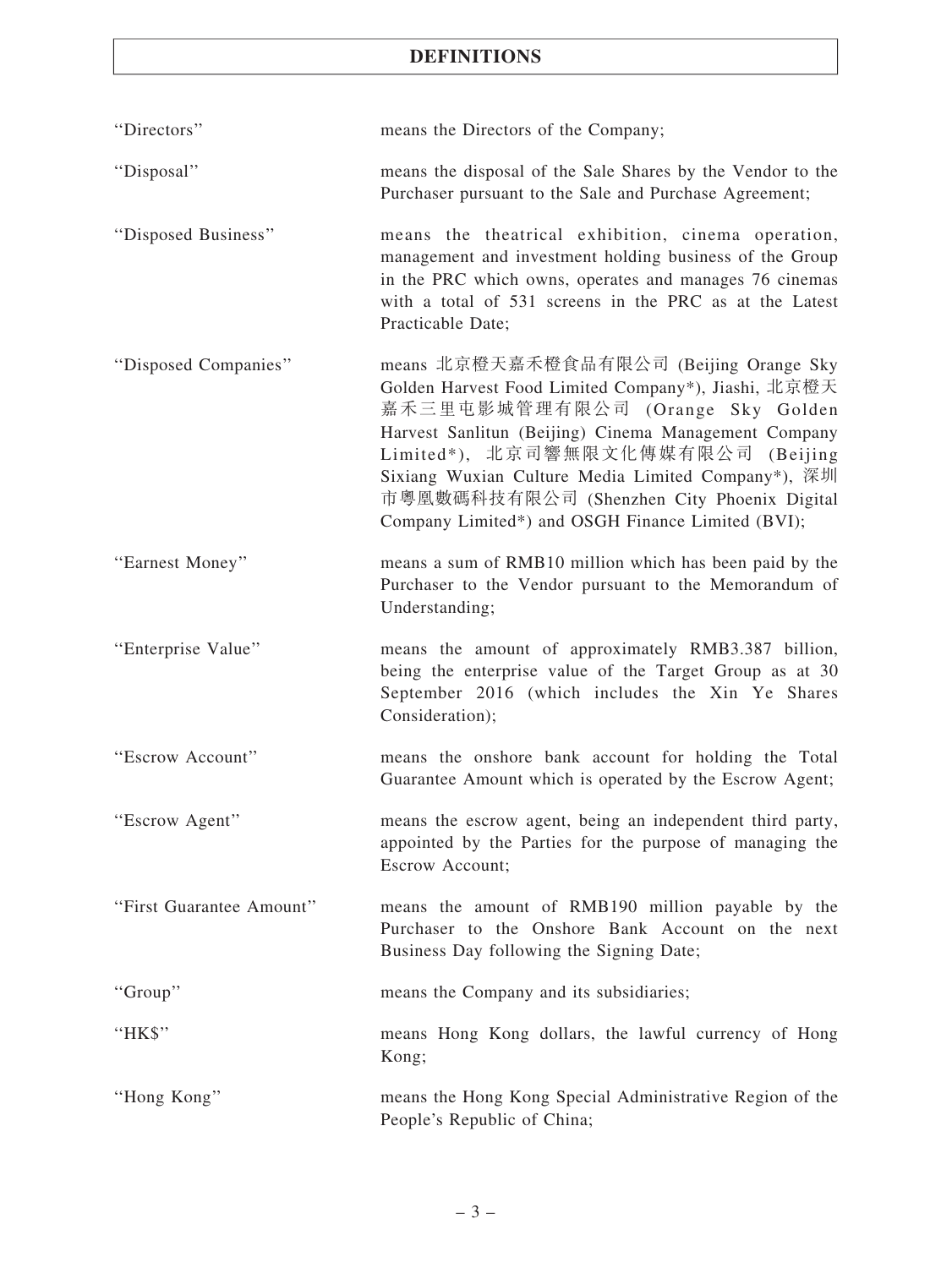# DEFINITIONS

| | |
|---|---|
| "Directors" | means the Directors of the Company; |
| "Disposal" | means the disposal of the Sale Shares by the Vendor to the Purchaser pursuant to the Sale and Purchase Agreement; |
| "Disposed Business" | means the theatrical exhibition, cinema operation, management and investment holding business of the Group in the PRC which owns, operates and manages 76 cinemas with a total of 531 screens in the PRC as at the Latest Practicable Date; |
| "Disposed Companies" | means 北京橙天嘉禾橙食品有限公司 (Beijing Orange Sky Golden Harvest Food Limited Company*), Jiashi, 北京橙天嘉禾三里屯影城管理有限公司 (Orange Sky Golden Harvest Sanlitun (Beijing) Cinema Management Company Limited*), 北京司響無限文化傳媒有限公司 (Beijing Sixiang Wuxian Culture Media Limited Company*), 深圳市粵凰數碼科技有限公司 (Shenzhen City Phoenix Digital Company Limited*) and OSGH Finance Limited (BVI); |
| "Earnest Money" | means a sum of RMB10 million which has been paid by the Purchaser to the Vendor pursuant to the Memorandum of Understanding; |
| "Enterprise Value" | means the amount of approximately RMB3.387 billion, being the enterprise value of the Target Group as at 30 September 2016 (which includes the Xin Ye Shares Consideration); |
| "Escrow Account" | means the onshore bank account for holding the Total Guarantee Amount which is operated by the Escrow Agent; |
| "Escrow Agent" | means the escrow agent, being an independent third party, appointed by the Parties for the purpose of managing the Escrow Account; |
| "First Guarantee Amount" | means the amount of RMB190 million payable by the Purchaser to the Onshore Bank Account on the next Business Day following the Signing Date; |
| "Group" | means the Company and its subsidiaries; |
| "HK$" | means Hong Kong dollars, the lawful currency of Hong Kong; |
| "Hong Kong" | means the Hong Kong Special Administrative Region of the People's Republic of China; |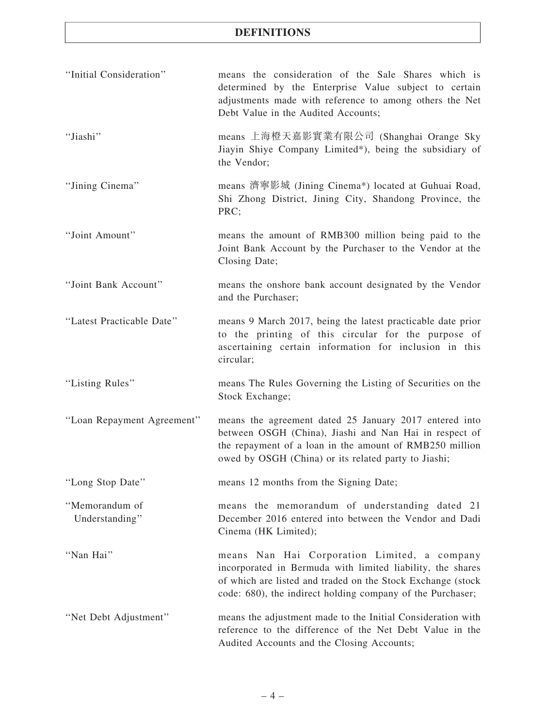# DEFINITIONS

| | |
|---|---|
| "Initial Consideration" | means the consideration of the Sale Shares which is determined by the Enterprise Value subject to certain adjustments made with reference to among others the Net Debt Value in the Audited Accounts; |
| "Jiashi" | means 上海橙天嘉影實業有限公司 (Shanghai Orange Sky Jiayin Shiye Company Limited*), being the subsidiary of the Vendor; |
| "Jining Cinema" | means 濟寧影城 (Jining Cinema*) located at Guhuai Road, Shi Zhong District, Jining City, Shandong Province, the PRC; |
| "Joint Amount" | means the amount of RMB300 million being paid to the Joint Bank Account by the Purchaser to the Vendor at the Closing Date; |
| "Joint Bank Account" | means the onshore bank account designated by the Vendor and the Purchaser; |
| "Latest Practicable Date" | means 9 March 2017, being the latest practicable date prior to the printing of this circular for the purpose of ascertaining certain information for inclusion in this circular; |
| "Listing Rules" | means The Rules Governing the Listing of Securities on the Stock Exchange; |
| "Loan Repayment Agreement" | means the agreement dated 25 January 2017 entered into between OSGH (China), Jiashi and Nan Hai in respect of the repayment of a loan in the amount of RMB250 million owed by OSGH (China) or its related party to Jiashi; |
| "Long Stop Date" | means 12 months from the Signing Date; |
| "Memorandum of Understanding" | means the memorandum of understanding dated 21 December 2016 entered into between the Vendor and Dadi Cinema (HK Limited); |
| "Nan Hai" | means Nan Hai Corporation Limited, a company incorporated in Bermuda with limited liability, the shares of which are listed and traded on the Stock Exchange (stock code: 680), the indirect holding company of the Purchaser; |
| "Net Debt Adjustment" | means the adjustment made to the Initial Consideration with reference to the difference of the Net Debt Value in the Audited Accounts and the Closing Accounts; |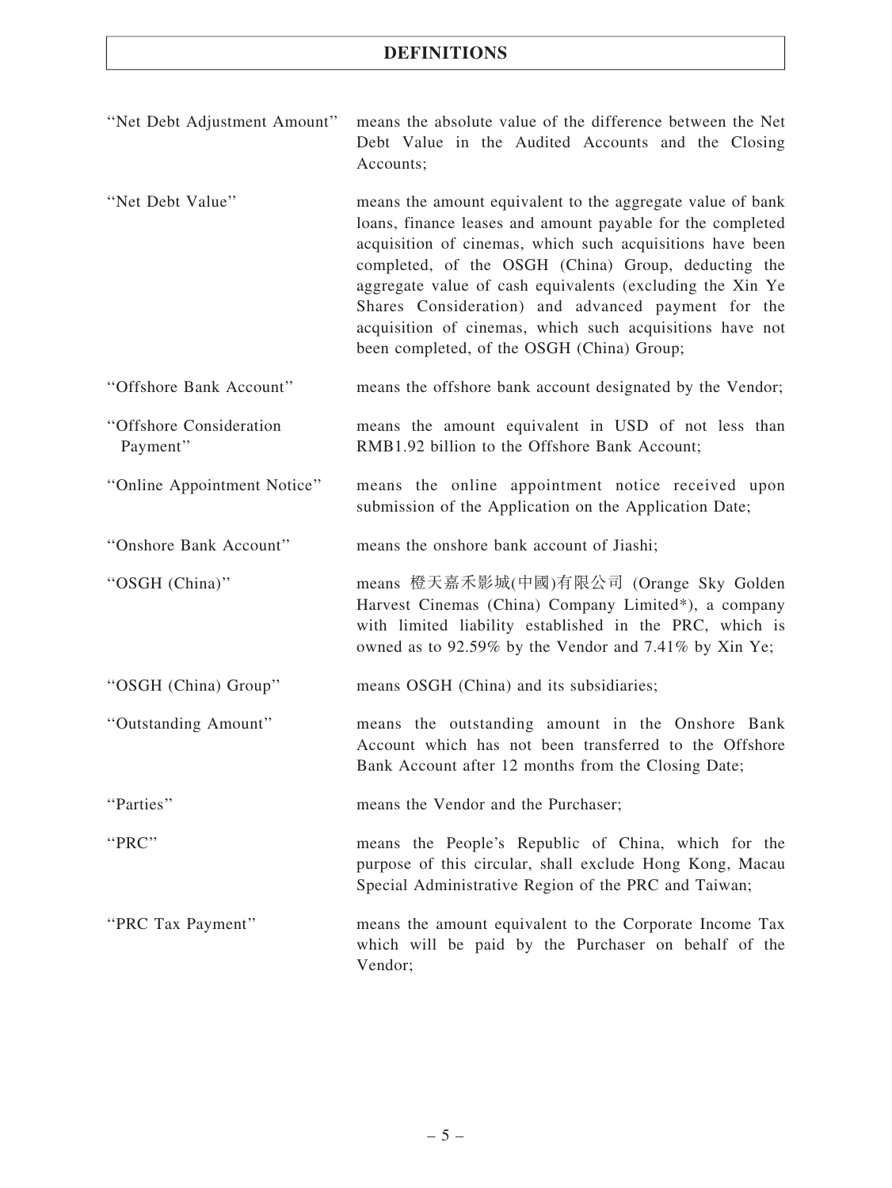# DEFINITIONS

| | |
|---|---|
| "Net Debt Adjustment Amount" | means the absolute value of the difference between the Net Debt Value in the Audited Accounts and the Closing Accounts; |
| "Net Debt Value" | means the amount equivalent to the aggregate value of bank loans, finance leases and amount payable for the completed acquisition of cinemas, which such acquisitions have been completed, of the OSGH (China) Group, deducting the aggregate value of cash equivalents (excluding the Xin Ye Shares Consideration) and advanced payment for the acquisition of cinemas, which such acquisitions have not been completed, of the OSGH (China) Group; |
| "Offshore Bank Account" | means the offshore bank account designated by the Vendor; |
| "Offshore Consideration Payment" | means the amount equivalent in USD of not less than RMB1.92 billion to the Offshore Bank Account; |
| "Online Appointment Notice" | means the online appointment notice received upon submission of the Application on the Application Date; |
| "Onshore Bank Account" | means the onshore bank account of Jiashi; |
| "OSGH (China)" | means 橙天嘉禾影城(中國)有限公司 (Orange Sky Golden Harvest Cinemas (China) Company Limited*), a company with limited liability established in the PRC, which is owned as to 92.59% by the Vendor and 7.41% by Xin Ye; |
| "OSGH (China) Group" | means OSGH (China) and its subsidiaries; |
| "Outstanding Amount" | means the outstanding amount in the Onshore Bank Account which has not been transferred to the Offshore Bank Account after 12 months from the Closing Date; |
| "Parties" | means the Vendor and the Purchaser; |
| "PRC" | means the People's Republic of China, which for the purpose of this circular, shall exclude Hong Kong, Macau Special Administrative Region of the PRC and Taiwan; |
| "PRC Tax Payment" | means the amount equivalent to the Corporate Income Tax which will be paid by the Purchaser on behalf of the Vendor; |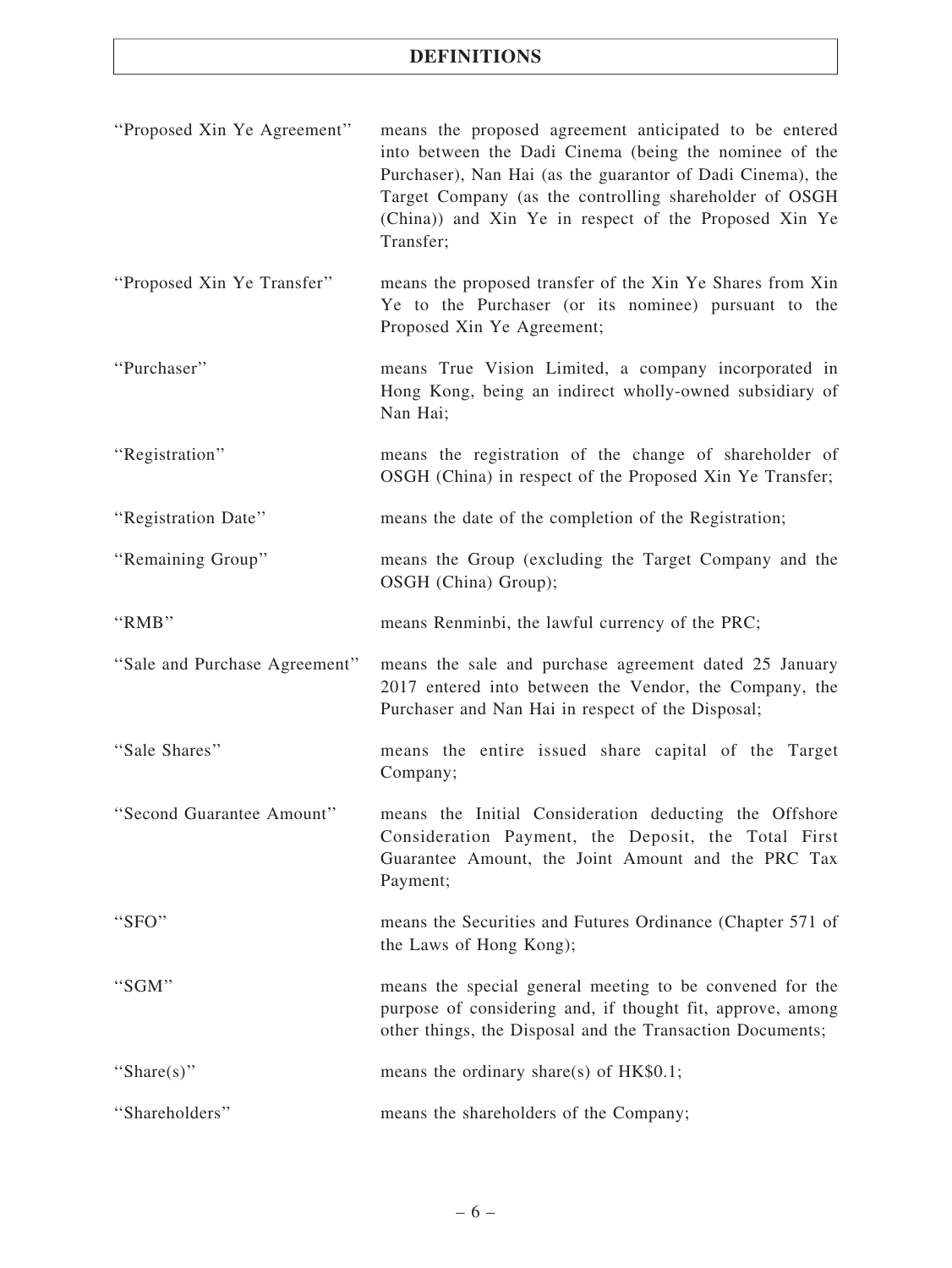# DEFINITIONS

| | |
|---|---|
| "Proposed Xin Ye Agreement" | means the proposed agreement anticipated to be entered into between the Dadi Cinema (being the nominee of the Purchaser), Nan Hai (as the guarantor of Dadi Cinema), the Target Company (as the controlling shareholder of OSGH (China)) and Xin Ye in respect of the Proposed Xin Ye Transfer; |
| "Proposed Xin Ye Transfer" | means the proposed transfer of the Xin Ye Shares from Xin Ye to the Purchaser (or its nominee) pursuant to the Proposed Xin Ye Agreement; |
| "Purchaser" | means True Vision Limited, a company incorporated in Hong Kong, being an indirect wholly-owned subsidiary of Nan Hai; |
| "Registration" | means the registration of the change of shareholder of OSGH (China) in respect of the Proposed Xin Ye Transfer; |
| "Registration Date" | means the date of the completion of the Registration; |
| "Remaining Group" | means the Group (excluding the Target Company and the OSGH (China) Group); |
| "RMB" | means Renminbi, the lawful currency of the PRC; |
| "Sale and Purchase Agreement" | means the sale and purchase agreement dated 25 January 2017 entered into between the Vendor, the Company, the Purchaser and Nan Hai in respect of the Disposal; |
| "Sale Shares" | means the entire issued share capital of the Target Company; |
| "Second Guarantee Amount" | means the Initial Consideration deducting the Offshore Consideration Payment, the Deposit, the Total First Guarantee Amount, the Joint Amount and the PRC Tax Payment; |
| "SFO" | means the Securities and Futures Ordinance (Chapter 571 of the Laws of Hong Kong); |
| "SGM" | means the special general meeting to be convened for the purpose of considering and, if thought fit, approve, among other things, the Disposal and the Transaction Documents; |
| "Share(s)" | means the ordinary share(s) of HK$0.1; |
| "Shareholders" | means the shareholders of the Company; |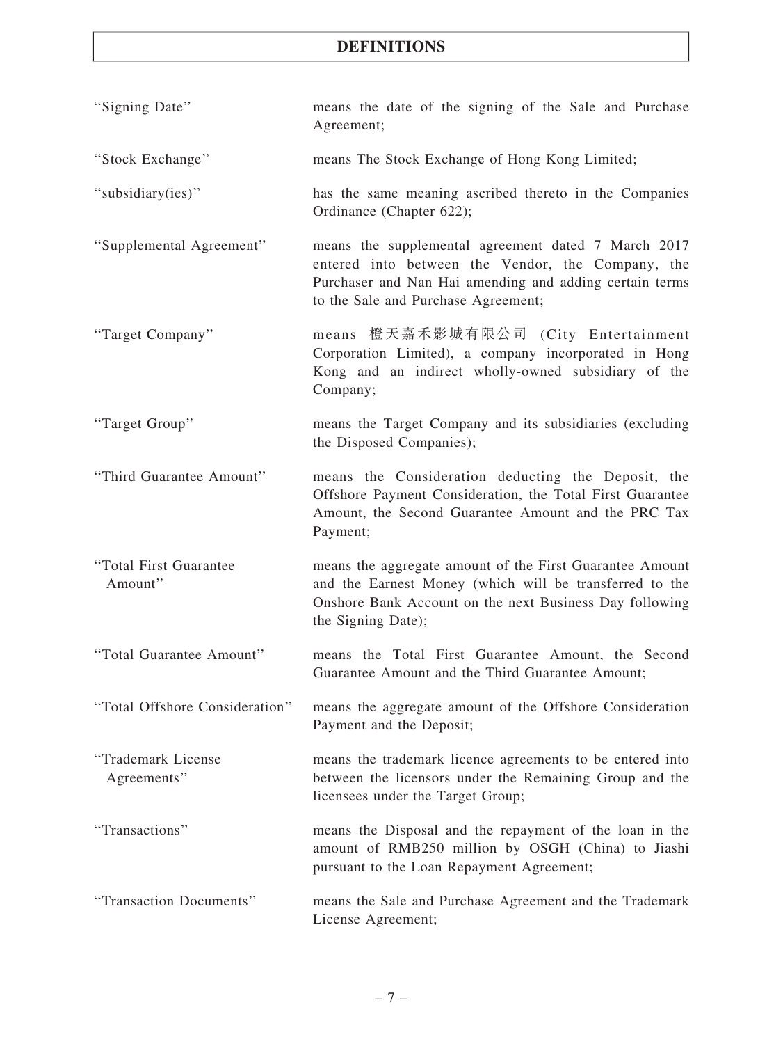# DEFINITIONS

| | |
|---|---|
| "Signing Date" | means the date of the signing of the Sale and Purchase Agreement; |
| "Stock Exchange" | means The Stock Exchange of Hong Kong Limited; |
| "subsidiary(ies)" | has the same meaning ascribed thereto in the Companies Ordinance (Chapter 622); |
| "Supplemental Agreement" | means the supplemental agreement dated 7 March 2017 entered into between the Vendor, the Company, the Purchaser and Nan Hai amending and adding certain terms to the Sale and Purchase Agreement; |
| "Target Company" | means 橙天嘉禾影城有限公司 (City Entertainment Corporation Limited), a company incorporated in Hong Kong and an indirect wholly-owned subsidiary of the Company; |
| "Target Group" | means the Target Company and its subsidiaries (excluding the Disposed Companies); |
| "Third Guarantee Amount" | means the Consideration deducting the Deposit, the Offshore Payment Consideration, the Total First Guarantee Amount, the Second Guarantee Amount and the PRC Tax Payment; |
| "Total First Guarantee Amount" | means the aggregate amount of the First Guarantee Amount and the Earnest Money (which will be transferred to the Onshore Bank Account on the next Business Day following the Signing Date); |
| "Total Guarantee Amount" | means the Total First Guarantee Amount, the Second Guarantee Amount and the Third Guarantee Amount; |
| "Total Offshore Consideration" | means the aggregate amount of the Offshore Consideration Payment and the Deposit; |
| "Trademark License Agreements" | means the trademark licence agreements to be entered into between the licensors under the Remaining Group and the licensees under the Target Group; |
| "Transactions" | means the Disposal and the repayment of the loan in the amount of RMB250 million by OSGH (China) to Jiashi pursuant to the Loan Repayment Agreement; |
| "Transaction Documents" | means the Sale and Purchase Agreement and the Trademark License Agreement; |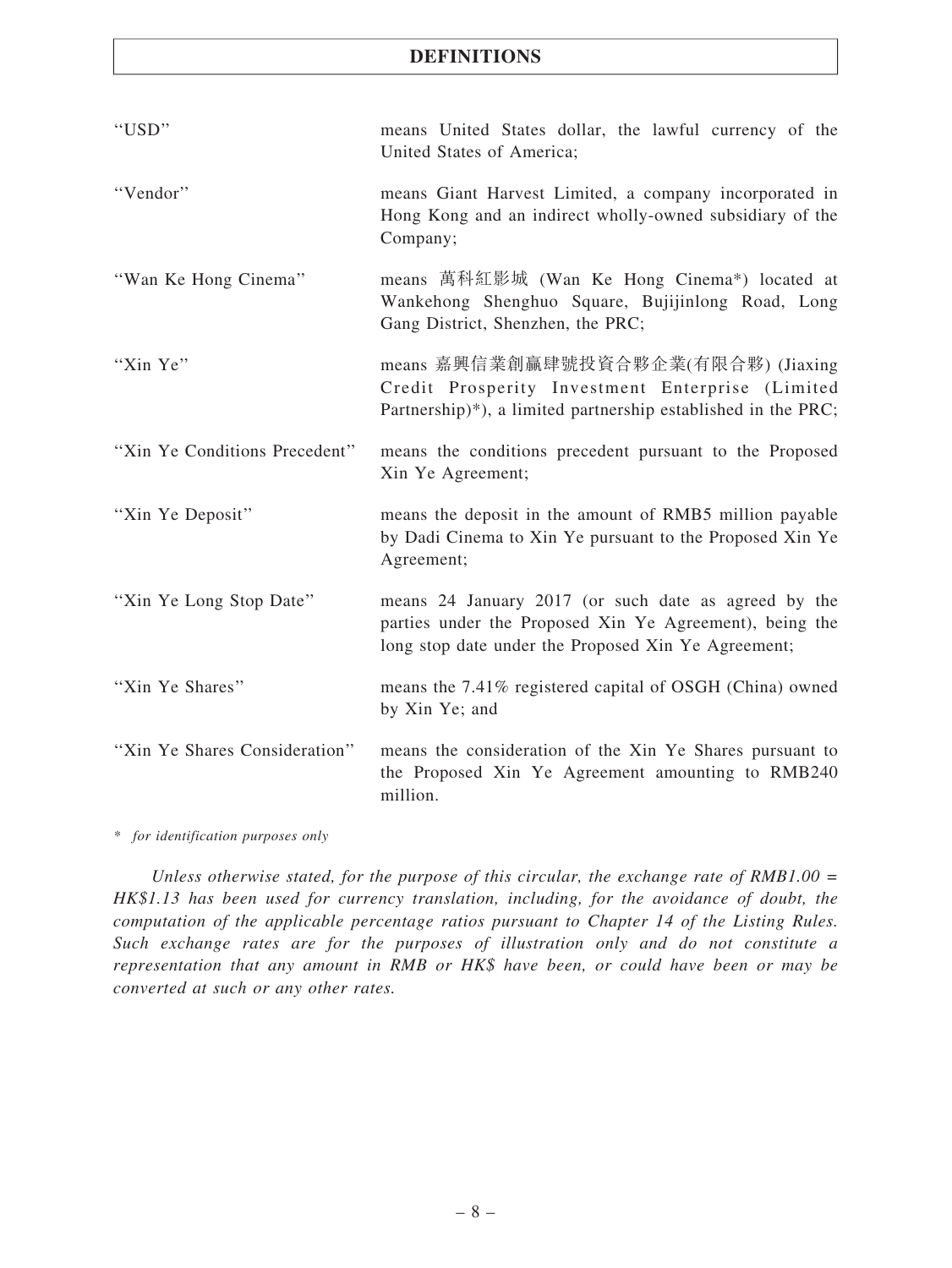## DEFINITIONS

| | |
|---|---|
| "USD" | means United States dollar, the lawful currency of the United States of America; |
| "Vendor" | means Giant Harvest Limited, a company incorporated in Hong Kong and an indirect wholly-owned subsidiary of the Company; |
| "Wan Ke Hong Cinema" | means 萬科紅影城 (Wan Ke Hong Cinema*) located at Wankehong Shenghuo Square, Bujijinlong Road, Long Gang District, Shenzhen, the PRC; |
| "Xin Ye" | means 嘉興信業創贏肆號投資合夥企業(有限合夥) (Jiaxing Credit Prosperity Investment Enterprise (Limited Partnership)*), a limited partnership established in the PRC; |
| "Xin Ye Conditions Precedent" | means the conditions precedent pursuant to the Proposed Xin Ye Agreement; |
| "Xin Ye Deposit" | means the deposit in the amount of RMB5 million payable by Dadi Cinema to Xin Ye pursuant to the Proposed Xin Ye Agreement; |
| "Xin Ye Long Stop Date" | means 24 January 2017 (or such date as agreed by the parties under the Proposed Xin Ye Agreement), being the long stop date under the Proposed Xin Ye Agreement; |
| "Xin Ye Shares" | means the 7.41% registered capital of OSGH (China) owned by Xin Ye; and |
| "Xin Ye Shares Consideration" | means the consideration of the Xin Ye Shares pursuant to the Proposed Xin Ye Agreement amounting to RMB240 million. |

*\* for identification purposes only*

*Unless otherwise stated, for the purpose of this circular, the exchange rate of RMB1.00 = HK$1.13 has been used for currency translation, including, for the avoidance of doubt, the computation of the applicable percentage ratios pursuant to Chapter 14 of the Listing Rules. Such exchange rates are for the purposes of illustration only and do not constitute a representation that any amount in RMB or HK$ have been, or could have been or may be converted at such or any other rates.*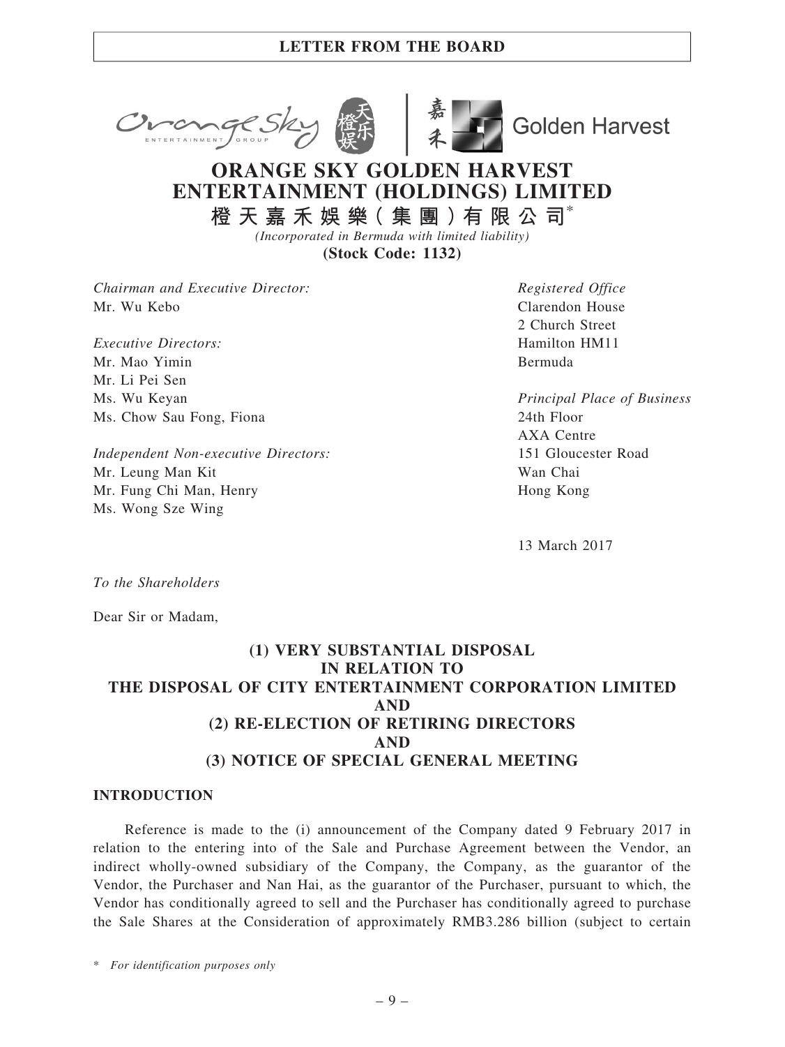# ORANGE SKY GOLDEN HARVEST ENTERTAINMENT (HOLDINGS) LIMITED

## 橙天嘉禾娛樂（集團）有限公司*

*(Incorporated in Bermuda with limited liability)*

**(Stock Code: 1132)**

*Chairman and Executive Director:*
Mr. Wu Kebo

*Executive Directors:*
Mr. Mao Yimin
Mr. Li Pei Sen
Ms. Wu Keyan
Ms. Chow Sau Fong, Fiona

*Independent Non-executive Directors:*
Mr. Leung Man Kit
Mr. Fung Chi Man, Henry
Ms. Wong Sze Wing

*Registered Office*
Clarendon House
2 Church Street
Hamilton HM11
Bermuda

*Principal Place of Business*
24th Floor
AXA Centre
151 Gloucester Road
Wan Chai
Hong Kong

13 March 2017

*To the Shareholders*

Dear Sir or Madam,

## (1) VERY SUBSTANTIAL DISPOSAL IN RELATION TO THE DISPOSAL OF CITY ENTERTAINMENT CORPORATION LIMITED AND (2) RE-ELECTION OF RETIRING DIRECTORS AND (3) NOTICE OF SPECIAL GENERAL MEETING

### INTRODUCTION

Reference is made to the (i) announcement of the Company dated 9 February 2017 in relation to the entering into of the Sale and Purchase Agreement between the Vendor, an indirect wholly-owned subsidiary of the Company, the Company, as the guarantor of the Vendor, the Purchaser and Nan Hai, as the guarantor of the Purchaser, pursuant to which, the Vendor has conditionally agreed to sell and the Purchaser has conditionally agreed to purchase the Sale Shares at the Consideration of approximately RMB3.286 billion (subject to certain

\* *For identification purposes only*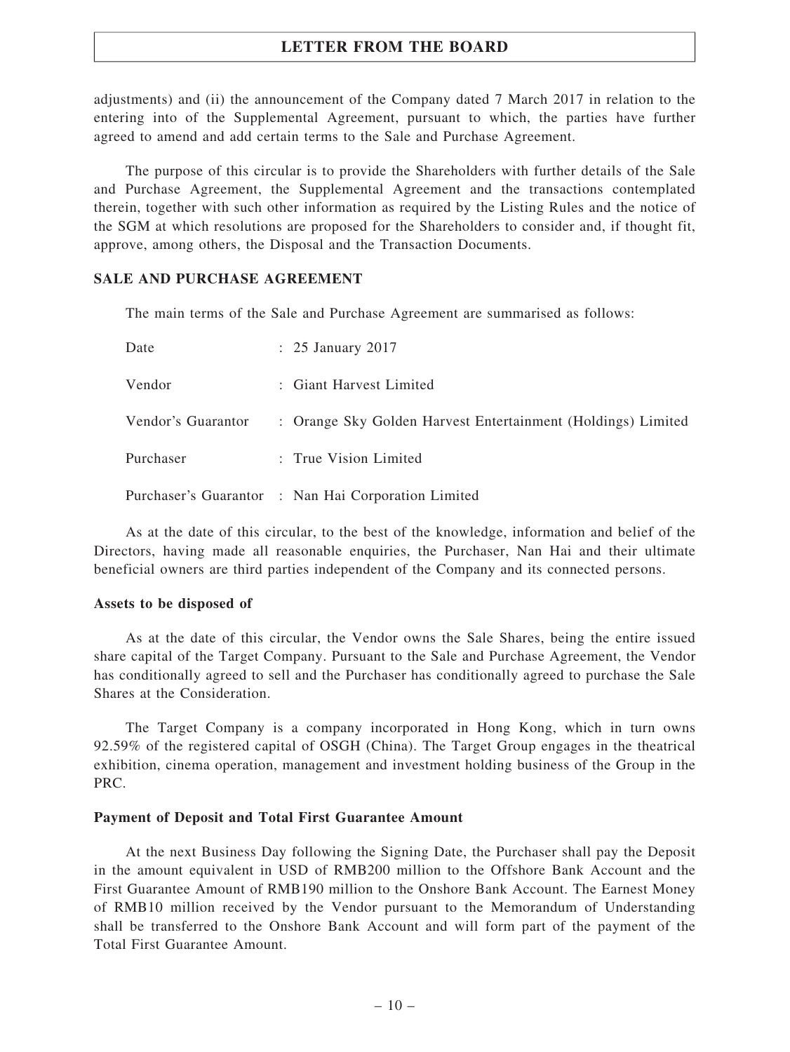adjustments) and (ii) the announcement of the Company dated 7 March 2017 in relation to the entering into of the Supplemental Agreement, pursuant to which, the parties have further agreed to amend and add certain terms to the Sale and Purchase Agreement.

The purpose of this circular is to provide the Shareholders with further details of the Sale and Purchase Agreement, the Supplemental Agreement and the transactions contemplated therein, together with such other information as required by the Listing Rules and the notice of the SGM at which resolutions are proposed for the Shareholders to consider and, if thought fit, approve, among others, the Disposal and the Transaction Documents.

## SALE AND PURCHASE AGREEMENT

The main terms of the Sale and Purchase Agreement are summarised as follows:

| | |
|---|---|
| Date | : 25 January 2017 |
| Vendor | : Giant Harvest Limited |
| Vendor's Guarantor | : Orange Sky Golden Harvest Entertainment (Holdings) Limited |
| Purchaser | : True Vision Limited |
| Purchaser's Guarantor | : Nan Hai Corporation Limited |

As at the date of this circular, to the best of the knowledge, information and belief of the Directors, having made all reasonable enquiries, the Purchaser, Nan Hai and their ultimate beneficial owners are third parties independent of the Company and its connected persons.

### Assets to be disposed of

As at the date of this circular, the Vendor owns the Sale Shares, being the entire issued share capital of the Target Company. Pursuant to the Sale and Purchase Agreement, the Vendor has conditionally agreed to sell and the Purchaser has conditionally agreed to purchase the Sale Shares at the Consideration.

The Target Company is a company incorporated in Hong Kong, which in turn owns 92.59% of the registered capital of OSGH (China). The Target Group engages in the theatrical exhibition, cinema operation, management and investment holding business of the Group in the PRC.

### Payment of Deposit and Total First Guarantee Amount

At the next Business Day following the Signing Date, the Purchaser shall pay the Deposit in the amount equivalent in USD of RMB200 million to the Offshore Bank Account and the First Guarantee Amount of RMB190 million to the Onshore Bank Account. The Earnest Money of RMB10 million received by the Vendor pursuant to the Memorandum of Understanding shall be transferred to the Onshore Bank Account and will form part of the payment of the Total First Guarantee Amount.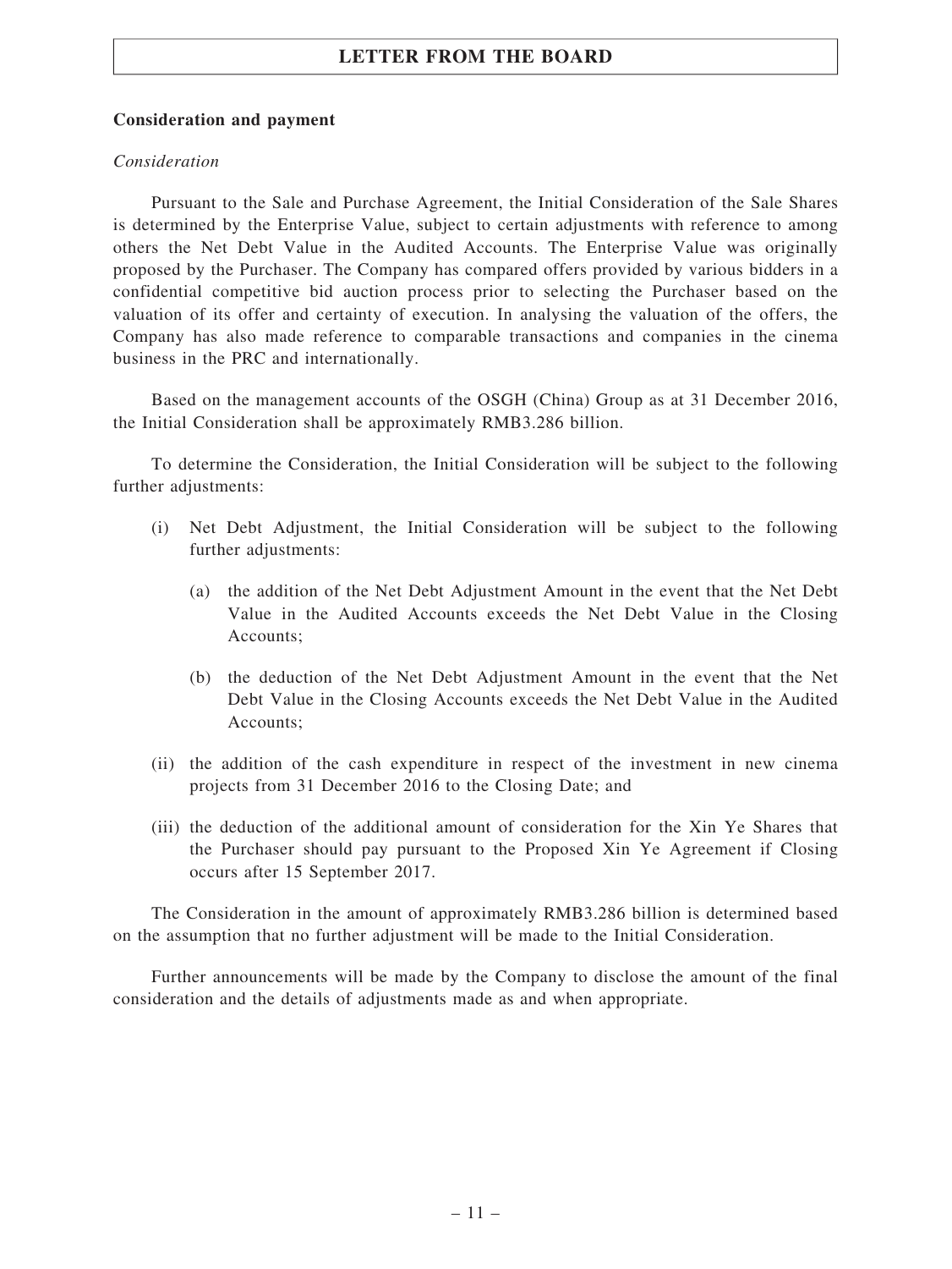**Consideration and payment**

*Consideration*

Pursuant to the Sale and Purchase Agreement, the Initial Consideration of the Sale Shares is determined by the Enterprise Value, subject to certain adjustments with reference to among others the Net Debt Value in the Audited Accounts. The Enterprise Value was originally proposed by the Purchaser. The Company has compared offers provided by various bidders in a confidential competitive bid auction process prior to selecting the Purchaser based on the valuation of its offer and certainty of execution. In analysing the valuation of the offers, the Company has also made reference to comparable transactions and companies in the cinema business in the PRC and internationally.

Based on the management accounts of the OSGH (China) Group as at 31 December 2016, the Initial Consideration shall be approximately RMB3.286 billion.

To determine the Consideration, the Initial Consideration will be subject to the following further adjustments:

(i) Net Debt Adjustment, the Initial Consideration will be subject to the following further adjustments:

   (a) the addition of the Net Debt Adjustment Amount in the event that the Net Debt Value in the Audited Accounts exceeds the Net Debt Value in the Closing Accounts;

   (b) the deduction of the Net Debt Adjustment Amount in the event that the Net Debt Value in the Closing Accounts exceeds the Net Debt Value in the Audited Accounts;

(ii) the addition of the cash expenditure in respect of the investment in new cinema projects from 31 December 2016 to the Closing Date; and

(iii) the deduction of the additional amount of consideration for the Xin Ye Shares that the Purchaser should pay pursuant to the Proposed Xin Ye Agreement if Closing occurs after 15 September 2017.

The Consideration in the amount of approximately RMB3.286 billion is determined based on the assumption that no further adjustment will be made to the Initial Consideration.

Further announcements will be made by the Company to disclose the amount of the final consideration and the details of adjustments made as and when appropriate.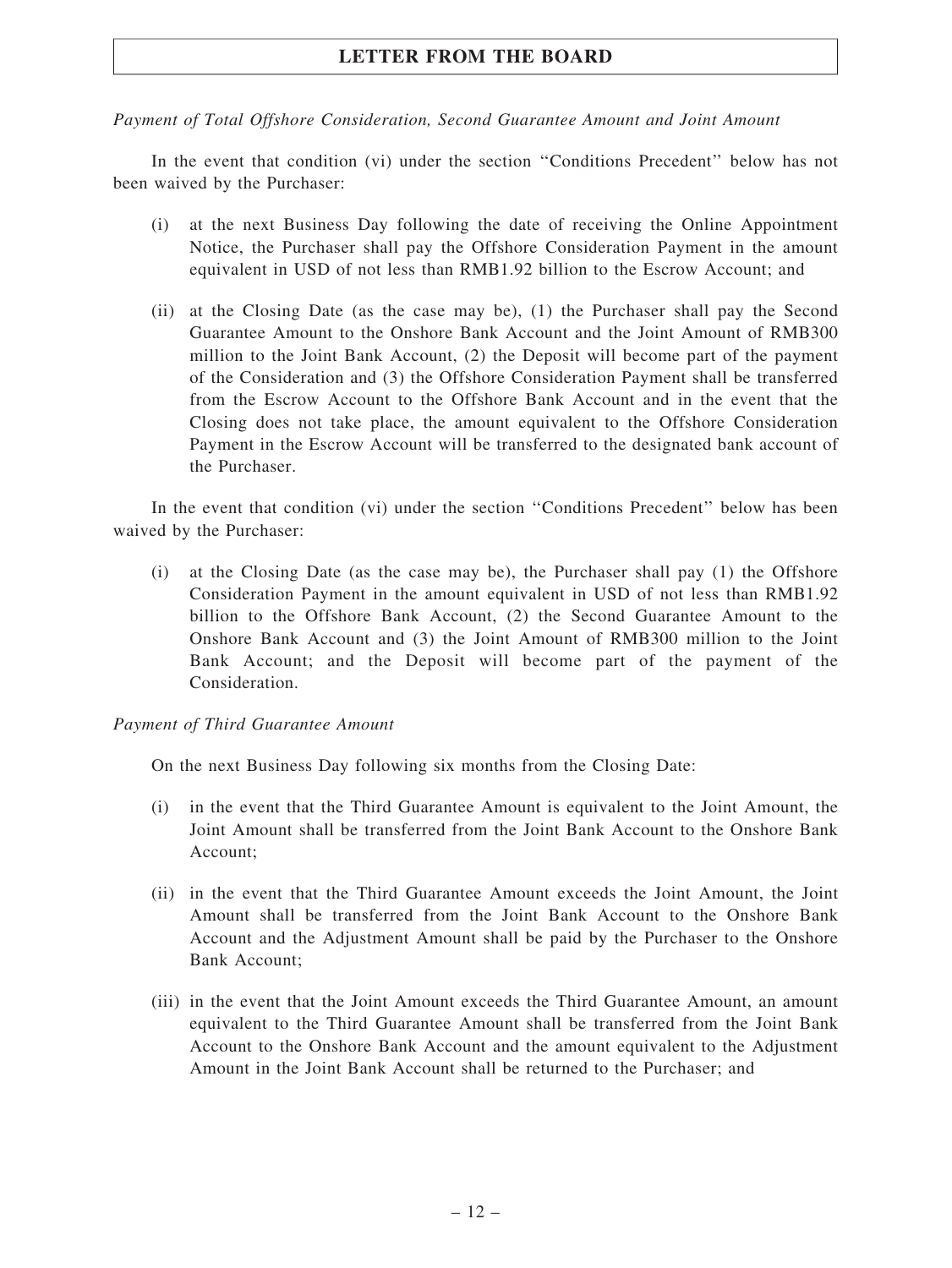*Payment of Total Offshore Consideration, Second Guarantee Amount and Joint Amount*

In the event that condition (vi) under the section "Conditions Precedent" below has not been waived by the Purchaser:

(i) at the next Business Day following the date of receiving the Online Appointment Notice, the Purchaser shall pay the Offshore Consideration Payment in the amount equivalent in USD of not less than RMB1.92 billion to the Escrow Account; and

(ii) at the Closing Date (as the case may be), (1) the Purchaser shall pay the Second Guarantee Amount to the Onshore Bank Account and the Joint Amount of RMB300 million to the Joint Bank Account, (2) the Deposit will become part of the payment of the Consideration and (3) the Offshore Consideration Payment shall be transferred from the Escrow Account to the Offshore Bank Account and in the event that the Closing does not take place, the amount equivalent to the Offshore Consideration Payment in the Escrow Account will be transferred to the designated bank account of the Purchaser.

In the event that condition (vi) under the section "Conditions Precedent" below has been waived by the Purchaser:

(i) at the Closing Date (as the case may be), the Purchaser shall pay (1) the Offshore Consideration Payment in the amount equivalent in USD of not less than RMB1.92 billion to the Offshore Bank Account, (2) the Second Guarantee Amount to the Onshore Bank Account and (3) the Joint Amount of RMB300 million to the Joint Bank Account; and the Deposit will become part of the payment of the Consideration.

*Payment of Third Guarantee Amount*

On the next Business Day following six months from the Closing Date:

(i) in the event that the Third Guarantee Amount is equivalent to the Joint Amount, the Joint Amount shall be transferred from the Joint Bank Account to the Onshore Bank Account;

(ii) in the event that the Third Guarantee Amount exceeds the Joint Amount, the Joint Amount shall be transferred from the Joint Bank Account to the Onshore Bank Account and the Adjustment Amount shall be paid by the Purchaser to the Onshore Bank Account;

(iii) in the event that the Joint Amount exceeds the Third Guarantee Amount, an amount equivalent to the Third Guarantee Amount shall be transferred from the Joint Bank Account to the Onshore Bank Account and the amount equivalent to the Adjustment Amount in the Joint Bank Account shall be returned to the Purchaser; and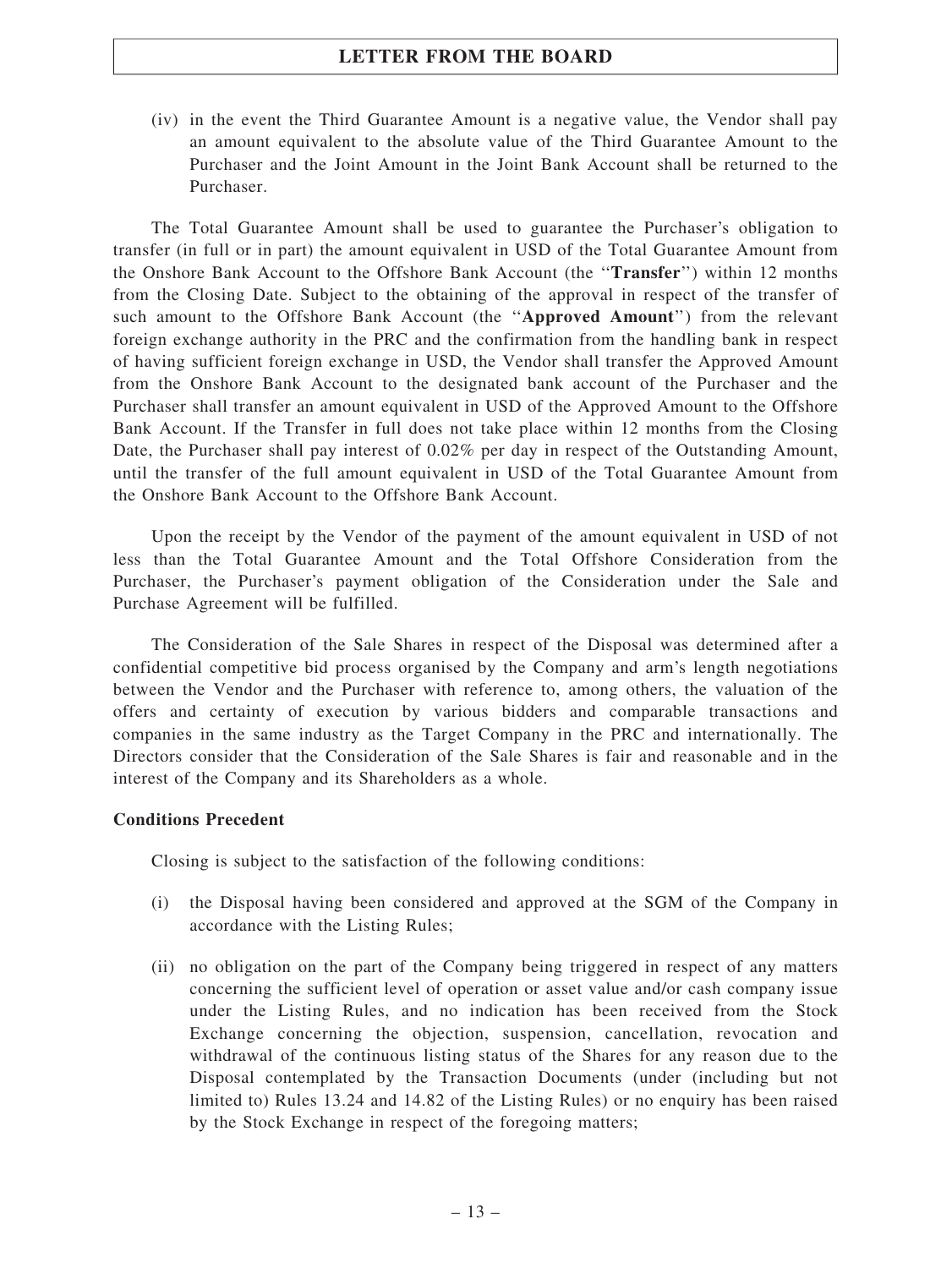(iv) in the event the Third Guarantee Amount is a negative value, the Vendor shall pay an amount equivalent to the absolute value of the Third Guarantee Amount to the Purchaser and the Joint Amount in the Joint Bank Account shall be returned to the Purchaser.

The Total Guarantee Amount shall be used to guarantee the Purchaser's obligation to transfer (in full or in part) the amount equivalent in USD of the Total Guarantee Amount from the Onshore Bank Account to the Offshore Bank Account (the "**Transfer**") within 12 months from the Closing Date. Subject to the obtaining of the approval in respect of the transfer of such amount to the Offshore Bank Account (the "**Approved Amount**") from the relevant foreign exchange authority in the PRC and the confirmation from the handling bank in respect of having sufficient foreign exchange in USD, the Vendor shall transfer the Approved Amount from the Onshore Bank Account to the designated bank account of the Purchaser and the Purchaser shall transfer an amount equivalent in USD of the Approved Amount to the Offshore Bank Account. If the Transfer in full does not take place within 12 months from the Closing Date, the Purchaser shall pay interest of 0.02% per day in respect of the Outstanding Amount, until the transfer of the full amount equivalent in USD of the Total Guarantee Amount from the Onshore Bank Account to the Offshore Bank Account.

Upon the receipt by the Vendor of the payment of the amount equivalent in USD of not less than the Total Guarantee Amount and the Total Offshore Consideration from the Purchaser, the Purchaser's payment obligation of the Consideration under the Sale and Purchase Agreement will be fulfilled.

The Consideration of the Sale Shares in respect of the Disposal was determined after a confidential competitive bid process organised by the Company and arm's length negotiations between the Vendor and the Purchaser with reference to, among others, the valuation of the offers and certainty of execution by various bidders and comparable transactions and companies in the same industry as the Target Company in the PRC and internationally. The Directors consider that the Consideration of the Sale Shares is fair and reasonable and in the interest of the Company and its Shareholders as a whole.

**Conditions Precedent**

Closing is subject to the satisfaction of the following conditions:

(i) the Disposal having been considered and approved at the SGM of the Company in accordance with the Listing Rules;

(ii) no obligation on the part of the Company being triggered in respect of any matters concerning the sufficient level of operation or asset value and/or cash company issue under the Listing Rules, and no indication has been received from the Stock Exchange concerning the objection, suspension, cancellation, revocation and withdrawal of the continuous listing status of the Shares for any reason due to the Disposal contemplated by the Transaction Documents (under (including but not limited to) Rules 13.24 and 14.82 of the Listing Rules) or no enquiry has been raised by the Stock Exchange in respect of the foregoing matters;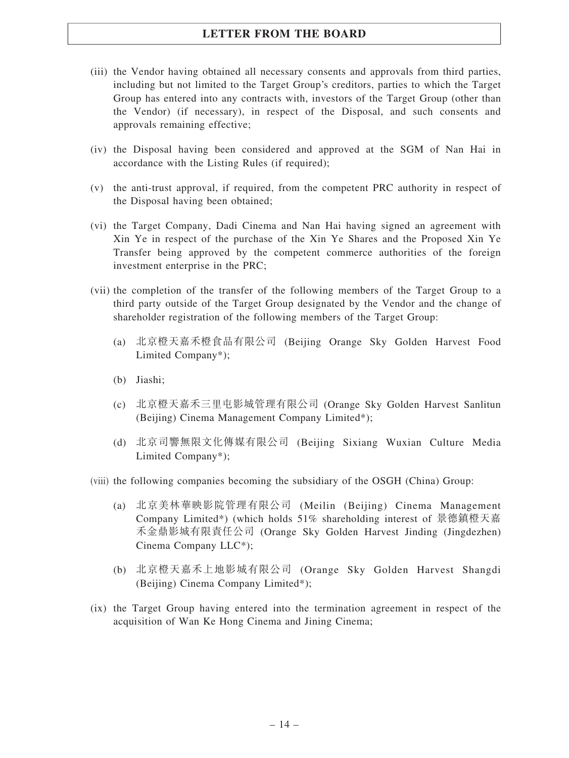(iii) the Vendor having obtained all necessary consents and approvals from third parties, including but not limited to the Target Group's creditors, parties to which the Target Group has entered into any contracts with, investors of the Target Group (other than the Vendor) (if necessary), in respect of the Disposal, and such consents and approvals remaining effective;

(iv) the Disposal having been considered and approved at the SGM of Nan Hai in accordance with the Listing Rules (if required);

(v) the anti-trust approval, if required, from the competent PRC authority in respect of the Disposal having been obtained;

(vi) the Target Company, Dadi Cinema and Nan Hai having signed an agreement with Xin Ye in respect of the purchase of the Xin Ye Shares and the Proposed Xin Ye Transfer being approved by the competent commerce authorities of the foreign investment enterprise in the PRC;

(vii) the completion of the transfer of the following members of the Target Group to a third party outside of the Target Group designated by the Vendor and the change of shareholder registration of the following members of the Target Group:

(a) 北京橙天嘉禾橙食品有限公司 (Beijing Orange Sky Golden Harvest Food Limited Company*);

(b) Jiashi;

(c) 北京橙天嘉禾三里屯影城管理有限公司 (Orange Sky Golden Harvest Sanlitun (Beijing) Cinema Management Company Limited*);

(d) 北京司響無限文化傳媒有限公司 (Beijing Sixiang Wuxian Culture Media Limited Company*);

(viii) the following companies becoming the subsidiary of the OSGH (China) Group:

(a) 北京美林華映影院管理有限公司 (Meilin (Beijing) Cinema Management Company Limited*) (which holds 51% shareholding interest of 景德鎮橙天嘉禾金鼎影城有限責任公司 (Orange Sky Golden Harvest Jinding (Jingdezhen) Cinema Company LLC*);

(b) 北京橙天嘉禾上地影城有限公司 (Orange Sky Golden Harvest Shangdi (Beijing) Cinema Company Limited*);

(ix) the Target Group having entered into the termination agreement in respect of the acquisition of Wan Ke Hong Cinema and Jining Cinema;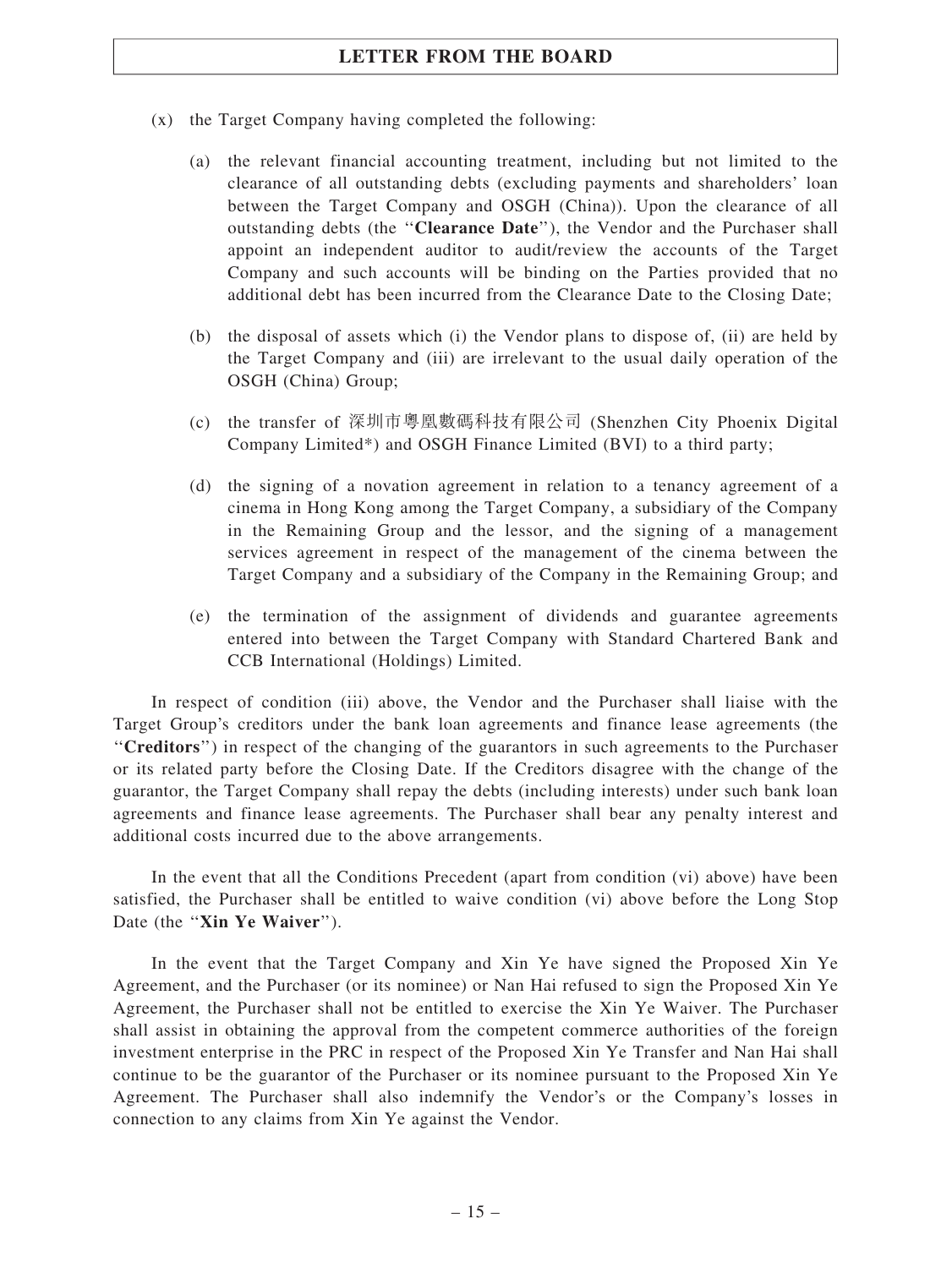(x) the Target Company having completed the following:

(a) the relevant financial accounting treatment, including but not limited to the clearance of all outstanding debts (excluding payments and shareholders' loan between the Target Company and OSGH (China)). Upon the clearance of all outstanding debts (the "**Clearance Date**"), the Vendor and the Purchaser shall appoint an independent auditor to audit/review the accounts of the Target Company and such accounts will be binding on the Parties provided that no additional debt has been incurred from the Clearance Date to the Closing Date;

(b) the disposal of assets which (i) the Vendor plans to dispose of, (ii) are held by the Target Company and (iii) are irrelevant to the usual daily operation of the OSGH (China) Group;

(c) the transfer of 深圳市粵凰數碼科技有限公司 (Shenzhen City Phoenix Digital Company Limited*) and OSGH Finance Limited (BVI) to a third party;

(d) the signing of a novation agreement in relation to a tenancy agreement of a cinema in Hong Kong among the Target Company, a subsidiary of the Company in the Remaining Group and the lessor, and the signing of a management services agreement in respect of the management of the cinema between the Target Company and a subsidiary of the Company in the Remaining Group; and

(e) the termination of the assignment of dividends and guarantee agreements entered into between the Target Company with Standard Chartered Bank and CCB International (Holdings) Limited.

In respect of condition (iii) above, the Vendor and the Purchaser shall liaise with the Target Group's creditors under the bank loan agreements and finance lease agreements (the "**Creditors**") in respect of the changing of the guarantors in such agreements to the Purchaser or its related party before the Closing Date. If the Creditors disagree with the change of the guarantor, the Target Company shall repay the debts (including interests) under such bank loan agreements and finance lease agreements. The Purchaser shall bear any penalty interest and additional costs incurred due to the above arrangements.

In the event that all the Conditions Precedent (apart from condition (vi) above) have been satisfied, the Purchaser shall be entitled to waive condition (vi) above before the Long Stop Date (the "**Xin Ye Waiver**").

In the event that the Target Company and Xin Ye have signed the Proposed Xin Ye Agreement, and the Purchaser (or its nominee) or Nan Hai refused to sign the Proposed Xin Ye Agreement, the Purchaser shall not be entitled to exercise the Xin Ye Waiver. The Purchaser shall assist in obtaining the approval from the competent commerce authorities of the foreign investment enterprise in the PRC in respect of the Proposed Xin Ye Transfer and Nan Hai shall continue to be the guarantor of the Purchaser or its nominee pursuant to the Proposed Xin Ye Agreement. The Purchaser shall also indemnify the Vendor's or the Company's losses in connection to any claims from Xin Ye against the Vendor.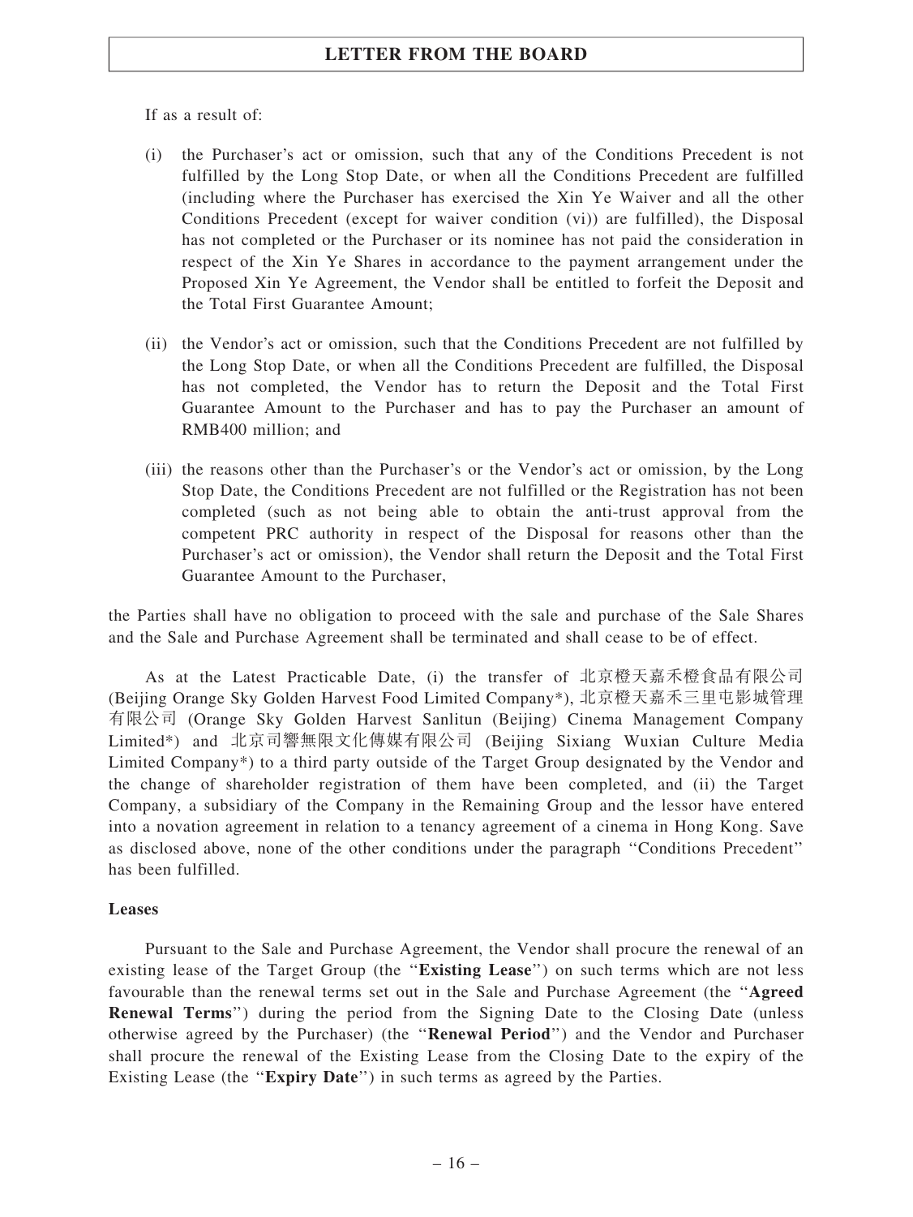If as a result of:

(i) the Purchaser's act or omission, such that any of the Conditions Precedent is not fulfilled by the Long Stop Date, or when all the Conditions Precedent are fulfilled (including where the Purchaser has exercised the Xin Ye Waiver and all the other Conditions Precedent (except for waiver condition (vi)) are fulfilled), the Disposal has not completed or the Purchaser or its nominee has not paid the consideration in respect of the Xin Ye Shares in accordance to the payment arrangement under the Proposed Xin Ye Agreement, the Vendor shall be entitled to forfeit the Deposit and the Total First Guarantee Amount;

(ii) the Vendor's act or omission, such that the Conditions Precedent are not fulfilled by the Long Stop Date, or when all the Conditions Precedent are fulfilled, the Disposal has not completed, the Vendor has to return the Deposit and the Total First Guarantee Amount to the Purchaser and has to pay the Purchaser an amount of RMB400 million; and

(iii) the reasons other than the Purchaser's or the Vendor's act or omission, by the Long Stop Date, the Conditions Precedent are not fulfilled or the Registration has not been completed (such as not being able to obtain the anti-trust approval from the competent PRC authority in respect of the Disposal for reasons other than the Purchaser's act or omission), the Vendor shall return the Deposit and the Total First Guarantee Amount to the Purchaser,

the Parties shall have no obligation to proceed with the sale and purchase of the Sale Shares and the Sale and Purchase Agreement shall be terminated and shall cease to be of effect.

As at the Latest Practicable Date, (i) the transfer of 北京橙天嘉禾橙食品有限公司 (Beijing Orange Sky Golden Harvest Food Limited Company*), 北京橙天嘉禾三里屯影城管理有限公司 (Orange Sky Golden Harvest Sanlitun (Beijing) Cinema Management Company Limited*) and 北京司響無限文化傳媒有限公司 (Beijing Sixiang Wuxian Culture Media Limited Company*) to a third party outside of the Target Group designated by the Vendor and the change of shareholder registration of them have been completed, and (ii) the Target Company, a subsidiary of the Company in the Remaining Group and the lessor have entered into a novation agreement in relation to a tenancy agreement of a cinema in Hong Kong. Save as disclosed above, none of the other conditions under the paragraph "Conditions Precedent" has been fulfilled.

**Leases**

Pursuant to the Sale and Purchase Agreement, the Vendor shall procure the renewal of an existing lease of the Target Group (the "**Existing Lease**") on such terms which are not less favourable than the renewal terms set out in the Sale and Purchase Agreement (the "**Agreed Renewal Terms**") during the period from the Signing Date to the Closing Date (unless otherwise agreed by the Purchaser) (the "**Renewal Period**") and the Vendor and Purchaser shall procure the renewal of the Existing Lease from the Closing Date to the expiry of the Existing Lease (the "**Expiry Date**") in such terms as agreed by the Parties.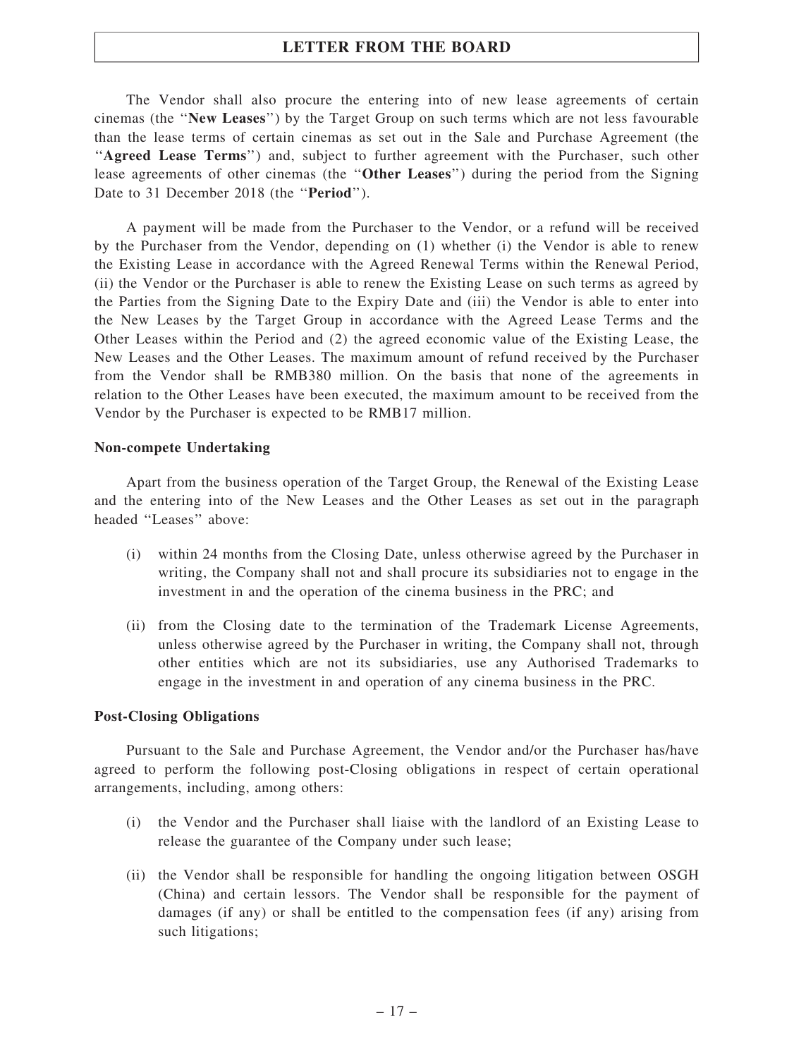The Vendor shall also procure the entering into of new lease agreements of certain cinemas (the "**New Leases**") by the Target Group on such terms which are not less favourable than the lease terms of certain cinemas as set out in the Sale and Purchase Agreement (the "**Agreed Lease Terms**") and, subject to further agreement with the Purchaser, such other lease agreements of other cinemas (the "**Other Leases**") during the period from the Signing Date to 31 December 2018 (the "**Period**").

A payment will be made from the Purchaser to the Vendor, or a refund will be received by the Purchaser from the Vendor, depending on (1) whether (i) the Vendor is able to renew the Existing Lease in accordance with the Agreed Renewal Terms within the Renewal Period, (ii) the Vendor or the Purchaser is able to renew the Existing Lease on such terms as agreed by the Parties from the Signing Date to the Expiry Date and (iii) the Vendor is able to enter into the New Leases by the Target Group in accordance with the Agreed Lease Terms and the Other Leases within the Period and (2) the agreed economic value of the Existing Lease, the New Leases and the Other Leases. The maximum amount of refund received by the Purchaser from the Vendor shall be RMB380 million. On the basis that none of the agreements in relation to the Other Leases have been executed, the maximum amount to be received from the Vendor by the Purchaser is expected to be RMB17 million.

**Non-compete Undertaking**

Apart from the business operation of the Target Group, the Renewal of the Existing Lease and the entering into of the New Leases and the Other Leases as set out in the paragraph headed "Leases" above:

(i) within 24 months from the Closing Date, unless otherwise agreed by the Purchaser in writing, the Company shall not and shall procure its subsidiaries not to engage in the investment in and the operation of the cinema business in the PRC; and

(ii) from the Closing date to the termination of the Trademark License Agreements, unless otherwise agreed by the Purchaser in writing, the Company shall not, through other entities which are not its subsidiaries, use any Authorised Trademarks to engage in the investment in and operation of any cinema business in the PRC.

**Post-Closing Obligations**

Pursuant to the Sale and Purchase Agreement, the Vendor and/or the Purchaser has/have agreed to perform the following post-Closing obligations in respect of certain operational arrangements, including, among others:

(i) the Vendor and the Purchaser shall liaise with the landlord of an Existing Lease to release the guarantee of the Company under such lease;

(ii) the Vendor shall be responsible for handling the ongoing litigation between OSGH (China) and certain lessors. The Vendor shall be responsible for the payment of damages (if any) or shall be entitled to the compensation fees (if any) arising from such litigations;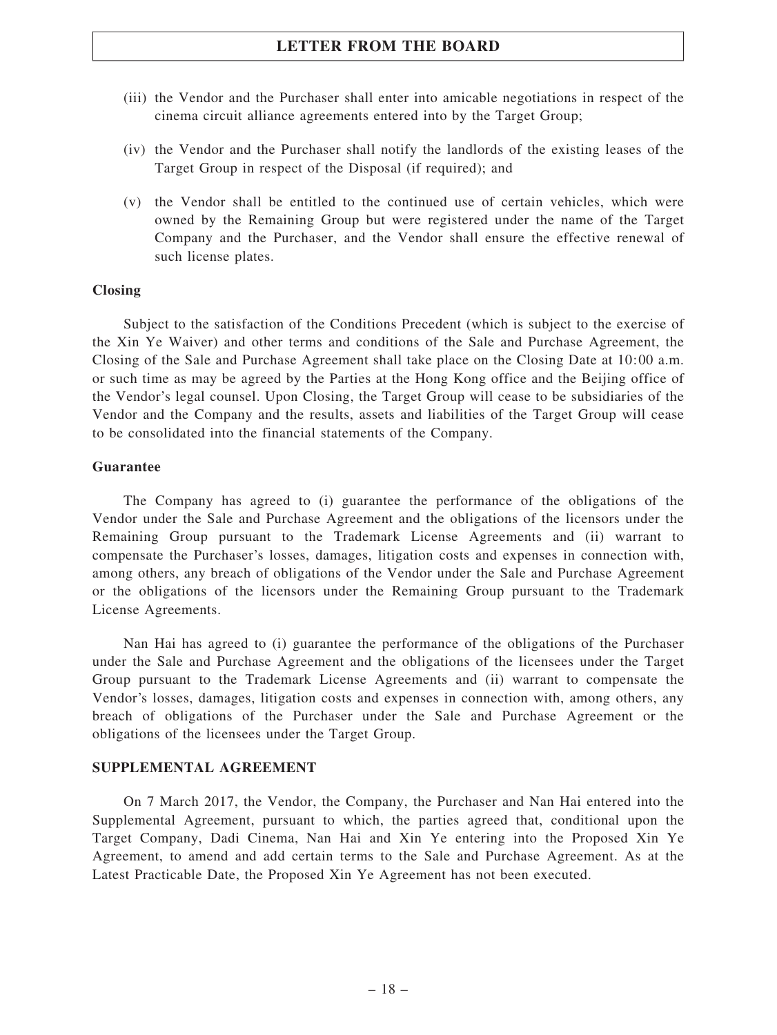(iii) the Vendor and the Purchaser shall enter into amicable negotiations in respect of the cinema circuit alliance agreements entered into by the Target Group;

(iv) the Vendor and the Purchaser shall notify the landlords of the existing leases of the Target Group in respect of the Disposal (if required); and

(v) the Vendor shall be entitled to the continued use of certain vehicles, which were owned by the Remaining Group but were registered under the name of the Target Company and the Purchaser, and the Vendor shall ensure the effective renewal of such license plates.

**Closing**

Subject to the satisfaction of the Conditions Precedent (which is subject to the exercise of the Xin Ye Waiver) and other terms and conditions of the Sale and Purchase Agreement, the Closing of the Sale and Purchase Agreement shall take place on the Closing Date at 10:00 a.m. or such time as may be agreed by the Parties at the Hong Kong office and the Beijing office of the Vendor's legal counsel. Upon Closing, the Target Group will cease to be subsidiaries of the Vendor and the Company and the results, assets and liabilities of the Target Group will cease to be consolidated into the financial statements of the Company.

**Guarantee**

The Company has agreed to (i) guarantee the performance of the obligations of the Vendor under the Sale and Purchase Agreement and the obligations of the licensors under the Remaining Group pursuant to the Trademark License Agreements and (ii) warrant to compensate the Purchaser's losses, damages, litigation costs and expenses in connection with, among others, any breach of obligations of the Vendor under the Sale and Purchase Agreement or the obligations of the licensors under the Remaining Group pursuant to the Trademark License Agreements.

Nan Hai has agreed to (i) guarantee the performance of the obligations of the Purchaser under the Sale and Purchase Agreement and the obligations of the licensees under the Target Group pursuant to the Trademark License Agreements and (ii) warrant to compensate the Vendor's losses, damages, litigation costs and expenses in connection with, among others, any breach of obligations of the Purchaser under the Sale and Purchase Agreement or the obligations of the licensees under the Target Group.

**SUPPLEMENTAL AGREEMENT**

On 7 March 2017, the Vendor, the Company, the Purchaser and Nan Hai entered into the Supplemental Agreement, pursuant to which, the parties agreed that, conditional upon the Target Company, Dadi Cinema, Nan Hai and Xin Ye entering into the Proposed Xin Ye Agreement, to amend and add certain terms to the Sale and Purchase Agreement. As at the Latest Practicable Date, the Proposed Xin Ye Agreement has not been executed.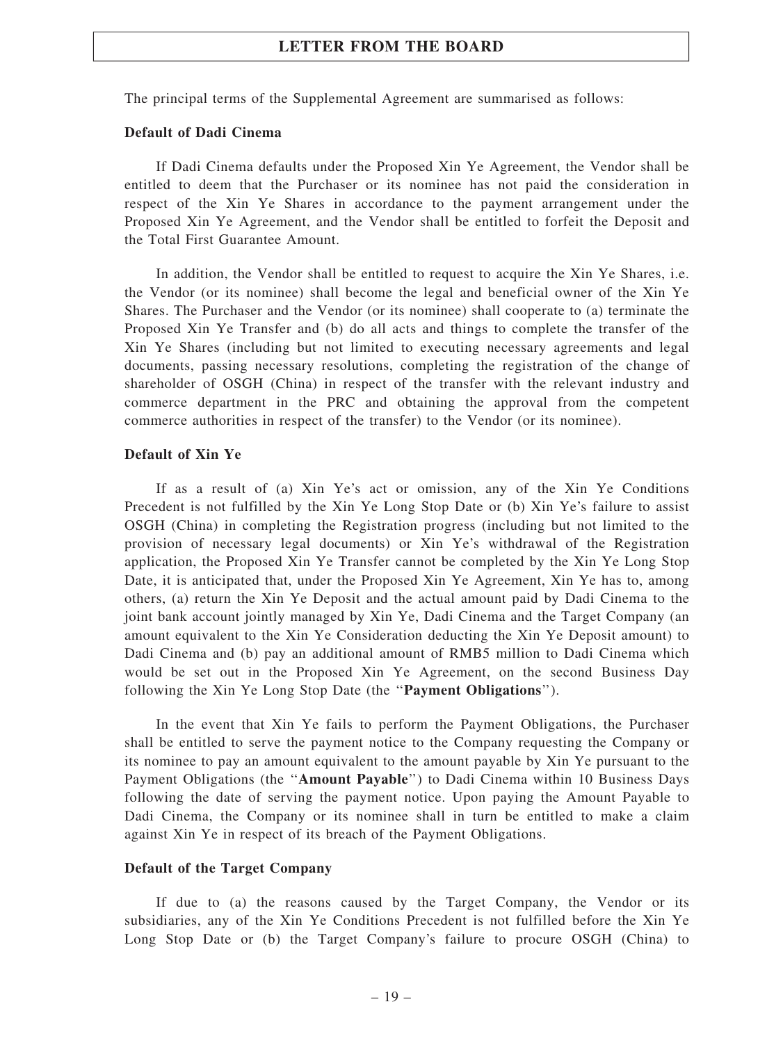The principal terms of the Supplemental Agreement are summarised as follows:

**Default of Dadi Cinema**

If Dadi Cinema defaults under the Proposed Xin Ye Agreement, the Vendor shall be entitled to deem that the Purchaser or its nominee has not paid the consideration in respect of the Xin Ye Shares in accordance to the payment arrangement under the Proposed Xin Ye Agreement, and the Vendor shall be entitled to forfeit the Deposit and the Total First Guarantee Amount.

In addition, the Vendor shall be entitled to request to acquire the Xin Ye Shares, i.e. the Vendor (or its nominee) shall become the legal and beneficial owner of the Xin Ye Shares. The Purchaser and the Vendor (or its nominee) shall cooperate to (a) terminate the Proposed Xin Ye Transfer and (b) do all acts and things to complete the transfer of the Xin Ye Shares (including but not limited to executing necessary agreements and legal documents, passing necessary resolutions, completing the registration of the change of shareholder of OSGH (China) in respect of the transfer with the relevant industry and commerce department in the PRC and obtaining the approval from the competent commerce authorities in respect of the transfer) to the Vendor (or its nominee).

**Default of Xin Ye**

If as a result of (a) Xin Ye's act or omission, any of the Xin Ye Conditions Precedent is not fulfilled by the Xin Ye Long Stop Date or (b) Xin Ye's failure to assist OSGH (China) in completing the Registration progress (including but not limited to the provision of necessary legal documents) or Xin Ye's withdrawal of the Registration application, the Proposed Xin Ye Transfer cannot be completed by the Xin Ye Long Stop Date, it is anticipated that, under the Proposed Xin Ye Agreement, Xin Ye has to, among others, (a) return the Xin Ye Deposit and the actual amount paid by Dadi Cinema to the joint bank account jointly managed by Xin Ye, Dadi Cinema and the Target Company (an amount equivalent to the Xin Ye Consideration deducting the Xin Ye Deposit amount) to Dadi Cinema and (b) pay an additional amount of RMB5 million to Dadi Cinema which would be set out in the Proposed Xin Ye Agreement, on the second Business Day following the Xin Ye Long Stop Date (the "**Payment Obligations**").

In the event that Xin Ye fails to perform the Payment Obligations, the Purchaser shall be entitled to serve the payment notice to the Company requesting the Company or its nominee to pay an amount equivalent to the amount payable by Xin Ye pursuant to the Payment Obligations (the "**Amount Payable**") to Dadi Cinema within 10 Business Days following the date of serving the payment notice. Upon paying the Amount Payable to Dadi Cinema, the Company or its nominee shall in turn be entitled to make a claim against Xin Ye in respect of its breach of the Payment Obligations.

**Default of the Target Company**

If due to (a) the reasons caused by the Target Company, the Vendor or its subsidiaries, any of the Xin Ye Conditions Precedent is not fulfilled before the Xin Ye Long Stop Date or (b) the Target Company's failure to procure OSGH (China) to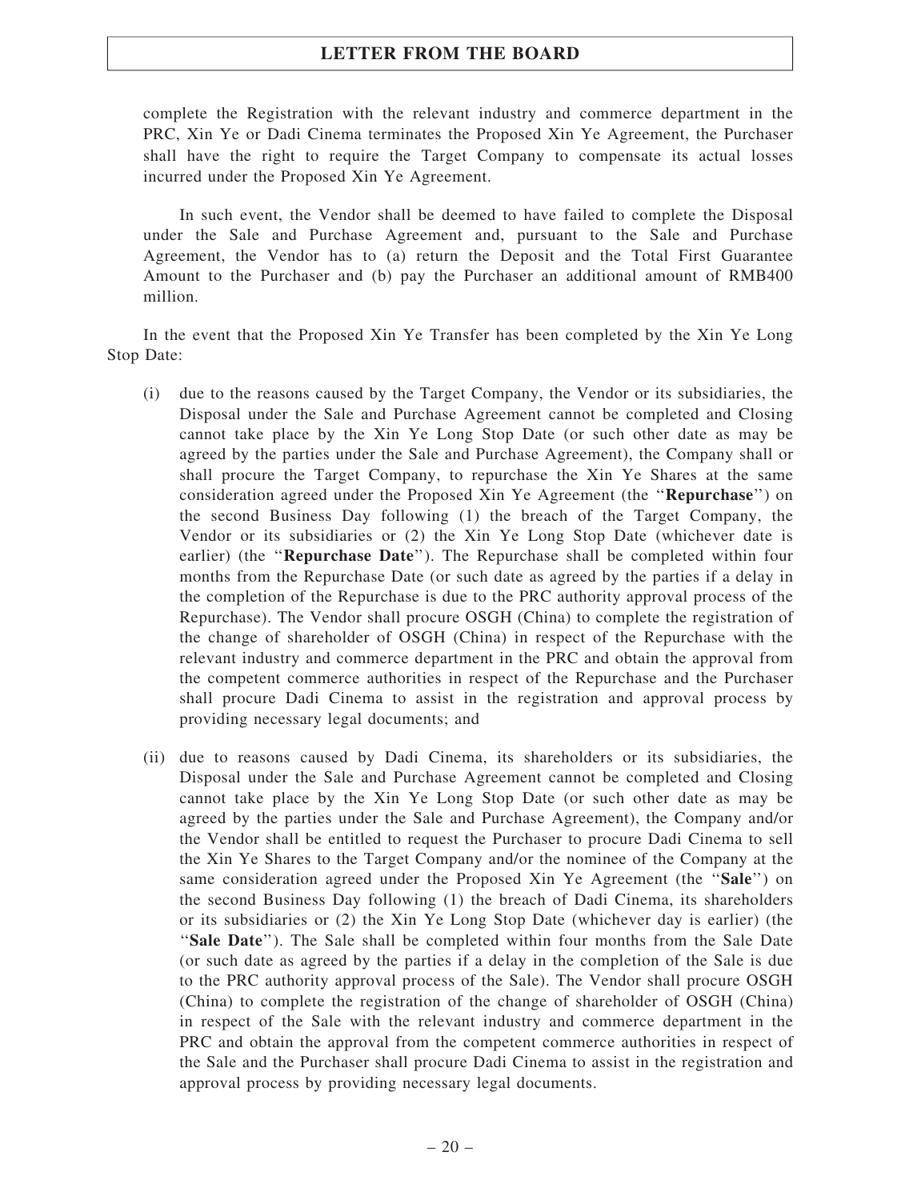complete the Registration with the relevant industry and commerce department in the PRC, Xin Ye or Dadi Cinema terminates the Proposed Xin Ye Agreement, the Purchaser shall have the right to require the Target Company to compensate its actual losses incurred under the Proposed Xin Ye Agreement.

In such event, the Vendor shall be deemed to have failed to complete the Disposal under the Sale and Purchase Agreement and, pursuant to the Sale and Purchase Agreement, the Vendor has to (a) return the Deposit and the Total First Guarantee Amount to the Purchaser and (b) pay the Purchaser an additional amount of RMB400 million.

In the event that the Proposed Xin Ye Transfer has been completed by the Xin Ye Long Stop Date:

(i) due to the reasons caused by the Target Company, the Vendor or its subsidiaries, the Disposal under the Sale and Purchase Agreement cannot be completed and Closing cannot take place by the Xin Ye Long Stop Date (or such other date as may be agreed by the parties under the Sale and Purchase Agreement), the Company shall or shall procure the Target Company, to repurchase the Xin Ye Shares at the same consideration agreed under the Proposed Xin Ye Agreement (the "**Repurchase**") on the second Business Day following (1) the breach of the Target Company, the Vendor or its subsidiaries or (2) the Xin Ye Long Stop Date (whichever date is earlier) (the "**Repurchase Date**"). The Repurchase shall be completed within four months from the Repurchase Date (or such date as agreed by the parties if a delay in the completion of the Repurchase is due to the PRC authority approval process of the Repurchase). The Vendor shall procure OSGH (China) to complete the registration of the change of shareholder of OSGH (China) in respect of the Repurchase with the relevant industry and commerce department in the PRC and obtain the approval from the competent commerce authorities in respect of the Repurchase and the Purchaser shall procure Dadi Cinema to assist in the registration and approval process by providing necessary legal documents; and

(ii) due to reasons caused by Dadi Cinema, its shareholders or its subsidiaries, the Disposal under the Sale and Purchase Agreement cannot be completed and Closing cannot take place by the Xin Ye Long Stop Date (or such other date as may be agreed by the parties under the Sale and Purchase Agreement), the Company and/or the Vendor shall be entitled to request the Purchaser to procure Dadi Cinema to sell the Xin Ye Shares to the Target Company and/or the nominee of the Company at the same consideration agreed under the Proposed Xin Ye Agreement (the "**Sale**") on the second Business Day following (1) the breach of Dadi Cinema, its shareholders or its subsidiaries or (2) the Xin Ye Long Stop Date (whichever day is earlier) (the "**Sale Date**"). The Sale shall be completed within four months from the Sale Date (or such date as agreed by the parties if a delay in the completion of the Sale is due to the PRC authority approval process of the Sale). The Vendor shall procure OSGH (China) to complete the registration of the change of shareholder of OSGH (China) in respect of the Sale with the relevant industry and commerce department in the PRC and obtain the approval from the competent commerce authorities in respect of the Sale and the Purchaser shall procure Dadi Cinema to assist in the registration and approval process by providing necessary legal documents.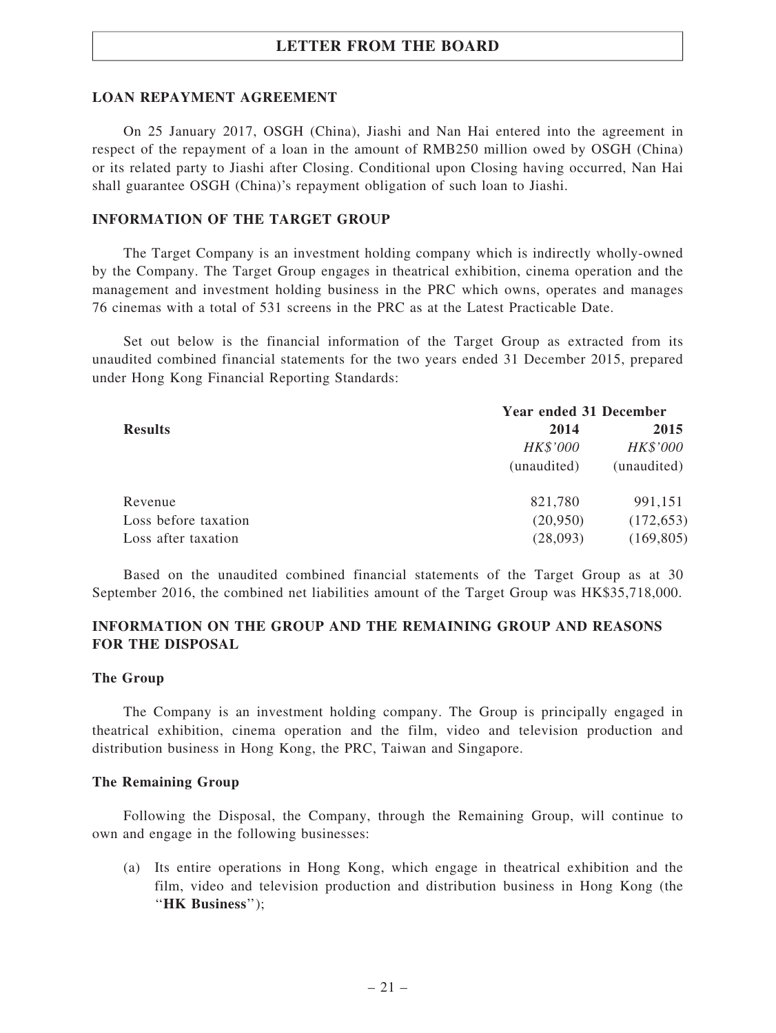## LOAN REPAYMENT AGREEMENT

On 25 January 2017, OSGH (China), Jiashi and Nan Hai entered into the agreement in respect of the repayment of a loan in the amount of RMB250 million owed by OSGH (China) or its related party to Jiashi after Closing. Conditional upon Closing having occurred, Nan Hai shall guarantee OSGH (China)'s repayment obligation of such loan to Jiashi.

## INFORMATION OF THE TARGET GROUP

The Target Company is an investment holding company which is indirectly wholly-owned by the Company. The Target Group engages in theatrical exhibition, cinema operation and the management and investment holding business in the PRC which owns, operates and manages 76 cinemas with a total of 531 screens in the PRC as at the Latest Practicable Date.

Set out below is the financial information of the Target Group as extracted from its unaudited combined financial statements for the two years ended 31 December 2015, prepared under Hong Kong Financial Reporting Standards:

| | **Year ended 31 December** | |
|---|---|---|
| **Results** | **2014** | **2015** |
| | *HK$'000* | *HK$'000* |
| | (unaudited) | (unaudited) |
| Revenue | 821,780 | 991,151 |
| Loss before taxation | (20,950) | (172,653) |
| Loss after taxation | (28,093) | (169,805) |

Based on the unaudited combined financial statements of the Target Group as at 30 September 2016, the combined net liabilities amount of the Target Group was HK$35,718,000.

## INFORMATION ON THE GROUP AND THE REMAINING GROUP AND REASONS FOR THE DISPOSAL

### The Group

The Company is an investment holding company. The Group is principally engaged in theatrical exhibition, cinema operation and the film, video and television production and distribution business in Hong Kong, the PRC, Taiwan and Singapore.

### The Remaining Group

Following the Disposal, the Company, through the Remaining Group, will continue to own and engage in the following businesses:

(a) Its entire operations in Hong Kong, which engage in theatrical exhibition and the film, video and television production and distribution business in Hong Kong (the "**HK Business**");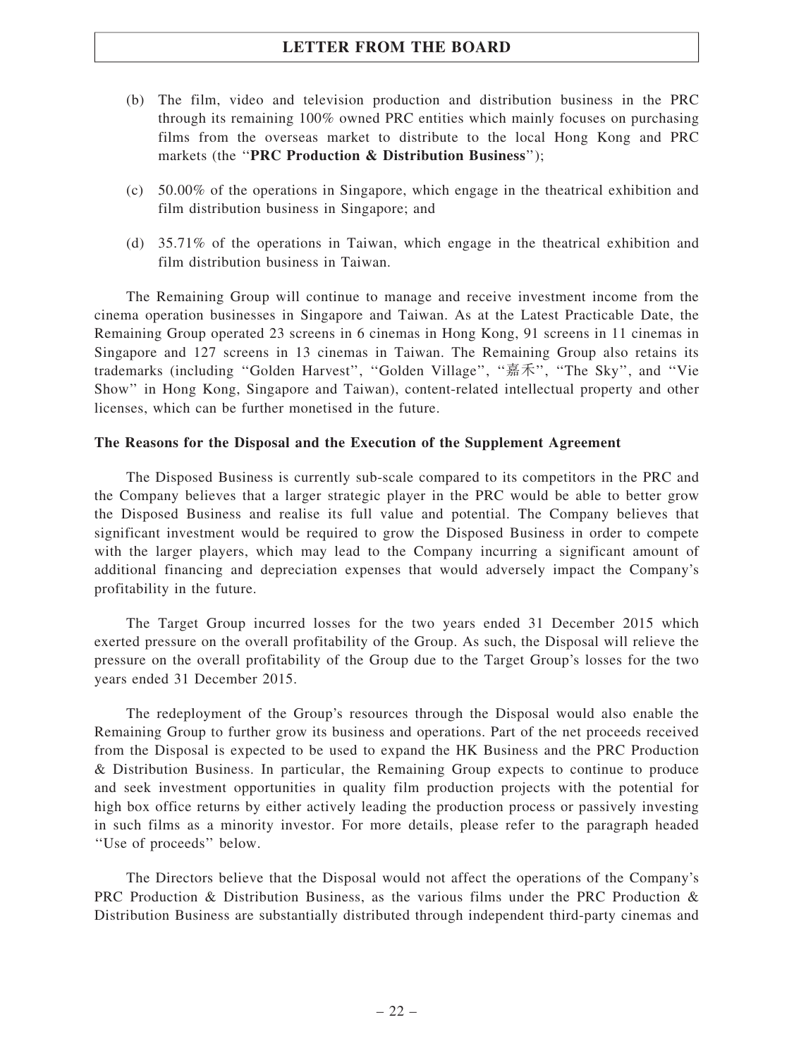(b) The film, video and television production and distribution business in the PRC through its remaining 100% owned PRC entities which mainly focuses on purchasing films from the overseas market to distribute to the local Hong Kong and PRC markets (the ''**PRC Production & Distribution Business**'');

(c) 50.00% of the operations in Singapore, which engage in the theatrical exhibition and film distribution business in Singapore; and

(d) 35.71% of the operations in Taiwan, which engage in the theatrical exhibition and film distribution business in Taiwan.

The Remaining Group will continue to manage and receive investment income from the cinema operation businesses in Singapore and Taiwan. As at the Latest Practicable Date, the Remaining Group operated 23 screens in 6 cinemas in Hong Kong, 91 screens in 11 cinemas in Singapore and 127 screens in 13 cinemas in Taiwan. The Remaining Group also retains its trademarks (including ''Golden Harvest'', ''Golden Village'', ''嘉禾'', ''The Sky'', and ''Vie Show'' in Hong Kong, Singapore and Taiwan), content-related intellectual property and other licenses, which can be further monetised in the future.

**The Reasons for the Disposal and the Execution of the Supplement Agreement**

The Disposed Business is currently sub-scale compared to its competitors in the PRC and the Company believes that a larger strategic player in the PRC would be able to better grow the Disposed Business and realise its full value and potential. The Company believes that significant investment would be required to grow the Disposed Business in order to compete with the larger players, which may lead to the Company incurring a significant amount of additional financing and depreciation expenses that would adversely impact the Company's profitability in the future.

The Target Group incurred losses for the two years ended 31 December 2015 which exerted pressure on the overall profitability of the Group. As such, the Disposal will relieve the pressure on the overall profitability of the Group due to the Target Group's losses for the two years ended 31 December 2015.

The redeployment of the Group's resources through the Disposal would also enable the Remaining Group to further grow its business and operations. Part of the net proceeds received from the Disposal is expected to be used to expand the HK Business and the PRC Production & Distribution Business. In particular, the Remaining Group expects to continue to produce and seek investment opportunities in quality film production projects with the potential for high box office returns by either actively leading the production process or passively investing in such films as a minority investor. For more details, please refer to the paragraph headed ''Use of proceeds'' below.

The Directors believe that the Disposal would not affect the operations of the Company's PRC Production & Distribution Business, as the various films under the PRC Production & Distribution Business are substantially distributed through independent third-party cinemas and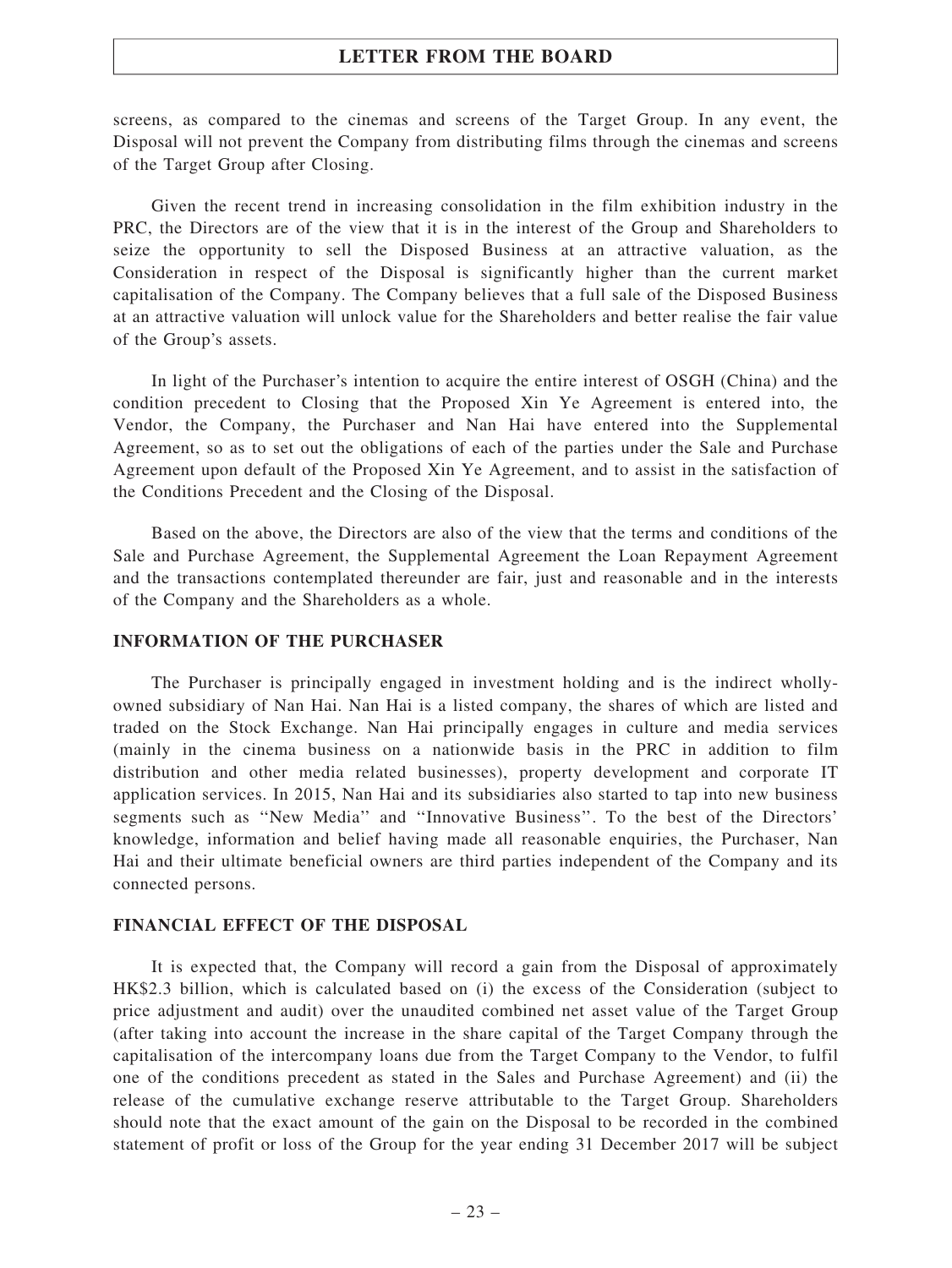screens, as compared to the cinemas and screens of the Target Group. In any event, the Disposal will not prevent the Company from distributing films through the cinemas and screens of the Target Group after Closing.

Given the recent trend in increasing consolidation in the film exhibition industry in the PRC, the Directors are of the view that it is in the interest of the Group and Shareholders to seize the opportunity to sell the Disposed Business at an attractive valuation, as the Consideration in respect of the Disposal is significantly higher than the current market capitalisation of the Company. The Company believes that a full sale of the Disposed Business at an attractive valuation will unlock value for the Shareholders and better realise the fair value of the Group's assets.

In light of the Purchaser's intention to acquire the entire interest of OSGH (China) and the condition precedent to Closing that the Proposed Xin Ye Agreement is entered into, the Vendor, the Company, the Purchaser and Nan Hai have entered into the Supplemental Agreement, so as to set out the obligations of each of the parties under the Sale and Purchase Agreement upon default of the Proposed Xin Ye Agreement, and to assist in the satisfaction of the Conditions Precedent and the Closing of the Disposal.

Based on the above, the Directors are also of the view that the terms and conditions of the Sale and Purchase Agreement, the Supplemental Agreement the Loan Repayment Agreement and the transactions contemplated thereunder are fair, just and reasonable and in the interests of the Company and the Shareholders as a whole.

## INFORMATION OF THE PURCHASER

The Purchaser is principally engaged in investment holding and is the indirect wholly-owned subsidiary of Nan Hai. Nan Hai is a listed company, the shares of which are listed and traded on the Stock Exchange. Nan Hai principally engages in culture and media services (mainly in the cinema business on a nationwide basis in the PRC in addition to film distribution and other media related businesses), property development and corporate IT application services. In 2015, Nan Hai and its subsidiaries also started to tap into new business segments such as "New Media" and "Innovative Business". To the best of the Directors' knowledge, information and belief having made all reasonable enquiries, the Purchaser, Nan Hai and their ultimate beneficial owners are third parties independent of the Company and its connected persons.

## FINANCIAL EFFECT OF THE DISPOSAL

It is expected that, the Company will record a gain from the Disposal of approximately HK$2.3 billion, which is calculated based on (i) the excess of the Consideration (subject to price adjustment and audit) over the unaudited combined net asset value of the Target Group (after taking into account the increase in the share capital of the Target Company through the capitalisation of the intercompany loans due from the Target Company to the Vendor, to fulfil one of the conditions precedent as stated in the Sales and Purchase Agreement) and (ii) the release of the cumulative exchange reserve attributable to the Target Group. Shareholders should note that the exact amount of the gain on the Disposal to be recorded in the combined statement of profit or loss of the Group for the year ending 31 December 2017 will be subject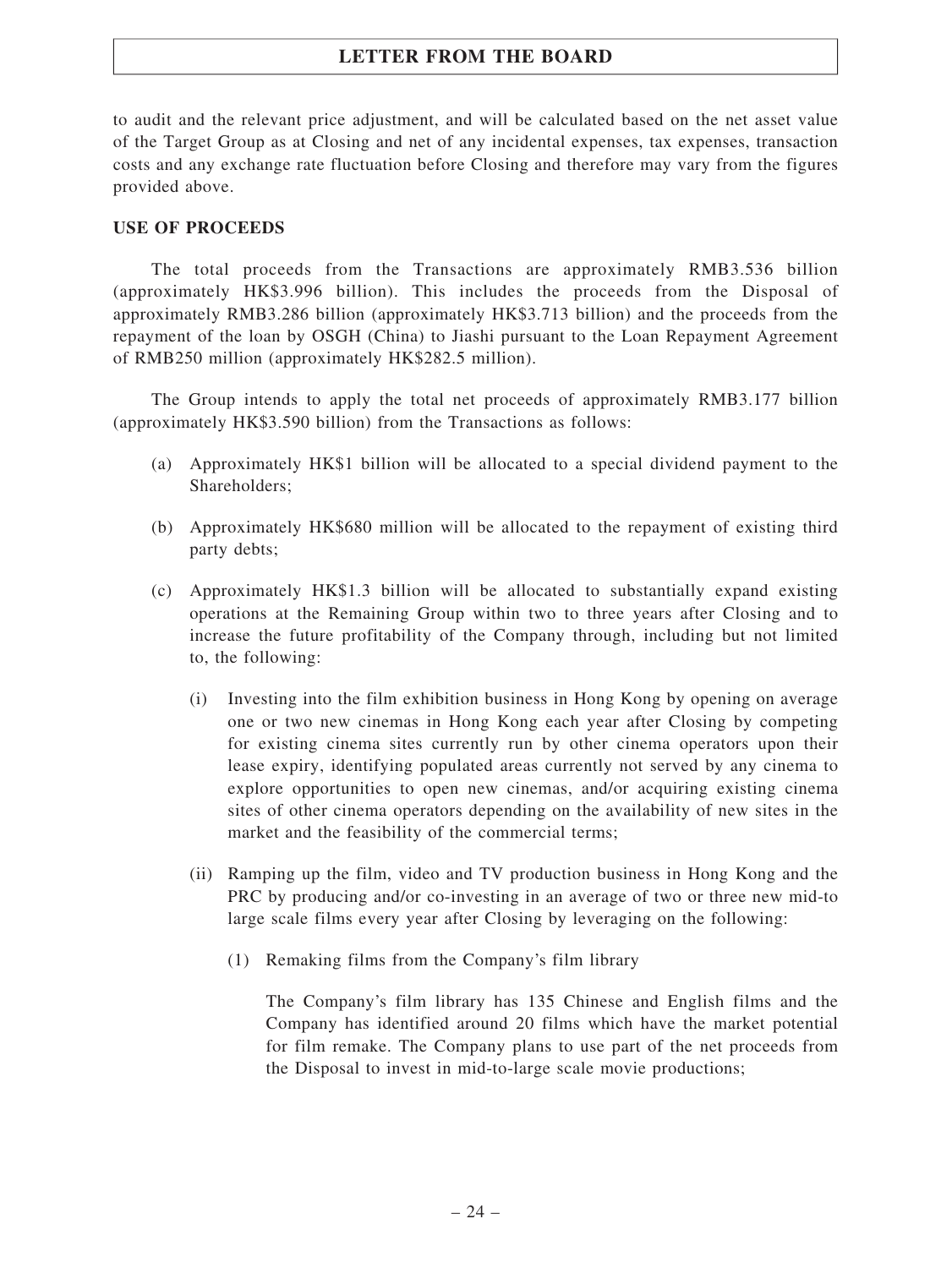to audit and the relevant price adjustment, and will be calculated based on the net asset value of the Target Group as at Closing and net of any incidental expenses, tax expenses, transaction costs and any exchange rate fluctuation before Closing and therefore may vary from the figures provided above.

## USE OF PROCEEDS

The total proceeds from the Transactions are approximately RMB3.536 billion (approximately HK$3.996 billion). This includes the proceeds from the Disposal of approximately RMB3.286 billion (approximately HK$3.713 billion) and the proceeds from the repayment of the loan by OSGH (China) to Jiashi pursuant to the Loan Repayment Agreement of RMB250 million (approximately HK$282.5 million).

The Group intends to apply the total net proceeds of approximately RMB3.177 billion (approximately HK$3.590 billion) from the Transactions as follows:

(a) Approximately HK$1 billion will be allocated to a special dividend payment to the Shareholders;

(b) Approximately HK$680 million will be allocated to the repayment of existing third party debts;

(c) Approximately HK$1.3 billion will be allocated to substantially expand existing operations at the Remaining Group within two to three years after Closing and to increase the future profitability of the Company through, including but not limited to, the following:

  (i) Investing into the film exhibition business in Hong Kong by opening on average one or two new cinemas in Hong Kong each year after Closing by competing for existing cinema sites currently run by other cinema operators upon their lease expiry, identifying populated areas currently not served by any cinema to explore opportunities to open new cinemas, and/or acquiring existing cinema sites of other cinema operators depending on the availability of new sites in the market and the feasibility of the commercial terms;

  (ii) Ramping up the film, video and TV production business in Hong Kong and the PRC by producing and/or co-investing in an average of two or three new mid-to large scale films every year after Closing by leveraging on the following:

    (1) Remaking films from the Company's film library

    The Company's film library has 135 Chinese and English films and the Company has identified around 20 films which have the market potential for film remake. The Company plans to use part of the net proceeds from the Disposal to invest in mid-to-large scale movie productions;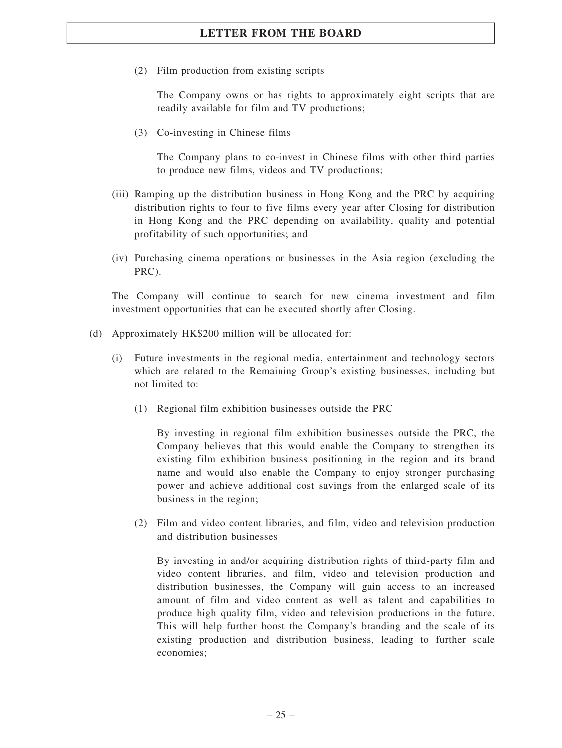(2) Film production from existing scripts

The Company owns or has rights to approximately eight scripts that are readily available for film and TV productions;

(3) Co-investing in Chinese films

The Company plans to co-invest in Chinese films with other third parties to produce new films, videos and TV productions;

(iii) Ramping up the distribution business in Hong Kong and the PRC by acquiring distribution rights to four to five films every year after Closing for distribution in Hong Kong and the PRC depending on availability, quality and potential profitability of such opportunities; and

(iv) Purchasing cinema operations or businesses in the Asia region (excluding the PRC).

The Company will continue to search for new cinema investment and film investment opportunities that can be executed shortly after Closing.

(d) Approximately HK$200 million will be allocated for:

(i) Future investments in the regional media, entertainment and technology sectors which are related to the Remaining Group's existing businesses, including but not limited to:

(1) Regional film exhibition businesses outside the PRC

By investing in regional film exhibition businesses outside the PRC, the Company believes that this would enable the Company to strengthen its existing film exhibition business positioning in the region and its brand name and would also enable the Company to enjoy stronger purchasing power and achieve additional cost savings from the enlarged scale of its business in the region;

(2) Film and video content libraries, and film, video and television production and distribution businesses

By investing in and/or acquiring distribution rights of third-party film and video content libraries, and film, video and television production and distribution businesses, the Company will gain access to an increased amount of film and video content as well as talent and capabilities to produce high quality film, video and television productions in the future. This will help further boost the Company's branding and the scale of its existing production and distribution business, leading to further scale economies;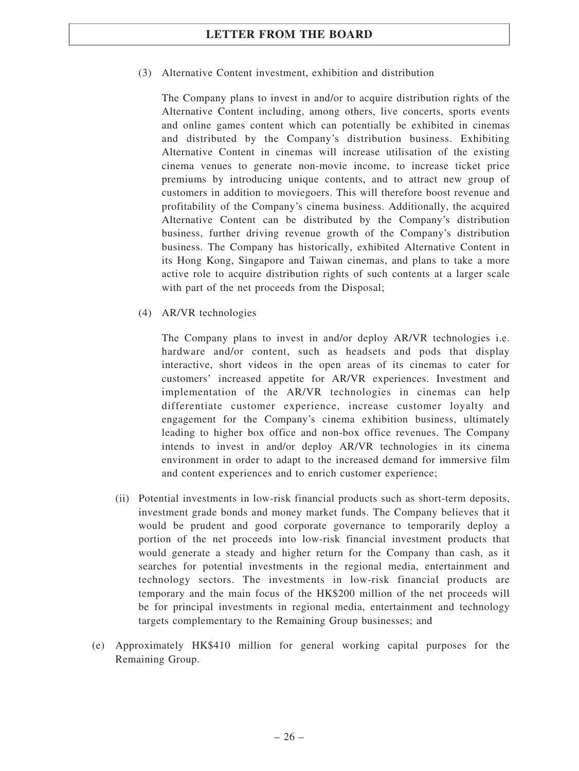(3) Alternative Content investment, exhibition and distribution

The Company plans to invest in and/or to acquire distribution rights of the Alternative Content including, among others, live concerts, sports events and online games content which can potentially be exhibited in cinemas and distributed by the Company's distribution business. Exhibiting Alternative Content in cinemas will increase utilisation of the existing cinema venues to generate non-movie income, to increase ticket price premiums by introducing unique contents, and to attract new group of customers in addition to moviegoers. This will therefore boost revenue and profitability of the Company's cinema business. Additionally, the acquired Alternative Content can be distributed by the Company's distribution business, further driving revenue growth of the Company's distribution business. The Company has historically, exhibited Alternative Content in its Hong Kong, Singapore and Taiwan cinemas, and plans to take a more active role to acquire distribution rights of such contents at a larger scale with part of the net proceeds from the Disposal;

(4) AR/VR technologies

The Company plans to invest in and/or deploy AR/VR technologies i.e. hardware and/or content, such as headsets and pods that display interactive, short videos in the open areas of its cinemas to cater for customers' increased appetite for AR/VR experiences. Investment and implementation of the AR/VR technologies in cinemas can help differentiate customer experience, increase customer loyalty and engagement for the Company's cinema exhibition business, ultimately leading to higher box office and non-box office revenues. The Company intends to invest in and/or deploy AR/VR technologies in its cinema environment in order to adapt to the increased demand for immersive film and content experiences and to enrich customer experience;

(ii) Potential investments in low-risk financial products such as short-term deposits, investment grade bonds and money market funds. The Company believes that it would be prudent and good corporate governance to temporarily deploy a portion of the net proceeds into low-risk financial investment products that would generate a steady and higher return for the Company than cash, as it searches for potential investments in the regional media, entertainment and technology sectors. The investments in low-risk financial products are temporary and the main focus of the HK$200 million of the net proceeds will be for principal investments in regional media, entertainment and technology targets complementary to the Remaining Group businesses; and

(e) Approximately HK$410 million for general working capital purposes for the Remaining Group.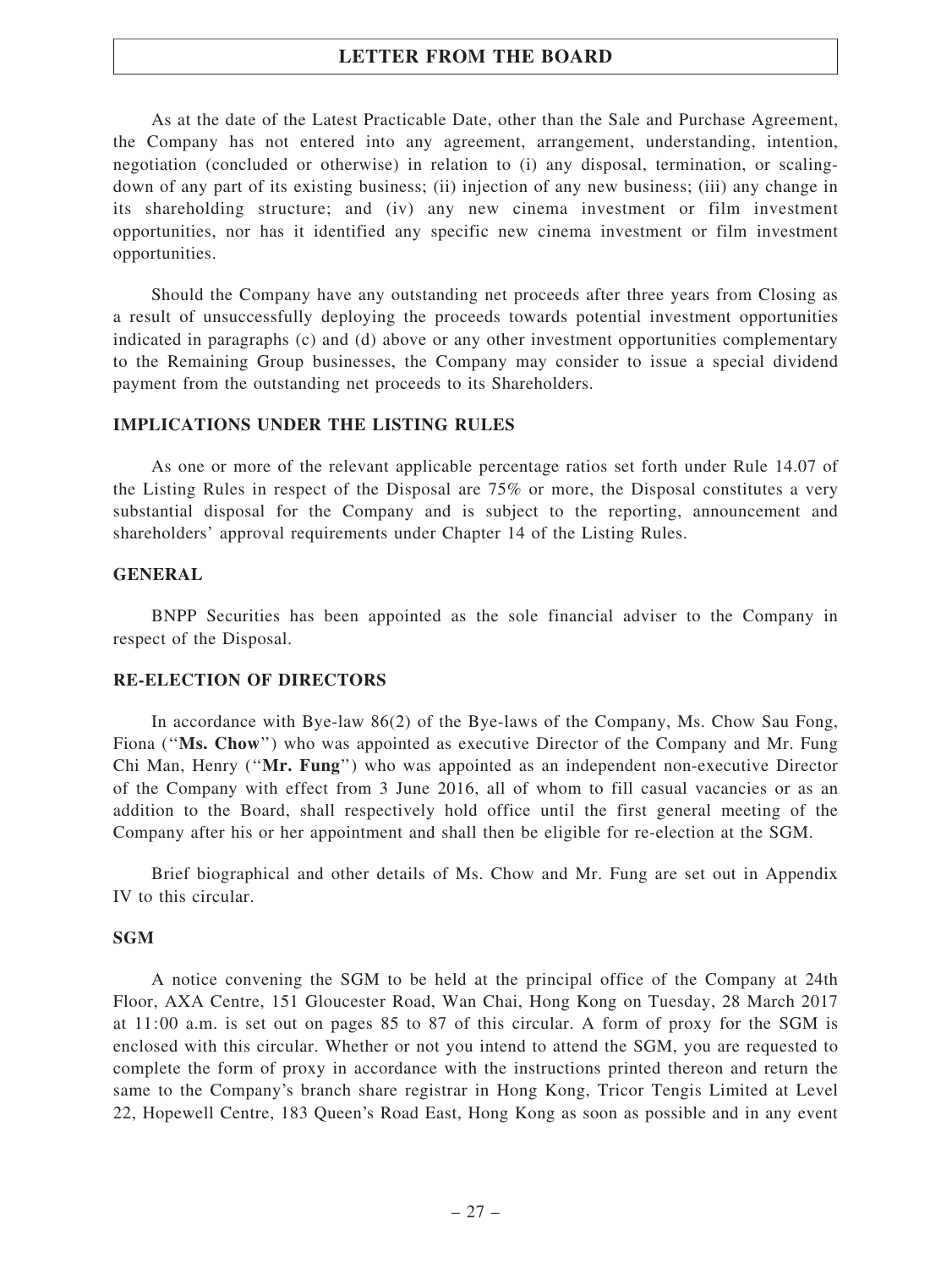As at the date of the Latest Practicable Date, other than the Sale and Purchase Agreement, the Company has not entered into any agreement, arrangement, understanding, intention, negotiation (concluded or otherwise) in relation to (i) any disposal, termination, or scaling-down of any part of its existing business; (ii) injection of any new business; (iii) any change in its shareholding structure; and (iv) any new cinema investment or film investment opportunities, nor has it identified any specific new cinema investment or film investment opportunities.

Should the Company have any outstanding net proceeds after three years from Closing as a result of unsuccessfully deploying the proceeds towards potential investment opportunities indicated in paragraphs (c) and (d) above or any other investment opportunities complementary to the Remaining Group businesses, the Company may consider to issue a special dividend payment from the outstanding net proceeds to its Shareholders.

## IMPLICATIONS UNDER THE LISTING RULES

As one or more of the relevant applicable percentage ratios set forth under Rule 14.07 of the Listing Rules in respect of the Disposal are 75% or more, the Disposal constitutes a very substantial disposal for the Company and is subject to the reporting, announcement and shareholders' approval requirements under Chapter 14 of the Listing Rules.

## GENERAL

BNPP Securities has been appointed as the sole financial adviser to the Company in respect of the Disposal.

## RE-ELECTION OF DIRECTORS

In accordance with Bye-law 86(2) of the Bye-laws of the Company, Ms. Chow Sau Fong, Fiona ("**Ms. Chow**") who was appointed as executive Director of the Company and Mr. Fung Chi Man, Henry ("**Mr. Fung**") who was appointed as an independent non-executive Director of the Company with effect from 3 June 2016, all of whom to fill casual vacancies or as an addition to the Board, shall respectively hold office until the first general meeting of the Company after his or her appointment and shall then be eligible for re-election at the SGM.

Brief biographical and other details of Ms. Chow and Mr. Fung are set out in Appendix IV to this circular.

## SGM

A notice convening the SGM to be held at the principal office of the Company at 24th Floor, AXA Centre, 151 Gloucester Road, Wan Chai, Hong Kong on Tuesday, 28 March 2017 at 11:00 a.m. is set out on pages 85 to 87 of this circular. A form of proxy for the SGM is enclosed with this circular. Whether or not you intend to attend the SGM, you are requested to complete the form of proxy in accordance with the instructions printed thereon and return the same to the Company's branch share registrar in Hong Kong, Tricor Tengis Limited at Level 22, Hopewell Centre, 183 Queen's Road East, Hong Kong as soon as possible and in any event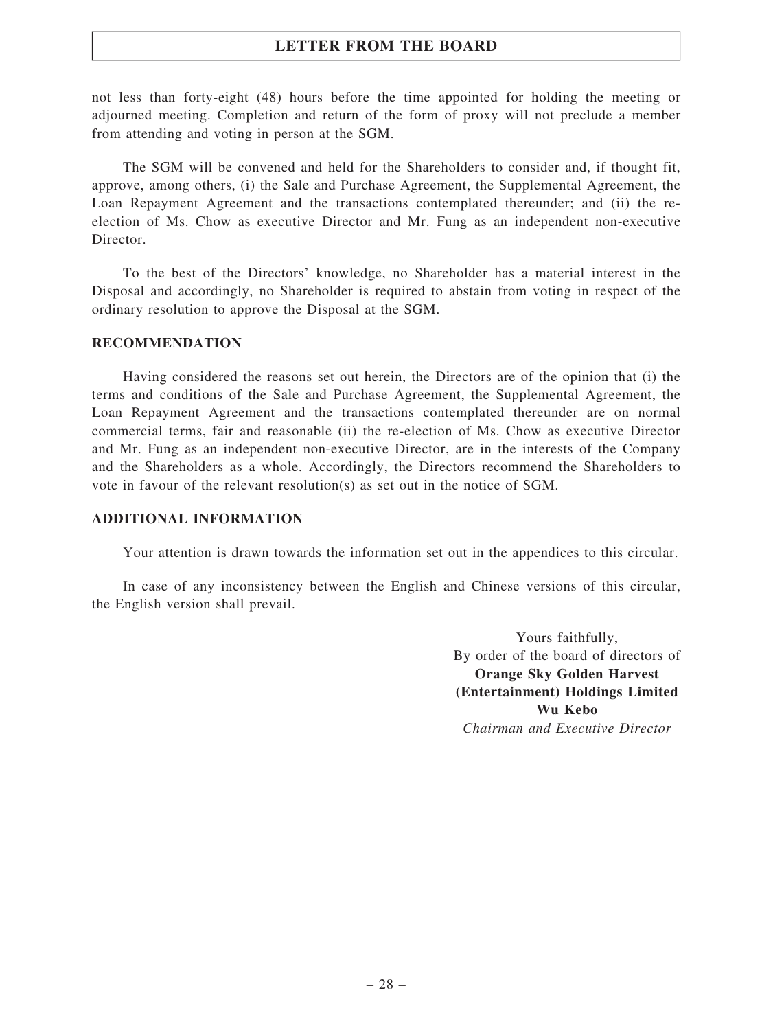not less than forty-eight (48) hours before the time appointed for holding the meeting or adjourned meeting. Completion and return of the form of proxy will not preclude a member from attending and voting in person at the SGM.

The SGM will be convened and held for the Shareholders to consider and, if thought fit, approve, among others, (i) the Sale and Purchase Agreement, the Supplemental Agreement, the Loan Repayment Agreement and the transactions contemplated thereunder; and (ii) the re-election of Ms. Chow as executive Director and Mr. Fung as an independent non-executive Director.

To the best of the Directors' knowledge, no Shareholder has a material interest in the Disposal and accordingly, no Shareholder is required to abstain from voting in respect of the ordinary resolution to approve the Disposal at the SGM.

## RECOMMENDATION

Having considered the reasons set out herein, the Directors are of the opinion that (i) the terms and conditions of the Sale and Purchase Agreement, the Supplemental Agreement, the Loan Repayment Agreement and the transactions contemplated thereunder are on normal commercial terms, fair and reasonable (ii) the re-election of Ms. Chow as executive Director and Mr. Fung as an independent non-executive Director, are in the interests of the Company and the Shareholders as a whole. Accordingly, the Directors recommend the Shareholders to vote in favour of the relevant resolution(s) as set out in the notice of SGM.

## ADDITIONAL INFORMATION

Your attention is drawn towards the information set out in the appendices to this circular.

In case of any inconsistency between the English and Chinese versions of this circular, the English version shall prevail.

Yours faithfully,
By order of the board of directors of
**Orange Sky Golden Harvest (Entertainment) Holdings Limited**
**Wu Kebo**
*Chairman and Executive Director*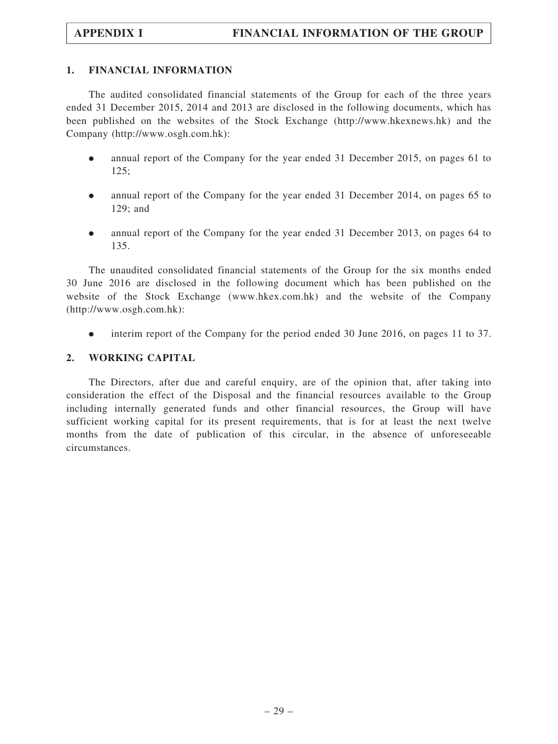## 1. FINANCIAL INFORMATION

The audited consolidated financial statements of the Group for each of the three years ended 31 December 2015, 2014 and 2013 are disclosed in the following documents, which has been published on the websites of the Stock Exchange (http://www.hkexnews.hk) and the Company (http://www.osgh.com.hk):

- annual report of the Company for the year ended 31 December 2015, on pages 61 to 125;
- annual report of the Company for the year ended 31 December 2014, on pages 65 to 129; and
- annual report of the Company for the year ended 31 December 2013, on pages 64 to 135.

The unaudited consolidated financial statements of the Group for the six months ended 30 June 2016 are disclosed in the following document which has been published on the website of the Stock Exchange (www.hkex.com.hk) and the website of the Company (http://www.osgh.com.hk):

- interim report of the Company for the period ended 30 June 2016, on pages 11 to 37.

## 2. WORKING CAPITAL

The Directors, after due and careful enquiry, are of the opinion that, after taking into consideration the effect of the Disposal and the financial resources available to the Group including internally generated funds and other financial resources, the Group will have sufficient working capital for its present requirements, that is for at least the next twelve months from the date of publication of this circular, in the absence of unforeseeable circumstances.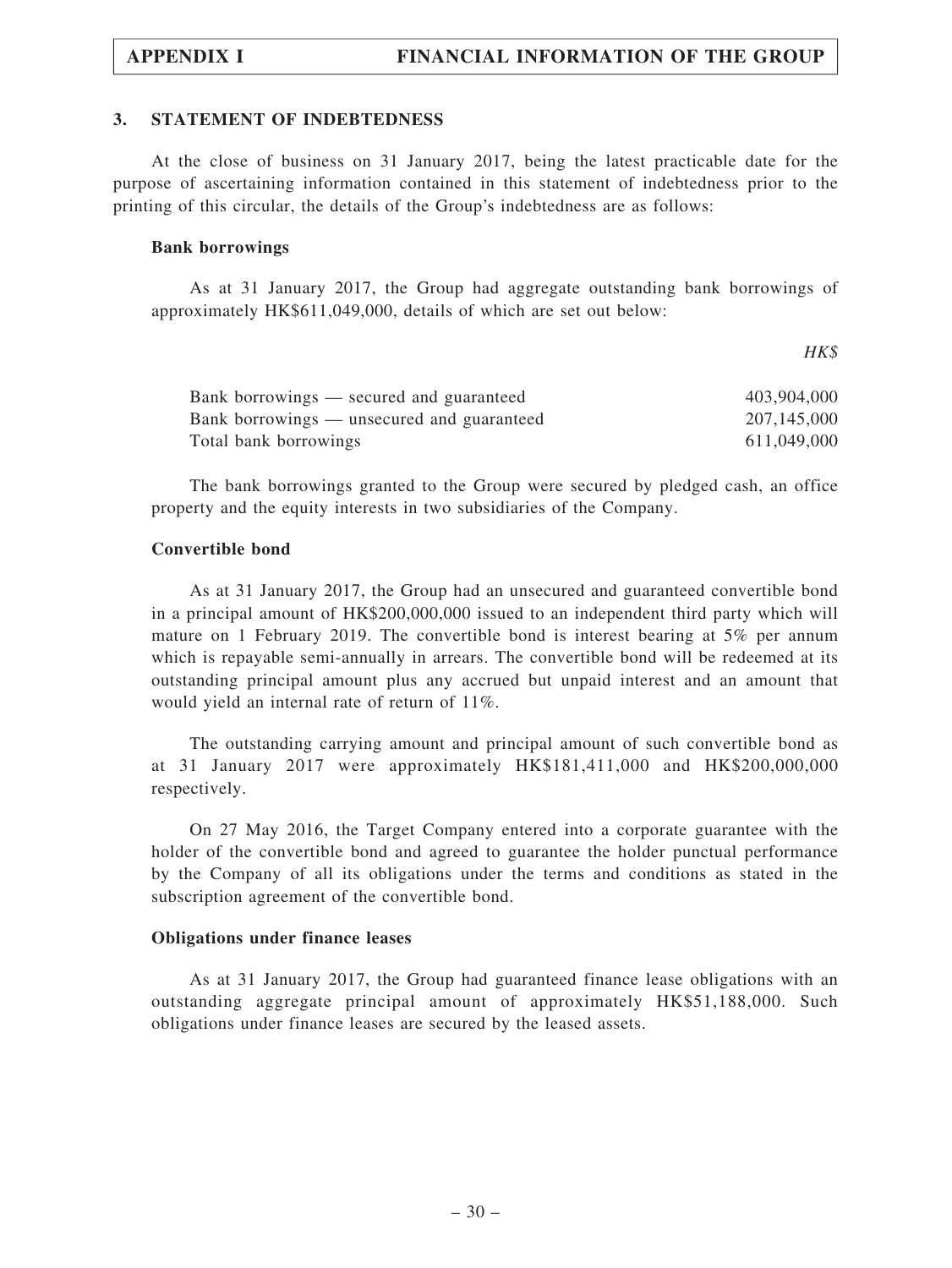## 3. STATEMENT OF INDEBTEDNESS

At the close of business on 31 January 2017, being the latest practicable date for the purpose of ascertaining information contained in this statement of indebtedness prior to the printing of this circular, the details of the Group's indebtedness are as follows:

### Bank borrowings

As at 31 January 2017, the Group had aggregate outstanding bank borrowings of approximately HK$611,049,000, details of which are set out below:

| | *HK$* |
|---|---|
| Bank borrowings — secured and guaranteed | 403,904,000 |
| Bank borrowings — unsecured and guaranteed | 207,145,000 |
| Total bank borrowings | 611,049,000 |

The bank borrowings granted to the Group were secured by pledged cash, an office property and the equity interests in two subsidiaries of the Company.

### Convertible bond

As at 31 January 2017, the Group had an unsecured and guaranteed convertible bond in a principal amount of HK$200,000,000 issued to an independent third party which will mature on 1 February 2019. The convertible bond is interest bearing at 5% per annum which is repayable semi-annually in arrears. The convertible bond will be redeemed at its outstanding principal amount plus any accrued but unpaid interest and an amount that would yield an internal rate of return of 11%.

The outstanding carrying amount and principal amount of such convertible bond as at 31 January 2017 were approximately HK$181,411,000 and HK$200,000,000 respectively.

On 27 May 2016, the Target Company entered into a corporate guarantee with the holder of the convertible bond and agreed to guarantee the holder punctual performance by the Company of all its obligations under the terms and conditions as stated in the subscription agreement of the convertible bond.

### Obligations under finance leases

As at 31 January 2017, the Group had guaranteed finance lease obligations with an outstanding aggregate principal amount of approximately HK$51,188,000. Such obligations under finance leases are secured by the leased assets.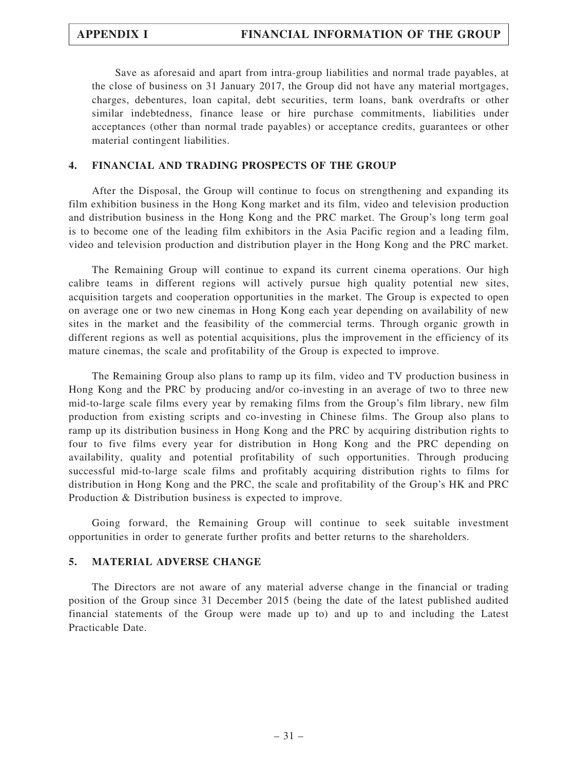Save as aforesaid and apart from intra-group liabilities and normal trade payables, at the close of business on 31 January 2017, the Group did not have any material mortgages, charges, debentures, loan capital, debt securities, term loans, bank overdrafts or other similar indebtedness, finance lease or hire purchase commitments, liabilities under acceptances (other than normal trade payables) or acceptance credits, guarantees or other material contingent liabilities.

## 4. FINANCIAL AND TRADING PROSPECTS OF THE GROUP

After the Disposal, the Group will continue to focus on strengthening and expanding its film exhibition business in the Hong Kong market and its film, video and television production and distribution business in the Hong Kong and the PRC market. The Group's long term goal is to become one of the leading film exhibitors in the Asia Pacific region and a leading film, video and television production and distribution player in the Hong Kong and the PRC market.

The Remaining Group will continue to expand its current cinema operations. Our high calibre teams in different regions will actively pursue high quality potential new sites, acquisition targets and cooperation opportunities in the market. The Group is expected to open on average one or two new cinemas in Hong Kong each year depending on availability of new sites in the market and the feasibility of the commercial terms. Through organic growth in different regions as well as potential acquisitions, plus the improvement in the efficiency of its mature cinemas, the scale and profitability of the Group is expected to improve.

The Remaining Group also plans to ramp up its film, video and TV production business in Hong Kong and the PRC by producing and/or co-investing in an average of two to three new mid-to-large scale films every year by remaking films from the Group's film library, new film production from existing scripts and co-investing in Chinese films. The Group also plans to ramp up its distribution business in Hong Kong and the PRC by acquiring distribution rights to four to five films every year for distribution in Hong Kong and the PRC depending on availability, quality and potential profitability of such opportunities. Through producing successful mid-to-large scale films and profitably acquiring distribution rights to films for distribution in Hong Kong and the PRC, the scale and profitability of the Group's HK and PRC Production & Distribution business is expected to improve.

Going forward, the Remaining Group will continue to seek suitable investment opportunities in order to generate further profits and better returns to the shareholders.

## 5. MATERIAL ADVERSE CHANGE

The Directors are not aware of any material adverse change in the financial or trading position of the Group since 31 December 2015 (being the date of the latest published audited financial statements of the Group were made up to) and up to and including the Latest Practicable Date.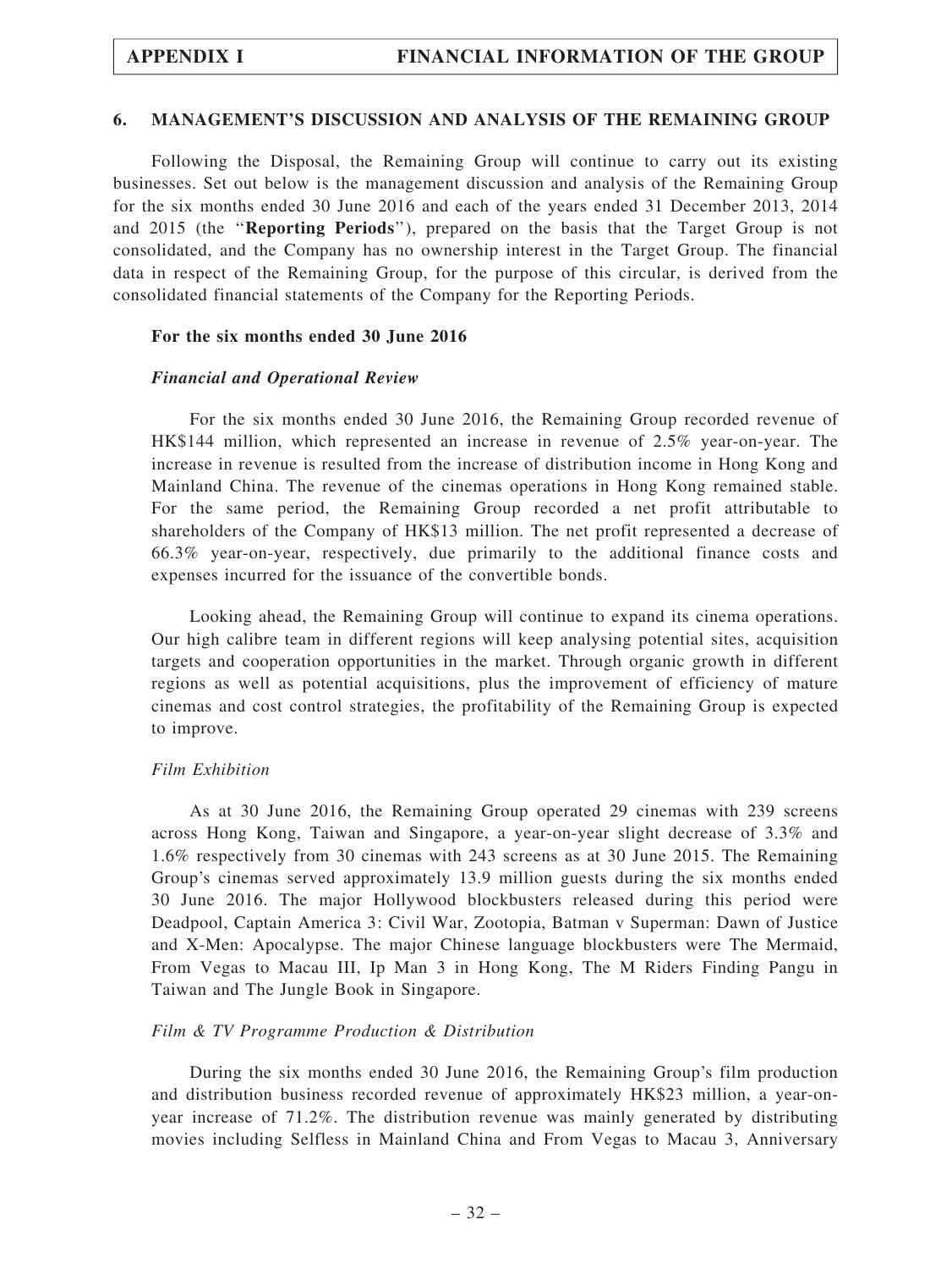## 6. MANAGEMENT'S DISCUSSION AND ANALYSIS OF THE REMAINING GROUP

Following the Disposal, the Remaining Group will continue to carry out its existing businesses. Set out below is the management discussion and analysis of the Remaining Group for the six months ended 30 June 2016 and each of the years ended 31 December 2013, 2014 and 2015 (the "**Reporting Periods**"), prepared on the basis that the Target Group is not consolidated, and the Company has no ownership interest in the Target Group. The financial data in respect of the Remaining Group, for the purpose of this circular, is derived from the consolidated financial statements of the Company for the Reporting Periods.

### For the six months ended 30 June 2016

#### *Financial and Operational Review*

For the six months ended 30 June 2016, the Remaining Group recorded revenue of HK$144 million, which represented an increase in revenue of 2.5% year-on-year. The increase in revenue is resulted from the increase of distribution income in Hong Kong and Mainland China. The revenue of the cinemas operations in Hong Kong remained stable. For the same period, the Remaining Group recorded a net profit attributable to shareholders of the Company of HK$13 million. The net profit represented a decrease of 66.3% year-on-year, respectively, due primarily to the additional finance costs and expenses incurred for the issuance of the convertible bonds.

Looking ahead, the Remaining Group will continue to expand its cinema operations. Our high calibre team in different regions will keep analysing potential sites, acquisition targets and cooperation opportunities in the market. Through organic growth in different regions as well as potential acquisitions, plus the improvement of efficiency of mature cinemas and cost control strategies, the profitability of the Remaining Group is expected to improve.

*Film Exhibition*

As at 30 June 2016, the Remaining Group operated 29 cinemas with 239 screens across Hong Kong, Taiwan and Singapore, a year-on-year slight decrease of 3.3% and 1.6% respectively from 30 cinemas with 243 screens as at 30 June 2015. The Remaining Group's cinemas served approximately 13.9 million guests during the six months ended 30 June 2016. The major Hollywood blockbusters released during this period were Deadpool, Captain America 3: Civil War, Zootopia, Batman v Superman: Dawn of Justice and X-Men: Apocalypse. The major Chinese language blockbusters were The Mermaid, From Vegas to Macau III, Ip Man 3 in Hong Kong, The M Riders Finding Pangu in Taiwan and The Jungle Book in Singapore.

*Film & TV Programme Production & Distribution*

During the six months ended 30 June 2016, the Remaining Group's film production and distribution business recorded revenue of approximately HK$23 million, a year-on-year increase of 71.2%. The distribution revenue was mainly generated by distributing movies including Selfless in Mainland China and From Vegas to Macau 3, Anniversary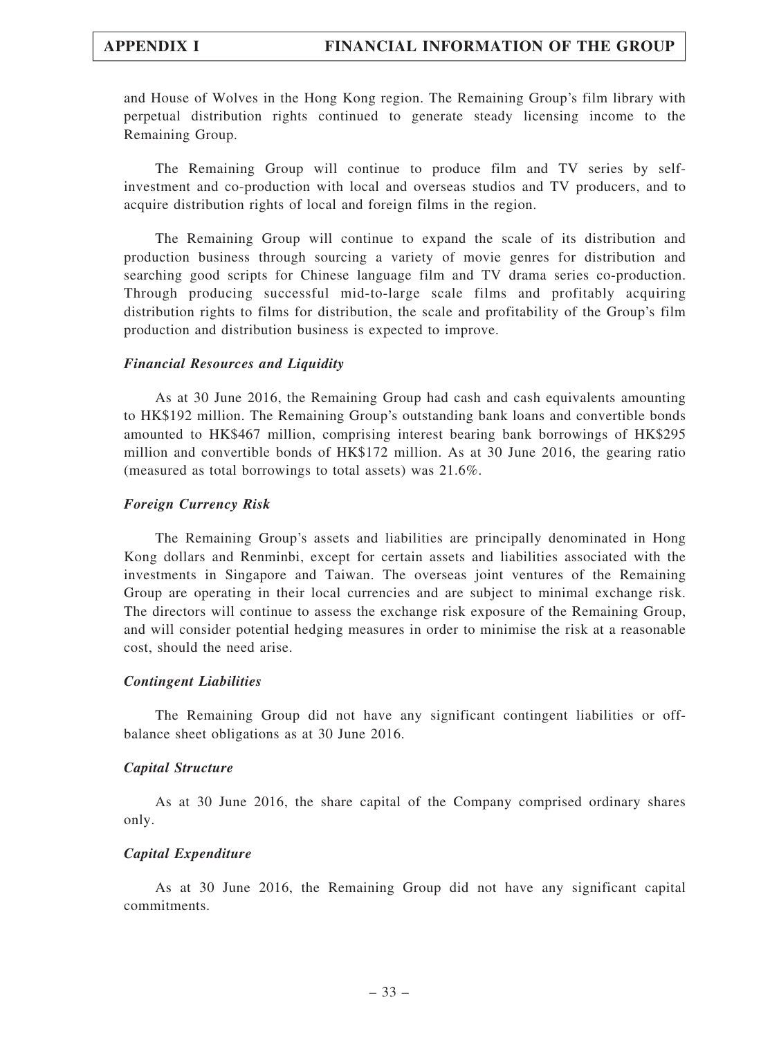and House of Wolves in the Hong Kong region. The Remaining Group's film library with perpetual distribution rights continued to generate steady licensing income to the Remaining Group.

The Remaining Group will continue to produce film and TV series by self-investment and co-production with local and overseas studios and TV producers, and to acquire distribution rights of local and foreign films in the region.

The Remaining Group will continue to expand the scale of its distribution and production business through sourcing a variety of movie genres for distribution and searching good scripts for Chinese language film and TV drama series co-production. Through producing successful mid-to-large scale films and profitably acquiring distribution rights to films for distribution, the scale and profitability of the Group's film production and distribution business is expected to improve.

### *Financial Resources and Liquidity*

As at 30 June 2016, the Remaining Group had cash and cash equivalents amounting to HK$192 million. The Remaining Group's outstanding bank loans and convertible bonds amounted to HK$467 million, comprising interest bearing bank borrowings of HK$295 million and convertible bonds of HK$172 million. As at 30 June 2016, the gearing ratio (measured as total borrowings to total assets) was 21.6%.

### *Foreign Currency Risk*

The Remaining Group's assets and liabilities are principally denominated in Hong Kong dollars and Renminbi, except for certain assets and liabilities associated with the investments in Singapore and Taiwan. The overseas joint ventures of the Remaining Group are operating in their local currencies and are subject to minimal exchange risk. The directors will continue to assess the exchange risk exposure of the Remaining Group, and will consider potential hedging measures in order to minimise the risk at a reasonable cost, should the need arise.

### *Contingent Liabilities*

The Remaining Group did not have any significant contingent liabilities or off-balance sheet obligations as at 30 June 2016.

### *Capital Structure*

As at 30 June 2016, the share capital of the Company comprised ordinary shares only.

### *Capital Expenditure*

As at 30 June 2016, the Remaining Group did not have any significant capital commitments.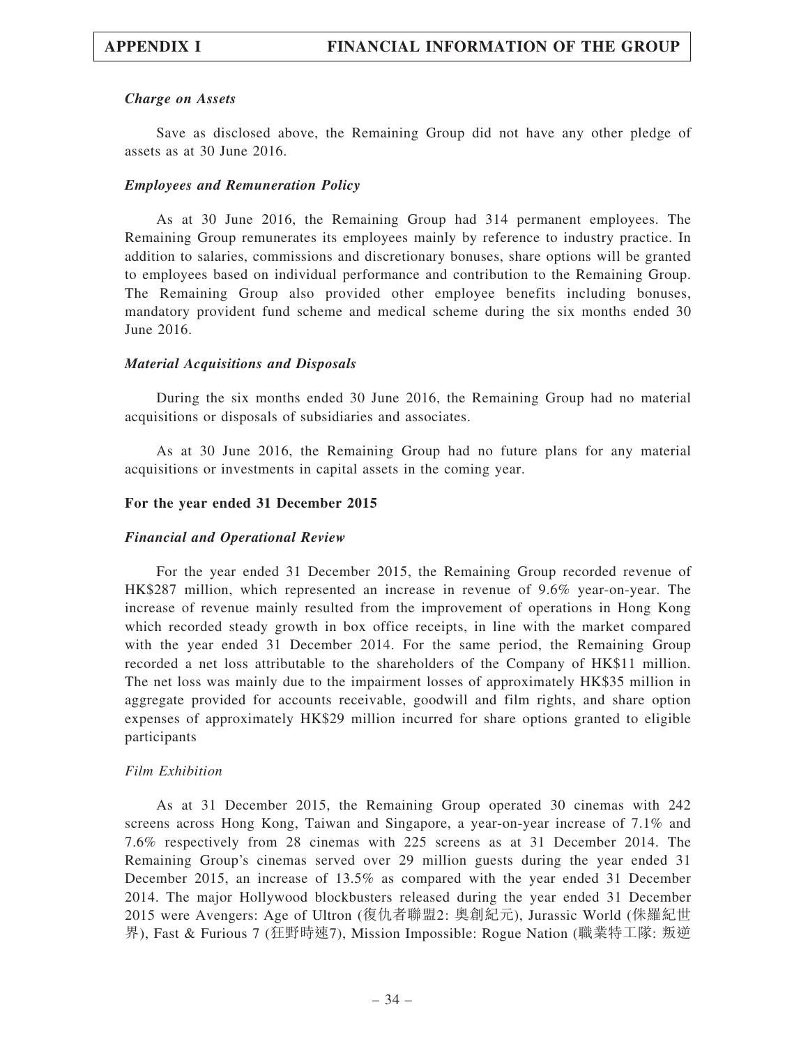### *Charge on Assets*

Save as disclosed above, the Remaining Group did not have any other pledge of assets as at 30 June 2016.

### *Employees and Remuneration Policy*

As at 30 June 2016, the Remaining Group had 314 permanent employees. The Remaining Group remunerates its employees mainly by reference to industry practice. In addition to salaries, commissions and discretionary bonuses, share options will be granted to employees based on individual performance and contribution to the Remaining Group. The Remaining Group also provided other employee benefits including bonuses, mandatory provident fund scheme and medical scheme during the six months ended 30 June 2016.

### *Material Acquisitions and Disposals*

During the six months ended 30 June 2016, the Remaining Group had no material acquisitions or disposals of subsidiaries and associates.

As at 30 June 2016, the Remaining Group had no future plans for any material acquisitions or investments in capital assets in the coming year.

## For the year ended 31 December 2015

### *Financial and Operational Review*

For the year ended 31 December 2015, the Remaining Group recorded revenue of HK$287 million, which represented an increase in revenue of 9.6% year-on-year. The increase of revenue mainly resulted from the improvement of operations in Hong Kong which recorded steady growth in box office receipts, in line with the market compared with the year ended 31 December 2014. For the same period, the Remaining Group recorded a net loss attributable to the shareholders of the Company of HK$11 million. The net loss was mainly due to the impairment losses of approximately HK$35 million in aggregate provided for accounts receivable, goodwill and film rights, and share option expenses of approximately HK$29 million incurred for share options granted to eligible participants

*Film Exhibition*

As at 31 December 2015, the Remaining Group operated 30 cinemas with 242 screens across Hong Kong, Taiwan and Singapore, a year-on-year increase of 7.1% and 7.6% respectively from 28 cinemas with 225 screens as at 31 December 2014. The Remaining Group's cinemas served over 29 million guests during the year ended 31 December 2015, an increase of 13.5% as compared with the year ended 31 December 2014. The major Hollywood blockbusters released during the year ended 31 December 2015 were Avengers: Age of Ultron (復仇者聯盟2: 奧創紀元), Jurassic World (侏羅紀世界), Fast & Furious 7 (狂野時速7), Mission Impossible: Rogue Nation (職業特工隊: 叛逆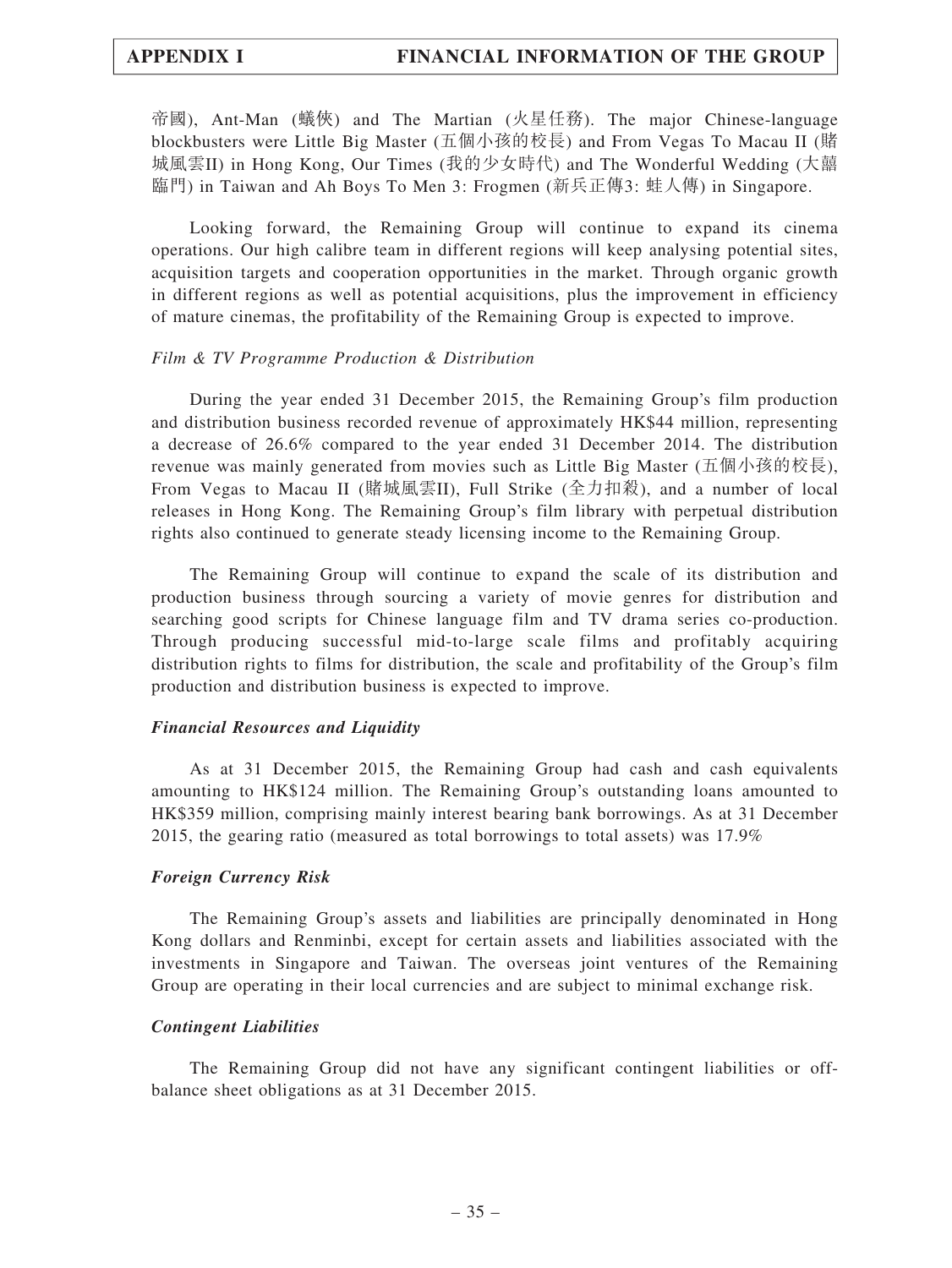帝國), Ant-Man (蟻俠) and The Martian (火星任務). The major Chinese-language blockbusters were Little Big Master (五個小孩的校長) and From Vegas To Macau II (賭城風雲II) in Hong Kong, Our Times (我的少女時代) and The Wonderful Wedding (大囍臨門) in Taiwan and Ah Boys To Men 3: Frogmen (新兵正傳3: 蛙人傳) in Singapore.

Looking forward, the Remaining Group will continue to expand its cinema operations. Our high calibre team in different regions will keep analysing potential sites, acquisition targets and cooperation opportunities in the market. Through organic growth in different regions as well as potential acquisitions, plus the improvement in efficiency of mature cinemas, the profitability of the Remaining Group is expected to improve.

*Film & TV Programme Production & Distribution*

During the year ended 31 December 2015, the Remaining Group's film production and distribution business recorded revenue of approximately HK$44 million, representing a decrease of 26.6% compared to the year ended 31 December 2014. The distribution revenue was mainly generated from movies such as Little Big Master (五個小孩的校長), From Vegas to Macau II (賭城風雲II), Full Strike (全力扣殺), and a number of local releases in Hong Kong. The Remaining Group's film library with perpetual distribution rights also continued to generate steady licensing income to the Remaining Group.

The Remaining Group will continue to expand the scale of its distribution and production business through sourcing a variety of movie genres for distribution and searching good scripts for Chinese language film and TV drama series co-production. Through producing successful mid-to-large scale films and profitably acquiring distribution rights to films for distribution, the scale and profitability of the Group's film production and distribution business is expected to improve.

***Financial Resources and Liquidity***

As at 31 December 2015, the Remaining Group had cash and cash equivalents amounting to HK$124 million. The Remaining Group's outstanding loans amounted to HK$359 million, comprising mainly interest bearing bank borrowings. As at 31 December 2015, the gearing ratio (measured as total borrowings to total assets) was 17.9%

***Foreign Currency Risk***

The Remaining Group's assets and liabilities are principally denominated in Hong Kong dollars and Renminbi, except for certain assets and liabilities associated with the investments in Singapore and Taiwan. The overseas joint ventures of the Remaining Group are operating in their local currencies and are subject to minimal exchange risk.

***Contingent Liabilities***

The Remaining Group did not have any significant contingent liabilities or off-balance sheet obligations as at 31 December 2015.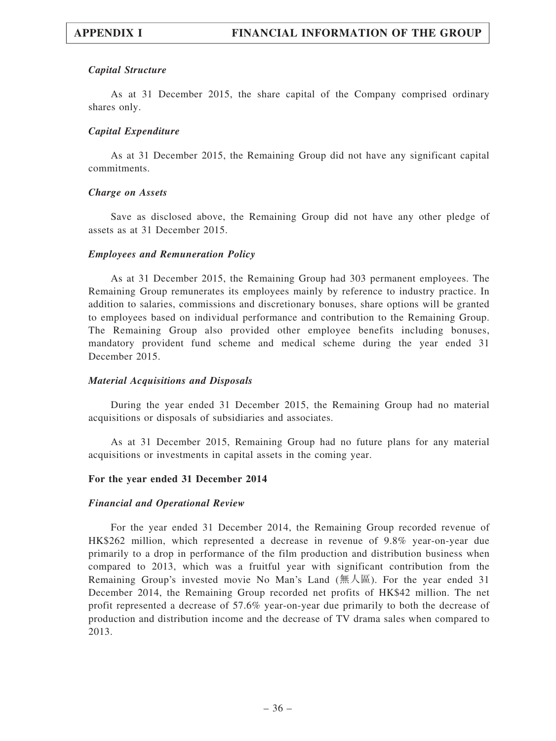### *Capital Structure*

As at 31 December 2015, the share capital of the Company comprised ordinary shares only.

### *Capital Expenditure*

As at 31 December 2015, the Remaining Group did not have any significant capital commitments.

### *Charge on Assets*

Save as disclosed above, the Remaining Group did not have any other pledge of assets as at 31 December 2015.

### *Employees and Remuneration Policy*

As at 31 December 2015, the Remaining Group had 303 permanent employees. The Remaining Group remunerates its employees mainly by reference to industry practice. In addition to salaries, commissions and discretionary bonuses, share options will be granted to employees based on individual performance and contribution to the Remaining Group. The Remaining Group also provided other employee benefits including bonuses, mandatory provident fund scheme and medical scheme during the year ended 31 December 2015.

### *Material Acquisitions and Disposals*

During the year ended 31 December 2015, the Remaining Group had no material acquisitions or disposals of subsidiaries and associates.

As at 31 December 2015, Remaining Group had no future plans for any material acquisitions or investments in capital assets in the coming year.

## For the year ended 31 December 2014

### *Financial and Operational Review*

For the year ended 31 December 2014, the Remaining Group recorded revenue of HK$262 million, which represented a decrease in revenue of 9.8% year-on-year due primarily to a drop in performance of the film production and distribution business when compared to 2013, which was a fruitful year with significant contribution from the Remaining Group's invested movie No Man's Land (無人區). For the year ended 31 December 2014, the Remaining Group recorded net profits of HK$42 million. The net profit represented a decrease of 57.6% year-on-year due primarily to both the decrease of production and distribution income and the decrease of TV drama sales when compared to 2013.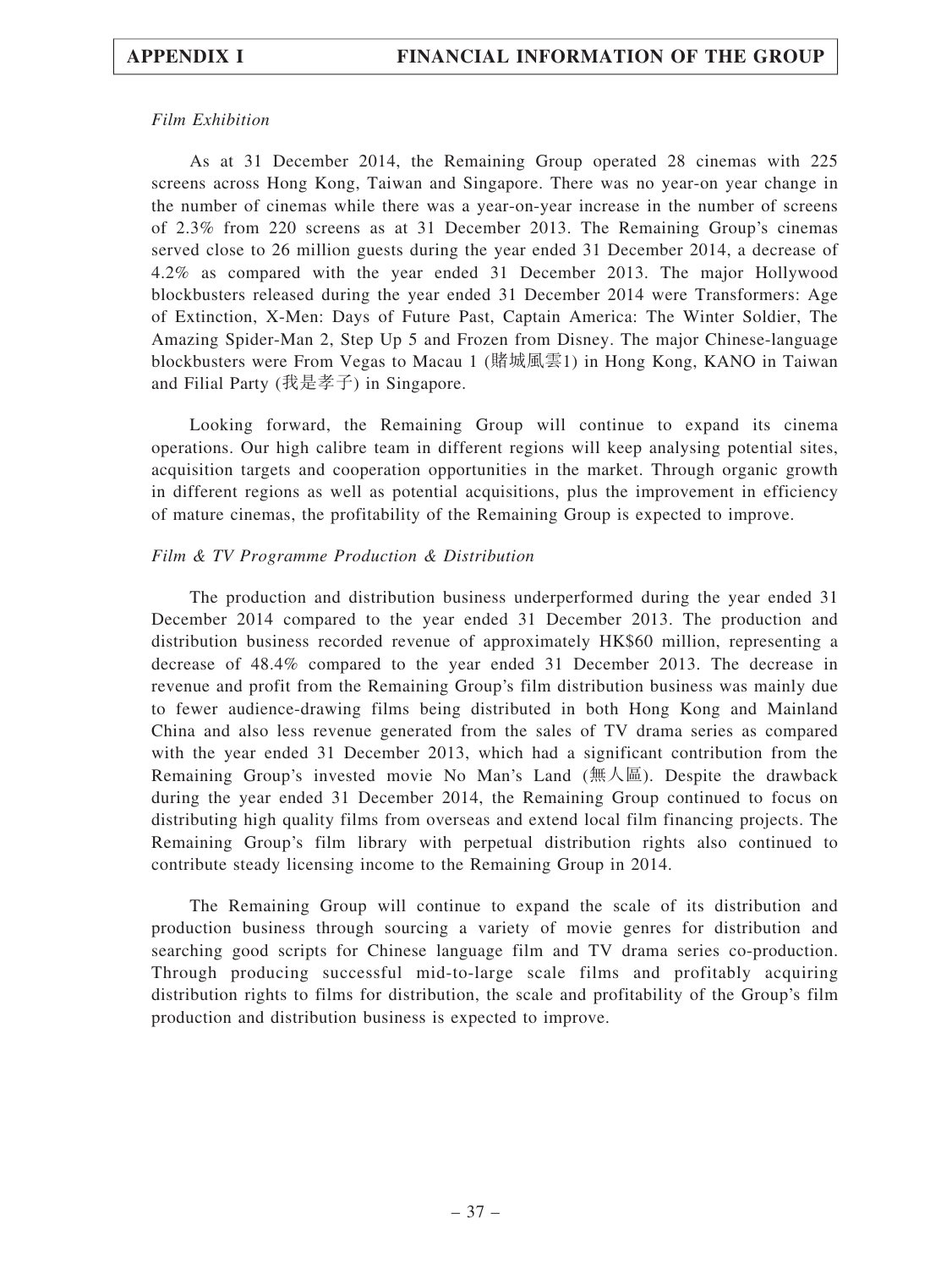*Film Exhibition*

As at 31 December 2014, the Remaining Group operated 28 cinemas with 225 screens across Hong Kong, Taiwan and Singapore. There was no year-on year change in the number of cinemas while there was a year-on-year increase in the number of screens of 2.3% from 220 screens as at 31 December 2013. The Remaining Group's cinemas served close to 26 million guests during the year ended 31 December 2014, a decrease of 4.2% as compared with the year ended 31 December 2013. The major Hollywood blockbusters released during the year ended 31 December 2014 were Transformers: Age of Extinction, X-Men: Days of Future Past, Captain America: The Winter Soldier, The Amazing Spider-Man 2, Step Up 5 and Frozen from Disney. The major Chinese-language blockbusters were From Vegas to Macau 1 (賭城風雲1) in Hong Kong, KANO in Taiwan and Filial Party (我是孝子) in Singapore.

Looking forward, the Remaining Group will continue to expand its cinema operations. Our high calibre team in different regions will keep analysing potential sites, acquisition targets and cooperation opportunities in the market. Through organic growth in different regions as well as potential acquisitions, plus the improvement in efficiency of mature cinemas, the profitability of the Remaining Group is expected to improve.

*Film & TV Programme Production & Distribution*

The production and distribution business underperformed during the year ended 31 December 2014 compared to the year ended 31 December 2013. The production and distribution business recorded revenue of approximately HK$60 million, representing a decrease of 48.4% compared to the year ended 31 December 2013. The decrease in revenue and profit from the Remaining Group's film distribution business was mainly due to fewer audience-drawing films being distributed in both Hong Kong and Mainland China and also less revenue generated from the sales of TV drama series as compared with the year ended 31 December 2013, which had a significant contribution from the Remaining Group's invested movie No Man's Land (無人區). Despite the drawback during the year ended 31 December 2014, the Remaining Group continued to focus on distributing high quality films from overseas and extend local film financing projects. The Remaining Group's film library with perpetual distribution rights also continued to contribute steady licensing income to the Remaining Group in 2014.

The Remaining Group will continue to expand the scale of its distribution and production business through sourcing a variety of movie genres for distribution and searching good scripts for Chinese language film and TV drama series co-production. Through producing successful mid-to-large scale films and profitably acquiring distribution rights to films for distribution, the scale and profitability of the Group's film production and distribution business is expected to improve.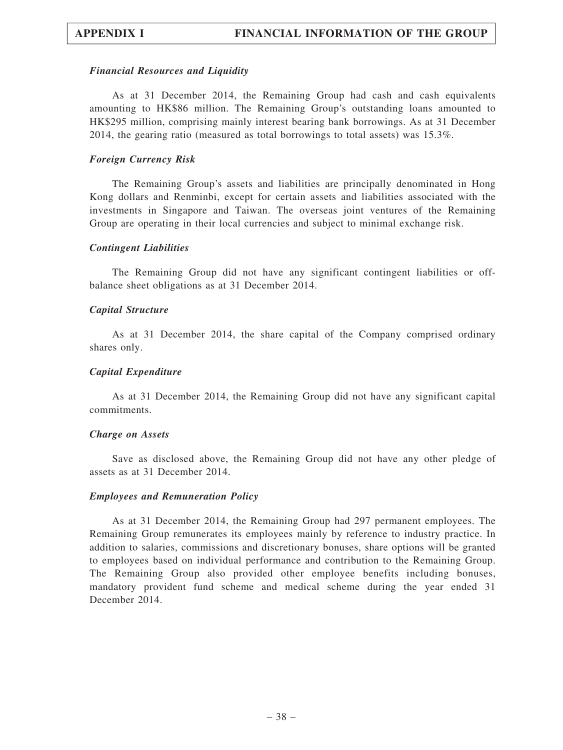### *Financial Resources and Liquidity*

As at 31 December 2014, the Remaining Group had cash and cash equivalents amounting to HK$86 million. The Remaining Group's outstanding loans amounted to HK$295 million, comprising mainly interest bearing bank borrowings. As at 31 December 2014, the gearing ratio (measured as total borrowings to total assets) was 15.3%.

### *Foreign Currency Risk*

The Remaining Group's assets and liabilities are principally denominated in Hong Kong dollars and Renminbi, except for certain assets and liabilities associated with the investments in Singapore and Taiwan. The overseas joint ventures of the Remaining Group are operating in their local currencies and subject to minimal exchange risk.

### *Contingent Liabilities*

The Remaining Group did not have any significant contingent liabilities or off-balance sheet obligations as at 31 December 2014.

### *Capital Structure*

As at 31 December 2014, the share capital of the Company comprised ordinary shares only.

### *Capital Expenditure*

As at 31 December 2014, the Remaining Group did not have any significant capital commitments.

### *Charge on Assets*

Save as disclosed above, the Remaining Group did not have any other pledge of assets as at 31 December 2014.

### *Employees and Remuneration Policy*

As at 31 December 2014, the Remaining Group had 297 permanent employees. The Remaining Group remunerates its employees mainly by reference to industry practice. In addition to salaries, commissions and discretionary bonuses, share options will be granted to employees based on individual performance and contribution to the Remaining Group. The Remaining Group also provided other employee benefits including bonuses, mandatory provident fund scheme and medical scheme during the year ended 31 December 2014.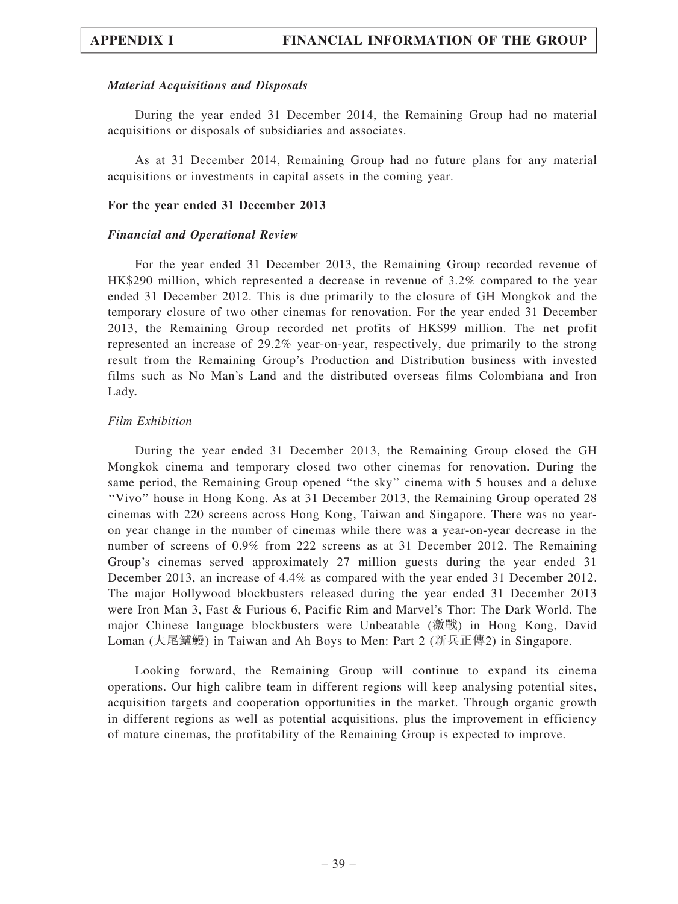### *Material Acquisitions and Disposals*

During the year ended 31 December 2014, the Remaining Group had no material acquisitions or disposals of subsidiaries and associates.

As at 31 December 2014, Remaining Group had no future plans for any material acquisitions or investments in capital assets in the coming year.

### For the year ended 31 December 2013

### *Financial and Operational Review*

For the year ended 31 December 2013, the Remaining Group recorded revenue of HK$290 million, which represented a decrease in revenue of 3.2% compared to the year ended 31 December 2012. This is due primarily to the closure of GH Mongkok and the temporary closure of two other cinemas for renovation. For the year ended 31 December 2013, the Remaining Group recorded net profits of HK$99 million. The net profit represented an increase of 29.2% year-on-year, respectively, due primarily to the strong result from the Remaining Group's Production and Distribution business with invested films such as No Man's Land and the distributed overseas films Colombiana and Iron Lady**.**

*Film Exhibition*

During the year ended 31 December 2013, the Remaining Group closed the GH Mongkok cinema and temporary closed two other cinemas for renovation. During the same period, the Remaining Group opened ''the sky'' cinema with 5 houses and a deluxe ''Vivo'' house in Hong Kong. As at 31 December 2013, the Remaining Group operated 28 cinemas with 220 screens across Hong Kong, Taiwan and Singapore. There was no year-on year change in the number of cinemas while there was a year-on-year decrease in the number of screens of 0.9% from 222 screens as at 31 December 2012. The Remaining Group's cinemas served approximately 27 million guests during the year ended 31 December 2013, an increase of 4.4% as compared with the year ended 31 December 2012. The major Hollywood blockbusters released during the year ended 31 December 2013 were Iron Man 3, Fast & Furious 6, Pacific Rim and Marvel's Thor: The Dark World. The major Chinese language blockbusters were Unbeatable (激戰) in Hong Kong, David Loman (大尾鱸鰻) in Taiwan and Ah Boys to Men: Part 2 (新兵正傳2) in Singapore.

Looking forward, the Remaining Group will continue to expand its cinema operations. Our high calibre team in different regions will keep analysing potential sites, acquisition targets and cooperation opportunities in the market. Through organic growth in different regions as well as potential acquisitions, plus the improvement in efficiency of mature cinemas, the profitability of the Remaining Group is expected to improve.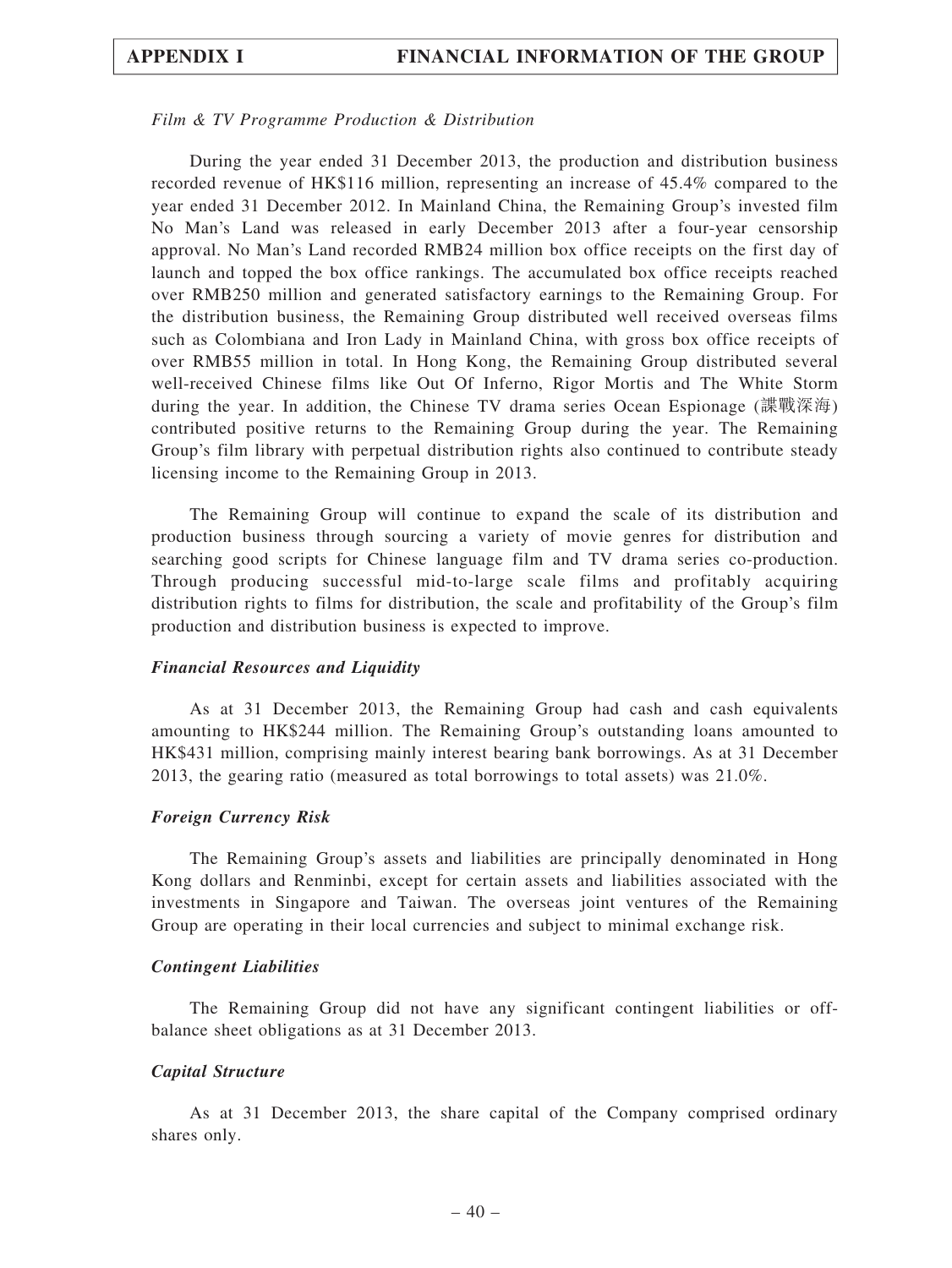*Film & TV Programme Production & Distribution*

During the year ended 31 December 2013, the production and distribution business recorded revenue of HK$116 million, representing an increase of 45.4% compared to the year ended 31 December 2012. In Mainland China, the Remaining Group's invested film No Man's Land was released in early December 2013 after a four-year censorship approval. No Man's Land recorded RMB24 million box office receipts on the first day of launch and topped the box office rankings. The accumulated box office receipts reached over RMB250 million and generated satisfactory earnings to the Remaining Group. For the distribution business, the Remaining Group distributed well received overseas films such as Colombiana and Iron Lady in Mainland China, with gross box office receipts of over RMB55 million in total. In Hong Kong, the Remaining Group distributed several well-received Chinese films like Out Of Inferno, Rigor Mortis and The White Storm during the year. In addition, the Chinese TV drama series Ocean Espionage (諜戰深海) contributed positive returns to the Remaining Group during the year. The Remaining Group's film library with perpetual distribution rights also continued to contribute steady licensing income to the Remaining Group in 2013.

The Remaining Group will continue to expand the scale of its distribution and production business through sourcing a variety of movie genres for distribution and searching good scripts for Chinese language film and TV drama series co-production. Through producing successful mid-to-large scale films and profitably acquiring distribution rights to films for distribution, the scale and profitability of the Group's film production and distribution business is expected to improve.

***Financial Resources and Liquidity***

As at 31 December 2013, the Remaining Group had cash and cash equivalents amounting to HK$244 million. The Remaining Group's outstanding loans amounted to HK$431 million, comprising mainly interest bearing bank borrowings. As at 31 December 2013, the gearing ratio (measured as total borrowings to total assets) was 21.0%.

***Foreign Currency Risk***

The Remaining Group's assets and liabilities are principally denominated in Hong Kong dollars and Renminbi, except for certain assets and liabilities associated with the investments in Singapore and Taiwan. The overseas joint ventures of the Remaining Group are operating in their local currencies and subject to minimal exchange risk.

***Contingent Liabilities***

The Remaining Group did not have any significant contingent liabilities or off-balance sheet obligations as at 31 December 2013.

***Capital Structure***

As at 31 December 2013, the share capital of the Company comprised ordinary shares only.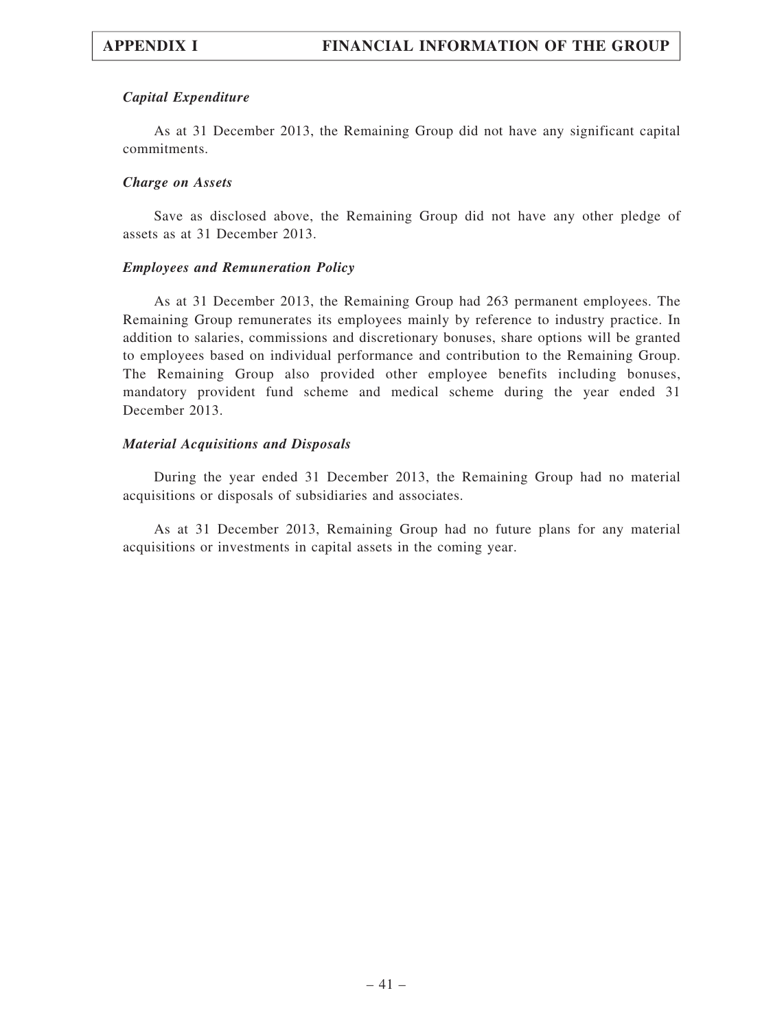### *Capital Expenditure*

As at 31 December 2013, the Remaining Group did not have any significant capital commitments.

### *Charge on Assets*

Save as disclosed above, the Remaining Group did not have any other pledge of assets as at 31 December 2013.

### *Employees and Remuneration Policy*

As at 31 December 2013, the Remaining Group had 263 permanent employees. The Remaining Group remunerates its employees mainly by reference to industry practice. In addition to salaries, commissions and discretionary bonuses, share options will be granted to employees based on individual performance and contribution to the Remaining Group. The Remaining Group also provided other employee benefits including bonuses, mandatory provident fund scheme and medical scheme during the year ended 31 December 2013.

### *Material Acquisitions and Disposals*

During the year ended 31 December 2013, the Remaining Group had no material acquisitions or disposals of subsidiaries and associates.

As at 31 December 2013, Remaining Group had no future plans for any material acquisitions or investments in capital assets in the coming year.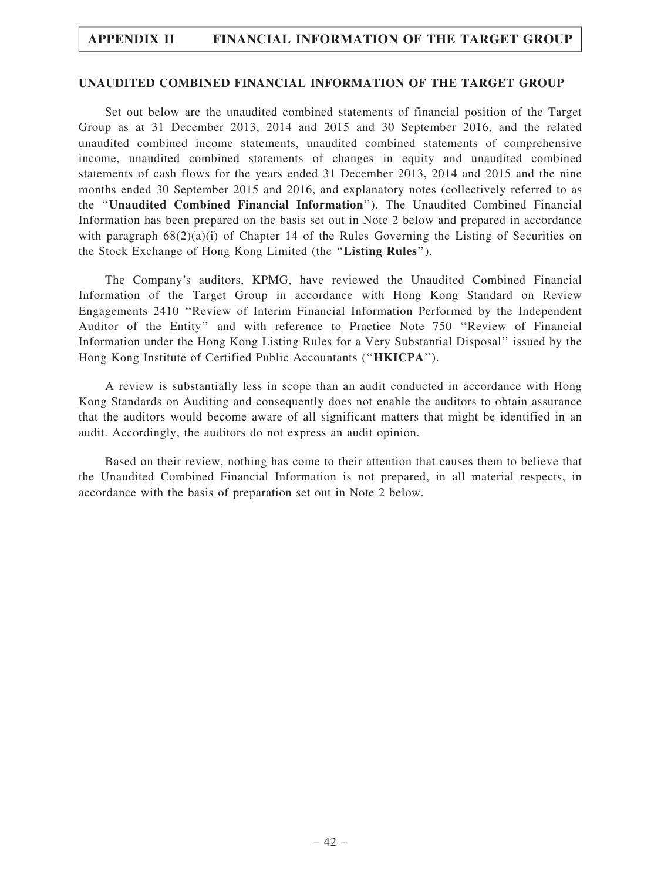## UNAUDITED COMBINED FINANCIAL INFORMATION OF THE TARGET GROUP

Set out below are the unaudited combined statements of financial position of the Target Group as at 31 December 2013, 2014 and 2015 and 30 September 2016, and the related unaudited combined income statements, unaudited combined statements of comprehensive income, unaudited combined statements of changes in equity and unaudited combined statements of cash flows for the years ended 31 December 2013, 2014 and 2015 and the nine months ended 30 September 2015 and 2016, and explanatory notes (collectively referred to as the ''**Unaudited Combined Financial Information**''). The Unaudited Combined Financial Information has been prepared on the basis set out in Note 2 below and prepared in accordance with paragraph 68(2)(a)(i) of Chapter 14 of the Rules Governing the Listing of Securities on the Stock Exchange of Hong Kong Limited (the ''**Listing Rules**'').

The Company's auditors, KPMG, have reviewed the Unaudited Combined Financial Information of the Target Group in accordance with Hong Kong Standard on Review Engagements 2410 ''Review of Interim Financial Information Performed by the Independent Auditor of the Entity'' and with reference to Practice Note 750 ''Review of Financial Information under the Hong Kong Listing Rules for a Very Substantial Disposal'' issued by the Hong Kong Institute of Certified Public Accountants (''**HKICPA**'').

A review is substantially less in scope than an audit conducted in accordance with Hong Kong Standards on Auditing and consequently does not enable the auditors to obtain assurance that the auditors would become aware of all significant matters that might be identified in an audit. Accordingly, the auditors do not express an audit opinion.

Based on their review, nothing has come to their attention that causes them to believe that the Unaudited Combined Financial Information is not prepared, in all material respects, in accordance with the basis of preparation set out in Note 2 below.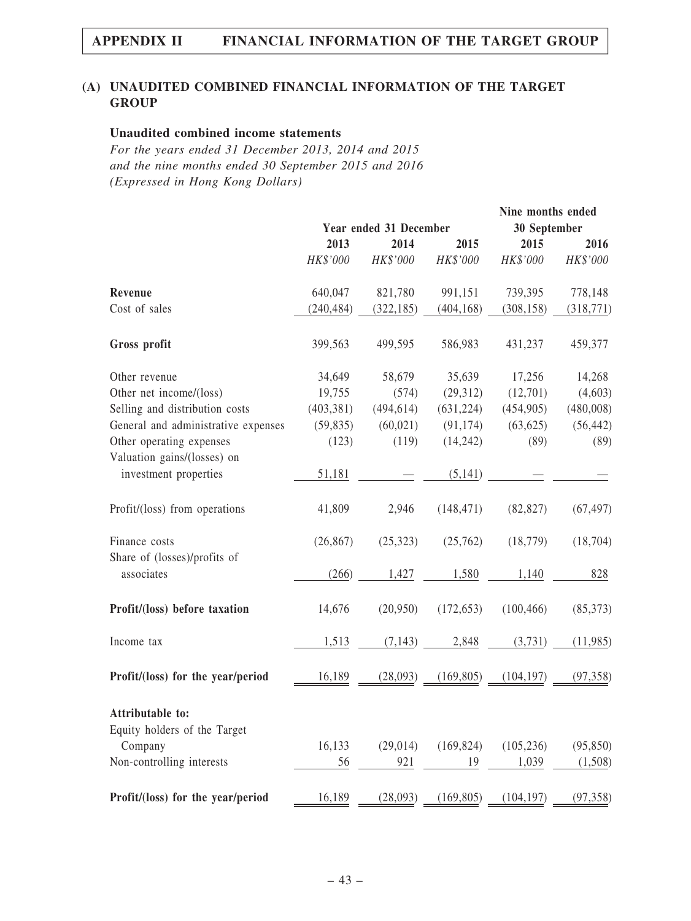## (A) UNAUDITED COMBINED FINANCIAL INFORMATION OF THE TARGET GROUP

### Unaudited combined income statements

*For the years ended 31 December 2013, 2014 and 2015*
*and the nine months ended 30 September 2015 and 2016*
*(Expressed in Hong Kong Dollars)*

| | Year ended 31 December | | | Nine months ended 30 September | |
|---|---|---|---|---|---|
| | **2013** | **2014** | **2015** | **2015** | **2016** |
| | *HK$'000* | *HK$'000* | *HK$'000* | *HK$'000* | *HK$'000* |
| **Revenue** | 640,047 | 821,780 | 991,151 | 739,395 | 778,148 |
| Cost of sales | (240,484) | (322,185) | (404,168) | (308,158) | (318,771) |
| **Gross profit** | 399,563 | 499,595 | 586,983 | 431,237 | 459,377 |
| Other revenue | 34,649 | 58,679 | 35,639 | 17,256 | 14,268 |
| Other net income/(loss) | 19,755 | (574) | (29,312) | (12,701) | (4,603) |
| Selling and distribution costs | (403,381) | (494,614) | (631,224) | (454,905) | (480,008) |
| General and administrative expenses | (59,835) | (60,021) | (91,174) | (63,625) | (56,442) |
| Other operating expenses | (123) | (119) | (14,242) | (89) | (89) |
| Valuation gains/(losses) on investment properties | 51,181 | — | (5,141) | — | — |
| Profit/(loss) from operations | 41,809 | 2,946 | (148,471) | (82,827) | (67,497) |
| Finance costs | (26,867) | (25,323) | (25,762) | (18,779) | (18,704) |
| Share of (losses)/profits of associates | (266) | 1,427 | 1,580 | 1,140 | 828 |
| **Profit/(loss) before taxation** | 14,676 | (20,950) | (172,653) | (100,466) | (85,373) |
| Income tax | 1,513 | (7,143) | 2,848 | (3,731) | (11,985) |
| **Profit/(loss) for the year/period** | 16,189 | (28,093) | (169,805) | (104,197) | (97,358) |
| **Attributable to:** | | | | | |
| Equity holders of the Target Company | 16,133 | (29,014) | (169,824) | (105,236) | (95,850) |
| Non-controlling interests | 56 | 921 | 19 | 1,039 | (1,508) |
| **Profit/(loss) for the year/period** | 16,189 | (28,093) | (169,805) | (104,197) | (97,358) |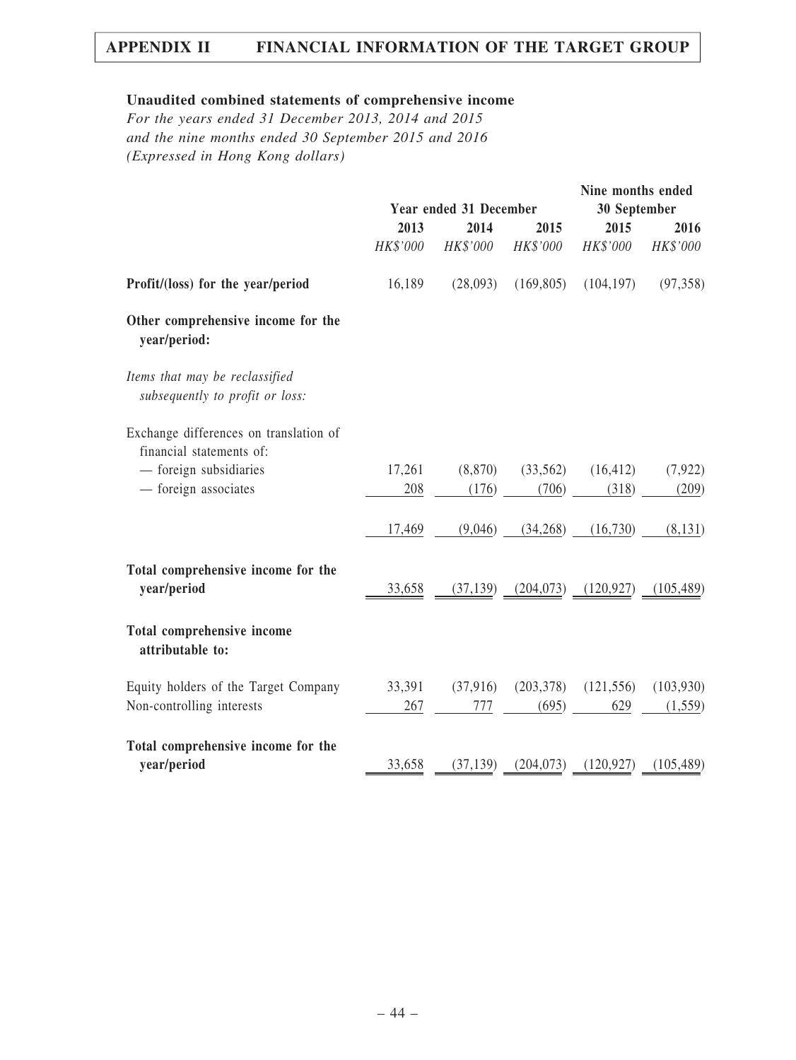## Unaudited combined statements of comprehensive income

*For the years ended 31 December 2013, 2014 and 2015*
*and the nine months ended 30 September 2015 and 2016*
*(Expressed in Hong Kong dollars)*

| | Year ended 31 December | | | Nine months ended 30 September | |
|---|---|---|---|---|---|
| | 2013 | 2014 | 2015 | 2015 | 2016 |
| | *HK$'000* | *HK$'000* | *HK$'000* | *HK$'000* | *HK$'000* |
| **Profit/(loss) for the year/period** | 16,189 | (28,093) | (169,805) | (104,197) | (97,358) |
| **Other comprehensive income for the year/period:** | | | | | |
| *Items that may be reclassified subsequently to profit or loss:* | | | | | |
| Exchange differences on translation of financial statements of: | | | | | |
| — foreign subsidiaries | 17,261 | (8,870) | (33,562) | (16,412) | (7,922) |
| — foreign associates | 208 | (176) | (706) | (318) | (209) |
| | 17,469 | (9,046) | (34,268) | (16,730) | (8,131) |
| **Total comprehensive income for the year/period** | 33,658 | (37,139) | (204,073) | (120,927) | (105,489) |
| **Total comprehensive income attributable to:** | | | | | |
| Equity holders of the Target Company | 33,391 | (37,916) | (203,378) | (121,556) | (103,930) |
| Non-controlling interests | 267 | 777 | (695) | 629 | (1,559) |
| **Total comprehensive income for the year/period** | 33,658 | (37,139) | (204,073) | (120,927) | (105,489) |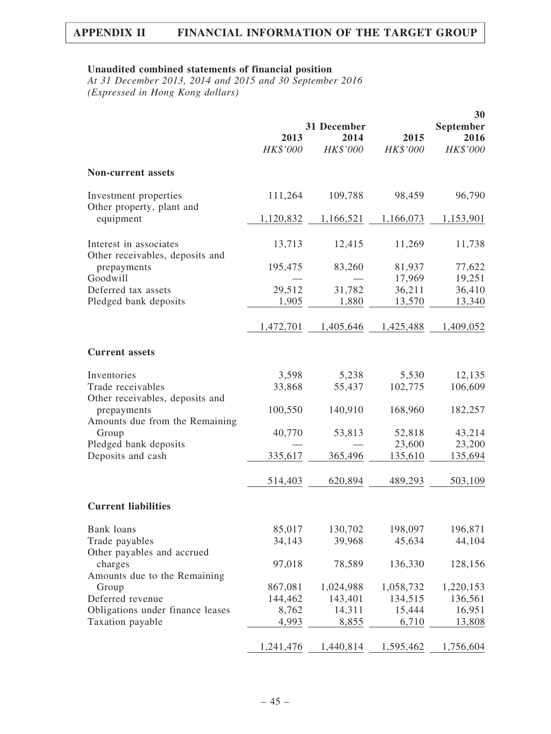**Unaudited combined statements of financial position**

*At 31 December 2013, 2014 and 2015 and 30 September 2016*
*(Expressed in Hong Kong dollars)*

| | 31 December | | | 30 September |
|---|---|---|---|---|
| | 2013 | 2014 | 2015 | 2016 |
| | *HK$'000* | *HK$'000* | *HK$'000* | *HK$'000* |
| **Non-current assets** | | | | |
| Investment properties | 111,264 | 109,788 | 98,459 | 96,790 |
| Other property, plant and equipment | 1,120,832 | 1,166,521 | 1,166,073 | 1,153,901 |
| Interest in associates | 13,713 | 12,415 | 11,269 | 11,738 |
| Other receivables, deposits and prepayments | 195,475 | 83,260 | 81,937 | 77,622 |
| Goodwill | — | — | 17,969 | 19,251 |
| Deferred tax assets | 29,512 | 31,782 | 36,211 | 36,410 |
| Pledged bank deposits | 1,905 | 1,880 | 13,570 | 13,340 |
| | 1,472,701 | 1,405,646 | 1,425,488 | 1,409,052 |
| **Current assets** | | | | |
| Inventories | 3,598 | 5,238 | 5,530 | 12,135 |
| Trade receivables | 33,868 | 55,437 | 102,775 | 106,609 |
| Other receivables, deposits and prepayments | 100,550 | 140,910 | 168,960 | 182,257 |
| Amounts due from the Remaining Group | 40,770 | 53,813 | 52,818 | 43,214 |
| Pledged bank deposits | — | — | 23,600 | 23,200 |
| Deposits and cash | 335,617 | 365,496 | 135,610 | 135,694 |
| | 514,403 | 620,894 | 489,293 | 503,109 |
| **Current liabilities** | | | | |
| Bank loans | 85,017 | 130,702 | 198,097 | 196,871 |
| Trade payables | 34,143 | 39,968 | 45,634 | 44,104 |
| Other payables and accrued charges | 97,018 | 78,589 | 136,330 | 128,156 |
| Amounts due to the Remaining Group | 867,081 | 1,024,988 | 1,058,732 | 1,220,153 |
| Deferred revenue | 144,462 | 143,401 | 134,515 | 136,561 |
| Obligations under finance leases | 8,762 | 14,311 | 15,444 | 16,951 |
| Taxation payable | 4,993 | 8,855 | 6,710 | 13,808 |
| | 1,241,476 | 1,440,814 | 1,595,462 | 1,756,604 |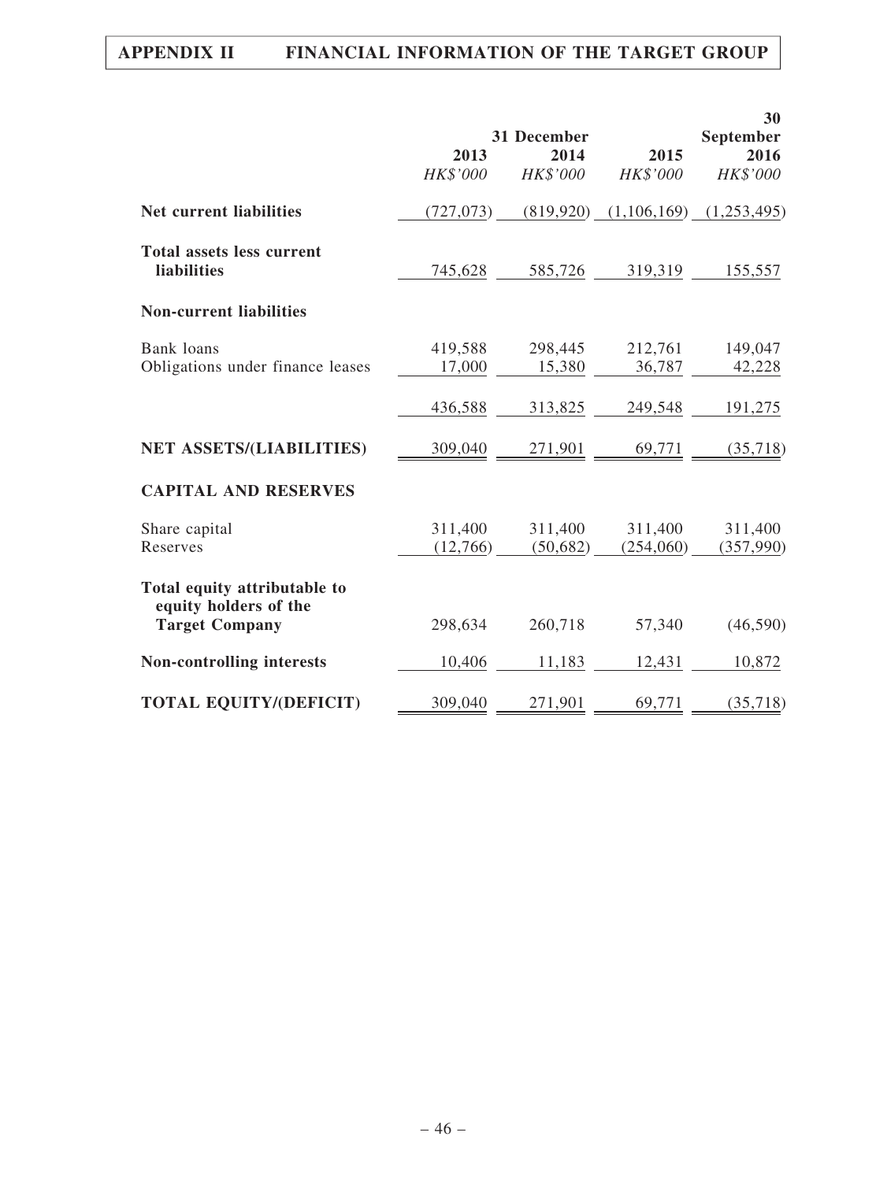| | 31 December | | | 30 September |
|---|---|---|---|---|
| | 2013 | 2014 | 2015 | 2016 |
| | *HK$'000* | *HK$'000* | *HK$'000* | *HK$'000* |
| **Net current liabilities** | (727,073) | (819,920) | (1,106,169) | (1,253,495) |
| **Total assets less current liabilities** | 745,628 | 585,726 | 319,319 | 155,557 |
| **Non-current liabilities** | | | | |
| Bank loans | 419,588 | 298,445 | 212,761 | 149,047 |
| Obligations under finance leases | 17,000 | 15,380 | 36,787 | 42,228 |
| | 436,588 | 313,825 | 249,548 | 191,275 |
| **NET ASSETS/(LIABILITIES)** | 309,040 | 271,901 | 69,771 | (35,718) |
| **CAPITAL AND RESERVES** | | | | |
| Share capital | 311,400 | 311,400 | 311,400 | 311,400 |
| Reserves | (12,766) | (50,682) | (254,060) | (357,990) |
| **Total equity attributable to equity holders of the Target Company** | 298,634 | 260,718 | 57,340 | (46,590) |
| **Non-controlling interests** | 10,406 | 11,183 | 12,431 | 10,872 |
| **TOTAL EQUITY/(DEFICIT)** | 309,040 | 271,901 | 69,771 | (35,718) |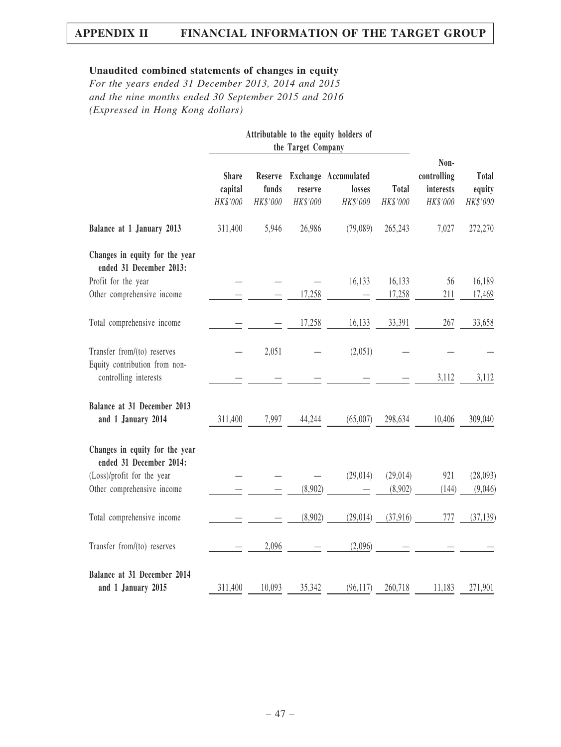### Unaudited combined statements of changes in equity

*For the years ended 31 December 2013, 2014 and 2015*
*and the nine months ended 30 September 2015 and 2016*
*(Expressed in Hong Kong dollars)*

| | Attributable to the equity holders of the Target Company | | | | | | |
|---|---|---|---|---|---|---|---|
| | Share capital | Reserve funds | Exchange reserve | Accumulated losses | Total | Non-controlling interests | Total equity |
| | *HK$'000* | *HK$'000* | *HK$'000* | *HK$'000* | *HK$'000* | *HK$'000* | *HK$'000* |
| **Balance at 1 January 2013** | 311,400 | 5,946 | 26,986 | (79,089) | 265,243 | 7,027 | 272,270 |
| **Changes in equity for the year ended 31 December 2013:** | | | | | | | |
| Profit for the year | — | — | — | 16,133 | 16,133 | 56 | 16,189 |
| Other comprehensive income | — | — | 17,258 | — | 17,258 | 211 | 17,469 |
| Total comprehensive income | — | — | 17,258 | 16,133 | 33,391 | 267 | 33,658 |
| Transfer from/(to) reserves | — | 2,051 | — | (2,051) | — | — | — |
| Equity contribution from non-controlling interests | — | — | — | — | — | 3,112 | 3,112 |
| **Balance at 31 December 2013 and 1 January 2014** | 311,400 | 7,997 | 44,244 | (65,007) | 298,634 | 10,406 | 309,040 |
| **Changes in equity for the year ended 31 December 2014:** | | | | | | | |
| (Loss)/profit for the year | — | — | — | (29,014) | (29,014) | 921 | (28,093) |
| Other comprehensive income | — | — | (8,902) | — | (8,902) | (144) | (9,046) |
| Total comprehensive income | — | — | (8,902) | (29,014) | (37,916) | 777 | (37,139) |
| Transfer from/(to) reserves | — | 2,096 | — | (2,096) | — | — | — |
| **Balance at 31 December 2014 and 1 January 2015** | 311,400 | 10,093 | 35,342 | (96,117) | 260,718 | 11,183 | 271,901 |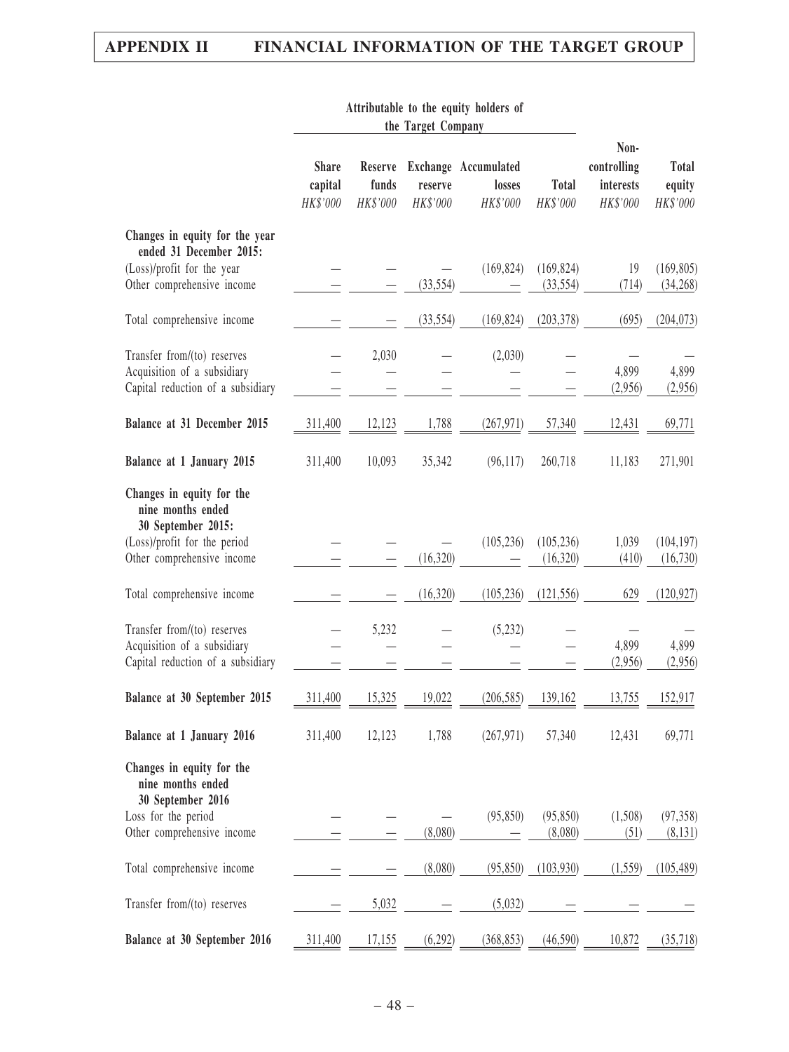| | Attributable to the equity holders of the Target Company | | | | | | |
|---|---|---|---|---|---|---|---|
| | Share capital | Reserve funds | Exchange reserve | Accumulated losses | Total | Non-controlling interests | Total equity |
| | HK$'000 | HK$'000 | HK$'000 | HK$'000 | HK$'000 | HK$'000 | HK$'000 |
| **Changes in equity for the year ended 31 December 2015:** | | | | | | | |
| (Loss)/profit for the year | — | — | — | (169,824) | (169,824) | 19 | (169,805) |
| Other comprehensive income | — | — | (33,554) | — | (33,554) | (714) | (34,268) |
| Total comprehensive income | — | — | (33,554) | (169,824) | (203,378) | (695) | (204,073) |
| Transfer from/(to) reserves | — | 2,030 | — | (2,030) | — | — | — |
| Acquisition of a subsidiary | — | — | — | — | — | 4,899 | 4,899 |
| Capital reduction of a subsidiary | — | — | — | — | — | (2,956) | (2,956) |
| **Balance at 31 December 2015** | 311,400 | 12,123 | 1,788 | (267,971) | 57,340 | 12,431 | 69,771 |
| **Balance at 1 January 2015** | 311,400 | 10,093 | 35,342 | (96,117) | 260,718 | 11,183 | 271,901 |
| **Changes in equity for the nine months ended 30 September 2015:** | | | | | | | |
| (Loss)/profit for the period | — | — | — | (105,236) | (105,236) | 1,039 | (104,197) |
| Other comprehensive income | — | — | (16,320) | — | (16,320) | (410) | (16,730) |
| Total comprehensive income | — | — | (16,320) | (105,236) | (121,556) | 629 | (120,927) |
| Transfer from/(to) reserves | — | 5,232 | — | (5,232) | — | — | — |
| Acquisition of a subsidiary | — | — | — | — | — | 4,899 | 4,899 |
| Capital reduction of a subsidiary | — | — | — | — | — | (2,956) | (2,956) |
| **Balance at 30 September 2015** | 311,400 | 15,325 | 19,022 | (206,585) | 139,162 | 13,755 | 152,917 |
| **Balance at 1 January 2016** | 311,400 | 12,123 | 1,788 | (267,971) | 57,340 | 12,431 | 69,771 |
| **Changes in equity for the nine months ended 30 September 2016** | | | | | | | |
| Loss for the period | — | — | — | (95,850) | (95,850) | (1,508) | (97,358) |
| Other comprehensive income | — | — | (8,080) | — | (8,080) | (51) | (8,131) |
| Total comprehensive income | — | — | (8,080) | (95,850) | (103,930) | (1,559) | (105,489) |
| Transfer from/(to) reserves | — | 5,032 | — | (5,032) | — | — | — |
| **Balance at 30 September 2016** | 311,400 | 17,155 | (6,292) | (368,853) | (46,590) | 10,872 | (35,718) |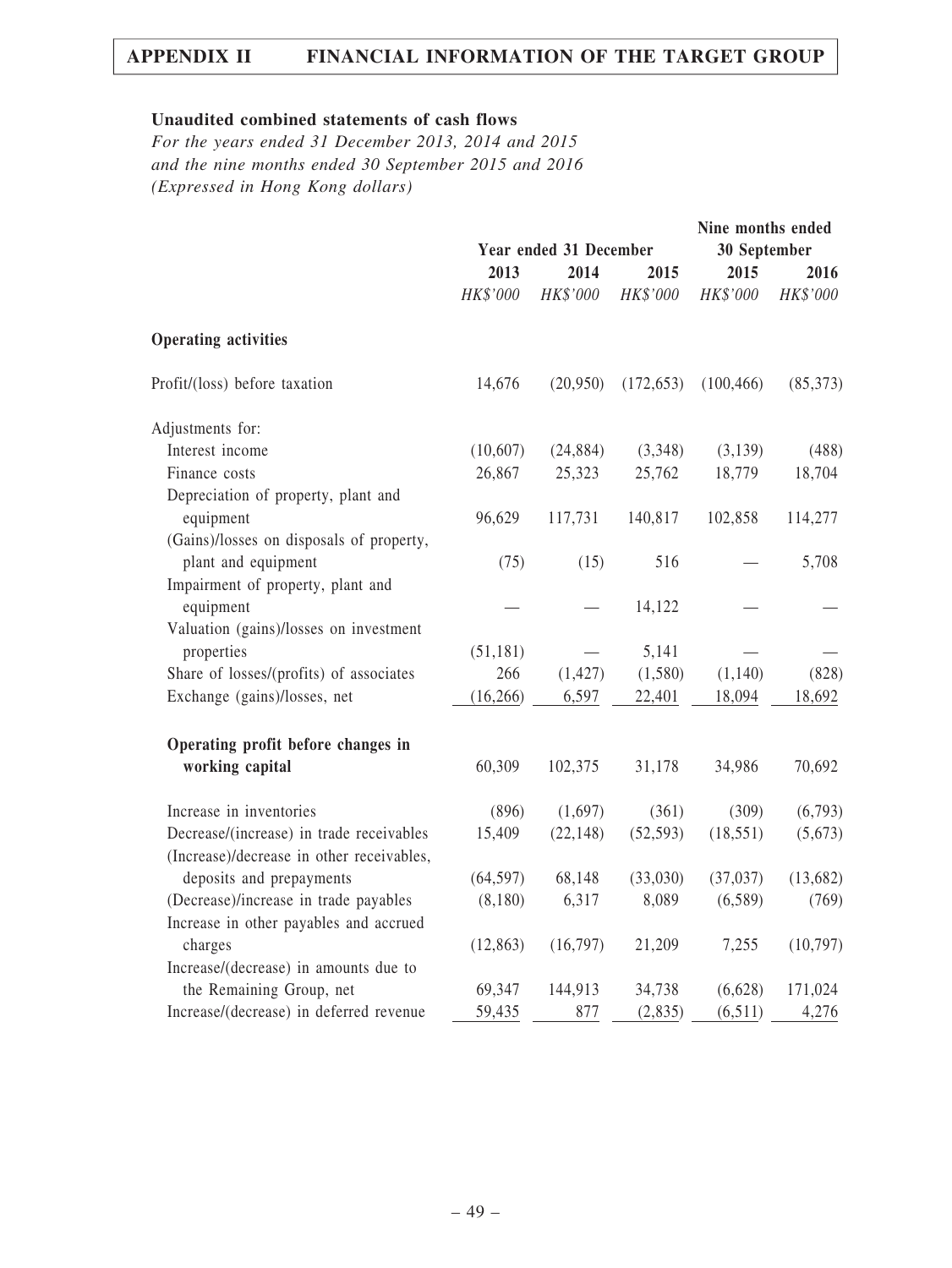## Unaudited combined statements of cash flows

*For the years ended 31 December 2013, 2014 and 2015*
*and the nine months ended 30 September 2015 and 2016*
*(Expressed in Hong Kong dollars)*

| | Year ended 31 December | | | Nine months ended 30 September | |
|---|---|---|---|---|---|
| | 2013 | 2014 | 2015 | 2015 | 2016 |
| | *HK$'000* | *HK$'000* | *HK$'000* | *HK$'000* | *HK$'000* |
| **Operating activities** | | | | | |
| Profit/(loss) before taxation | 14,676 | (20,950) | (172,653) | (100,466) | (85,373) |
| Adjustments for: | | | | | |
| Interest income | (10,607) | (24,884) | (3,348) | (3,139) | (488) |
| Finance costs | 26,867 | 25,323 | 25,762 | 18,779 | 18,704 |
| Depreciation of property, plant and equipment | 96,629 | 117,731 | 140,817 | 102,858 | 114,277 |
| (Gains)/losses on disposals of property, plant and equipment | (75) | (15) | 516 | — | 5,708 |
| Impairment of property, plant and equipment | — | — | 14,122 | — | — |
| Valuation (gains)/losses on investment properties | (51,181) | — | 5,141 | — | — |
| Share of losses/(profits) of associates | 266 | (1,427) | (1,580) | (1,140) | (828) |
| Exchange (gains)/losses, net | (16,266) | 6,597 | 22,401 | 18,094 | 18,692 |
| **Operating profit before changes in working capital** | 60,309 | 102,375 | 31,178 | 34,986 | 70,692 |
| Increase in inventories | (896) | (1,697) | (361) | (309) | (6,793) |
| Decrease/(increase) in trade receivables | 15,409 | (22,148) | (52,593) | (18,551) | (5,673) |
| (Increase)/decrease in other receivables, deposits and prepayments | (64,597) | 68,148 | (33,030) | (37,037) | (13,682) |
| (Decrease)/increase in trade payables | (8,180) | 6,317 | 8,089 | (6,589) | (769) |
| Increase in other payables and accrued charges | (12,863) | (16,797) | 21,209 | 7,255 | (10,797) |
| Increase/(decrease) in amounts due to the Remaining Group, net | 69,347 | 144,913 | 34,738 | (6,628) | 171,024 |
| Increase/(decrease) in deferred revenue | 59,435 | 877 | (2,835) | (6,511) | 4,276 |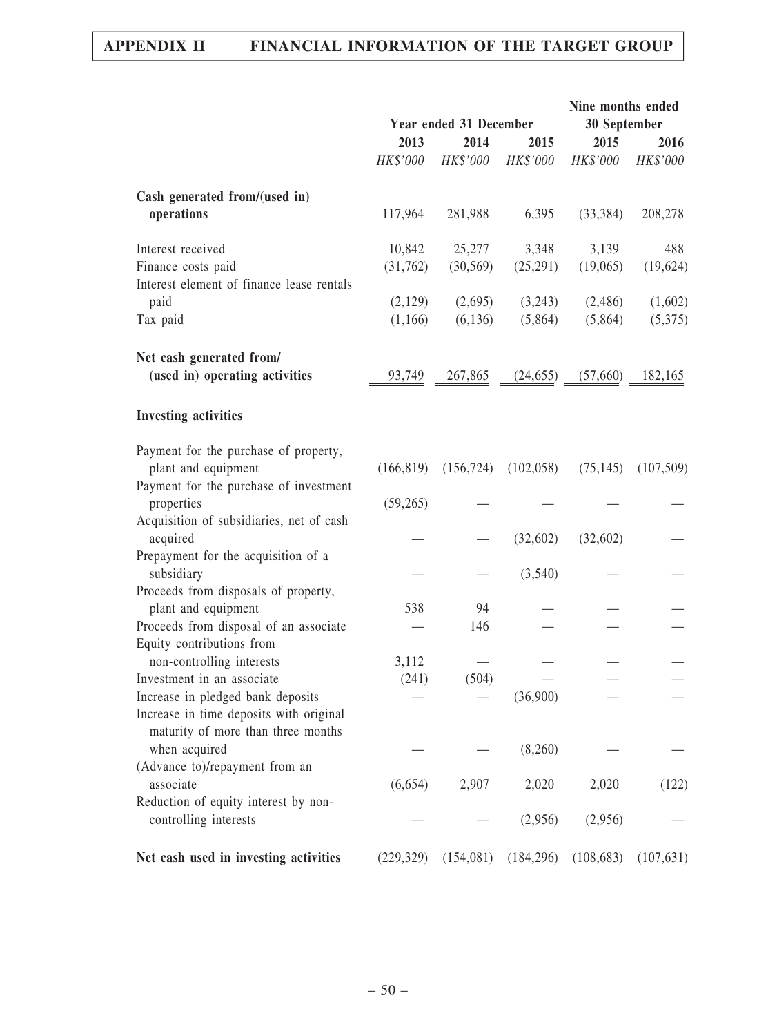|  | Year ended 31 December |  |  | Nine months ended 30 September |  |
|---|---|---|---|---|---|
|  | 2013 | 2014 | 2015 | 2015 | 2016 |
|  | *HK$'000* | *HK$'000* | *HK$'000* | *HK$'000* | *HK$'000* |
| **Cash generated from/(used in) operations** | 117,964 | 281,988 | 6,395 | (33,384) | 208,278 |
| Interest received | 10,842 | 25,277 | 3,348 | 3,139 | 488 |
| Finance costs paid | (31,762) | (30,569) | (25,291) | (19,065) | (19,624) |
| Interest element of finance lease rentals paid | (2,129) | (2,695) | (3,243) | (2,486) | (1,602) |
| Tax paid | (1,166) | (6,136) | (5,864) | (5,864) | (5,375) |
| **Net cash generated from/ (used in) operating activities** | 93,749 | 267,865 | (24,655) | (57,660) | 182,165 |
| **Investing activities** |  |  |  |  |  |
| Payment for the purchase of property, plant and equipment | (166,819) | (156,724) | (102,058) | (75,145) | (107,509) |
| Payment for the purchase of investment properties | (59,265) | — | — | — | — |
| Acquisition of subsidiaries, net of cash acquired | — | — | (32,602) | (32,602) | — |
| Prepayment for the acquisition of a subsidiary | — | — | (3,540) | — | — |
| Proceeds from disposals of property, plant and equipment | 538 | 94 | — | — | — |
| Proceeds from disposal of an associate | — | 146 | — | — | — |
| Equity contributions from non-controlling interests | 3,112 | — | — | — | — |
| Investment in an associate | (241) | (504) | — | — | — |
| Increase in pledged bank deposits | — | — | (36,900) | — | — |
| Increase in time deposits with original maturity of more than three months when acquired | — | — | (8,260) | — | — |
| (Advance to)/repayment from an associate | (6,654) | 2,907 | 2,020 | 2,020 | (122) |
| Reduction of equity interest by non-controlling interests | — | — | (2,956) | (2,956) | — |
| **Net cash used in investing activities** | (229,329) | (154,081) | (184,296) | (108,683) | (107,631) |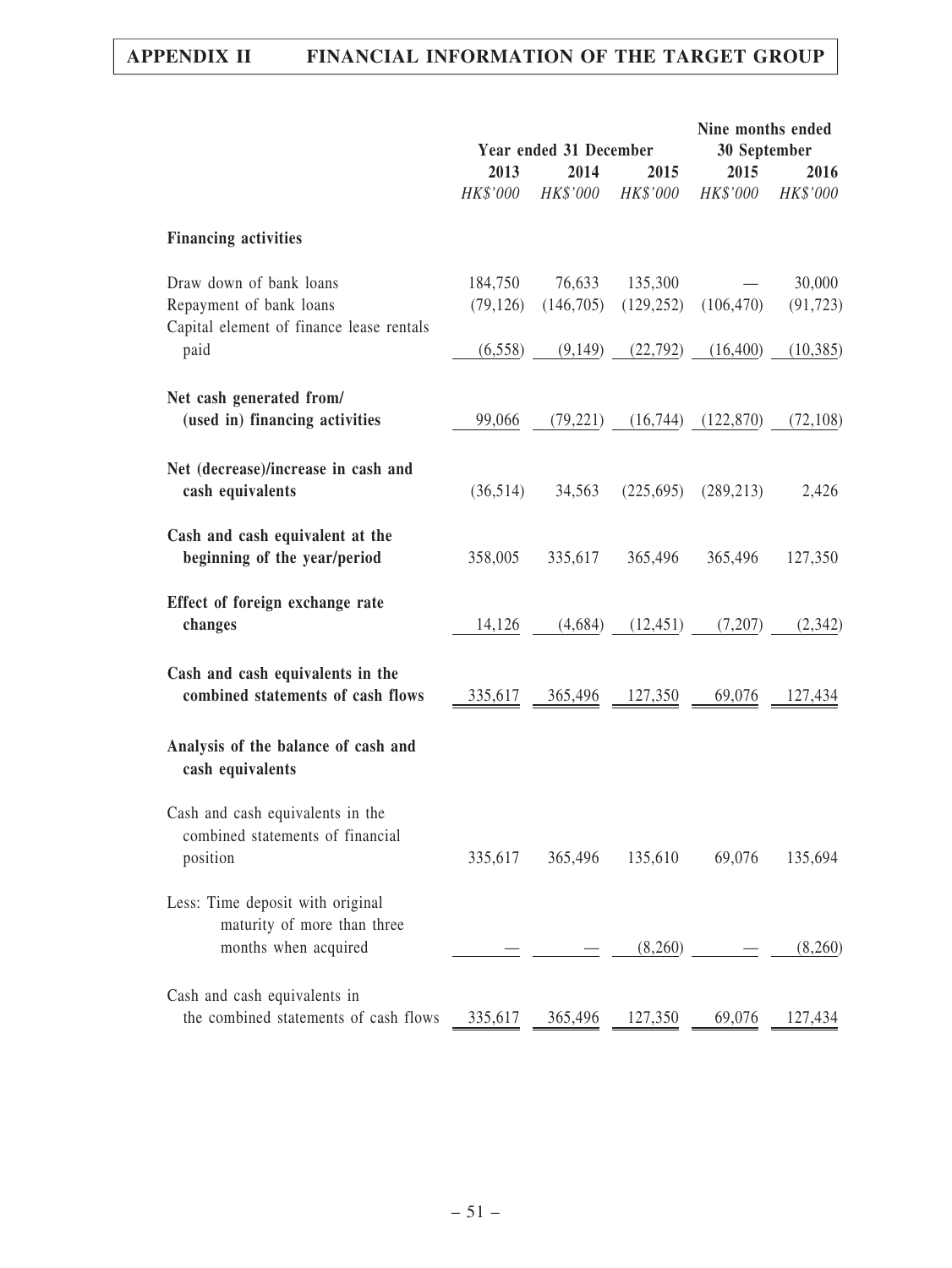| | Year ended 31 December | | | Nine months ended 30 September | |
|---|---|---|---|---|---|
| | 2013 | 2014 | 2015 | 2015 | 2016 |
| | *HK$'000* | *HK$'000* | *HK$'000* | *HK$'000* | *HK$'000* |
| **Financing activities** | | | | | |
| Draw down of bank loans | 184,750 | 76,633 | 135,300 | — | 30,000 |
| Repayment of bank loans | (79,126) | (146,705) | (129,252) | (106,470) | (91,723) |
| Capital element of finance lease rentals paid | (6,558) | (9,149) | (22,792) | (16,400) | (10,385) |
| **Net cash generated from/ (used in) financing activities** | 99,066 | (79,221) | (16,744) | (122,870) | (72,108) |
| **Net (decrease)/increase in cash and cash equivalents** | (36,514) | 34,563 | (225,695) | (289,213) | 2,426 |
| **Cash and cash equivalent at the beginning of the year/period** | 358,005 | 335,617 | 365,496 | 365,496 | 127,350 |
| **Effect of foreign exchange rate changes** | 14,126 | (4,684) | (12,451) | (7,207) | (2,342) |
| **Cash and cash equivalents in the combined statements of cash flows** | 335,617 | 365,496 | 127,350 | 69,076 | 127,434 |
| **Analysis of the balance of cash and cash equivalents** | | | | | |
| Cash and cash equivalents in the combined statements of financial position | 335,617 | 365,496 | 135,610 | 69,076 | 135,694 |
| Less: Time deposit with original maturity of more than three months when acquired | — | — | (8,260) | — | (8,260) |
| Cash and cash equivalents in the combined statements of cash flows | 335,617 | 365,496 | 127,350 | 69,076 | 127,434 |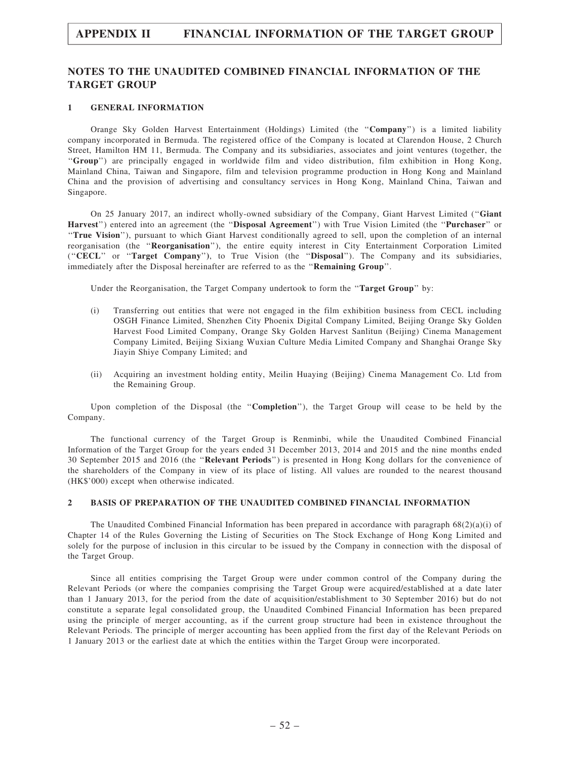## NOTES TO THE UNAUDITED COMBINED FINANCIAL INFORMATION OF THE TARGET GROUP

### 1 GENERAL INFORMATION

Orange Sky Golden Harvest Entertainment (Holdings) Limited (the "**Company**") is a limited liability company incorporated in Bermuda. The registered office of the Company is located at Clarendon House, 2 Church Street, Hamilton HM 11, Bermuda. The Company and its subsidiaries, associates and joint ventures (together, the "**Group**") are principally engaged in worldwide film and video distribution, film exhibition in Hong Kong, Mainland China, Taiwan and Singapore, film and television programme production in Hong Kong and Mainland China and the provision of advertising and consultancy services in Hong Kong, Mainland China, Taiwan and Singapore.

On 25 January 2017, an indirect wholly-owned subsidiary of the Company, Giant Harvest Limited ("**Giant Harvest**") entered into an agreement (the "**Disposal Agreement**") with True Vision Limited (the "**Purchaser**" or "**True Vision**"), pursuant to which Giant Harvest conditionally agreed to sell, upon the completion of an internal reorganisation (the "**Reorganisation**"), the entire equity interest in City Entertainment Corporation Limited ("**CECL**" or "**Target Company**"), to True Vision (the "**Disposal**"). The Company and its subsidiaries, immediately after the Disposal hereinafter are referred to as the "**Remaining Group**".

Under the Reorganisation, the Target Company undertook to form the "**Target Group**" by:

(i) Transferring out entities that were not engaged in the film exhibition business from CECL including OSGH Finance Limited, Shenzhen City Phoenix Digital Company Limited, Beijing Orange Sky Golden Harvest Food Limited Company, Orange Sky Golden Harvest Sanlitun (Beijing) Cinema Management Company Limited, Beijing Sixiang Wuxian Culture Media Limited Company and Shanghai Orange Sky Jiayin Shiye Company Limited; and

(ii) Acquiring an investment holding entity, Meilin Huaying (Beijing) Cinema Management Co. Ltd from the Remaining Group.

Upon completion of the Disposal (the "**Completion**"), the Target Group will cease to be held by the Company.

The functional currency of the Target Group is Renminbi, while the Unaudited Combined Financial Information of the Target Group for the years ended 31 December 2013, 2014 and 2015 and the nine months ended 30 September 2015 and 2016 (the "**Relevant Periods**") is presented in Hong Kong dollars for the convenience of the shareholders of the Company in view of its place of listing. All values are rounded to the nearest thousand (HK$'000) except when otherwise indicated.

### 2 BASIS OF PREPARATION OF THE UNAUDITED COMBINED FINANCIAL INFORMATION

The Unaudited Combined Financial Information has been prepared in accordance with paragraph 68(2)(a)(i) of Chapter 14 of the Rules Governing the Listing of Securities on The Stock Exchange of Hong Kong Limited and solely for the purpose of inclusion in this circular to be issued by the Company in connection with the disposal of the Target Group.

Since all entities comprising the Target Group were under common control of the Company during the Relevant Periods (or where the companies comprising the Target Group were acquired/established at a date later than 1 January 2013, for the period from the date of acquisition/establishment to 30 September 2016) but do not constitute a separate legal consolidated group, the Unaudited Combined Financial Information has been prepared using the principle of merger accounting, as if the current group structure had been in existence throughout the Relevant Periods. The principle of merger accounting has been applied from the first day of the Relevant Periods on 1 January 2013 or the earliest date at which the entities within the Target Group were incorporated.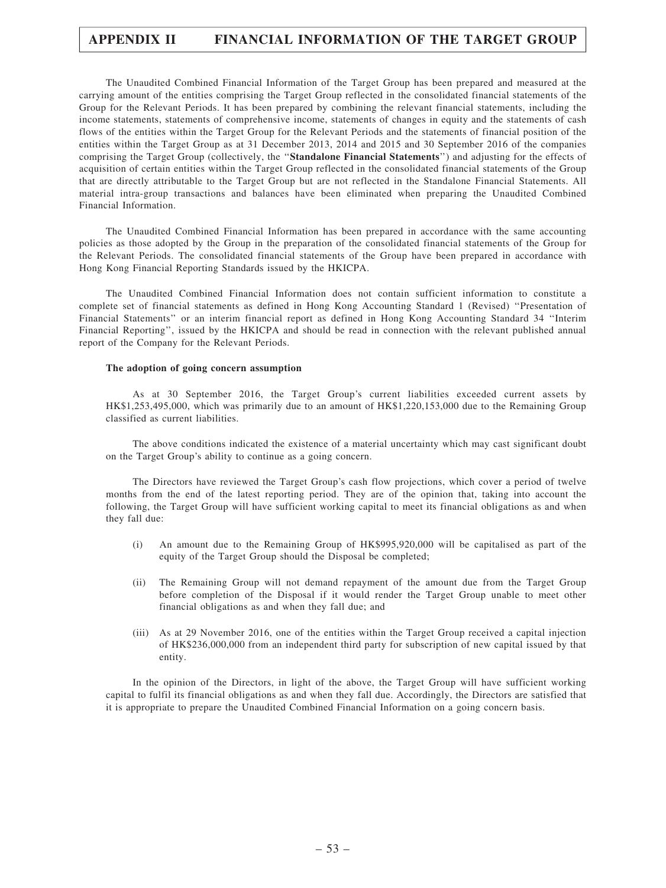The Unaudited Combined Financial Information of the Target Group has been prepared and measured at the carrying amount of the entities comprising the Target Group reflected in the consolidated financial statements of the Group for the Relevant Periods. It has been prepared by combining the relevant financial statements, including the income statements, statements of comprehensive income, statements of changes in equity and the statements of cash flows of the entities within the Target Group for the Relevant Periods and the statements of financial position of the entities within the Target Group as at 31 December 2013, 2014 and 2015 and 30 September 2016 of the companies comprising the Target Group (collectively, the "**Standalone Financial Statements**") and adjusting for the effects of acquisition of certain entities within the Target Group reflected in the consolidated financial statements of the Group that are directly attributable to the Target Group but are not reflected in the Standalone Financial Statements. All material intra-group transactions and balances have been eliminated when preparing the Unaudited Combined Financial Information.

The Unaudited Combined Financial Information has been prepared in accordance with the same accounting policies as those adopted by the Group in the preparation of the consolidated financial statements of the Group for the Relevant Periods. The consolidated financial statements of the Group have been prepared in accordance with Hong Kong Financial Reporting Standards issued by the HKICPA.

The Unaudited Combined Financial Information does not contain sufficient information to constitute a complete set of financial statements as defined in Hong Kong Accounting Standard 1 (Revised) "Presentation of Financial Statements" or an interim financial report as defined in Hong Kong Accounting Standard 34 "Interim Financial Reporting", issued by the HKICPA and should be read in connection with the relevant published annual report of the Company for the Relevant Periods.

**The adoption of going concern assumption**

As at 30 September 2016, the Target Group's current liabilities exceeded current assets by HK$1,253,495,000, which was primarily due to an amount of HK$1,220,153,000 due to the Remaining Group classified as current liabilities.

The above conditions indicated the existence of a material uncertainty which may cast significant doubt on the Target Group's ability to continue as a going concern.

The Directors have reviewed the Target Group's cash flow projections, which cover a period of twelve months from the end of the latest reporting period. They are of the opinion that, taking into account the following, the Target Group will have sufficient working capital to meet its financial obligations as and when they fall due:

(i) An amount due to the Remaining Group of HK$995,920,000 will be capitalised as part of the equity of the Target Group should the Disposal be completed;

(ii) The Remaining Group will not demand repayment of the amount due from the Target Group before completion of the Disposal if it would render the Target Group unable to meet other financial obligations as and when they fall due; and

(iii) As at 29 November 2016, one of the entities within the Target Group received a capital injection of HK$236,000,000 from an independent third party for subscription of new capital issued by that entity.

In the opinion of the Directors, in light of the above, the Target Group will have sufficient working capital to fulfil its financial obligations as and when they fall due. Accordingly, the Directors are satisfied that it is appropriate to prepare the Unaudited Combined Financial Information on a going concern basis.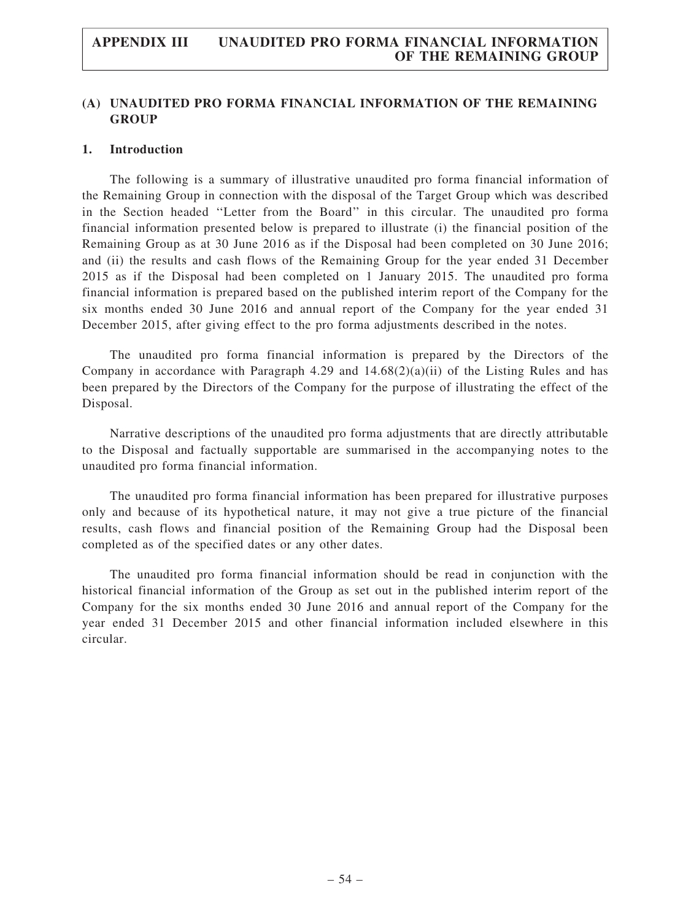## (A) UNAUDITED PRO FORMA FINANCIAL INFORMATION OF THE REMAINING GROUP

### 1. Introduction

The following is a summary of illustrative unaudited pro forma financial information of the Remaining Group in connection with the disposal of the Target Group which was described in the Section headed ''Letter from the Board'' in this circular. The unaudited pro forma financial information presented below is prepared to illustrate (i) the financial position of the Remaining Group as at 30 June 2016 as if the Disposal had been completed on 30 June 2016; and (ii) the results and cash flows of the Remaining Group for the year ended 31 December 2015 as if the Disposal had been completed on 1 January 2015. The unaudited pro forma financial information is prepared based on the published interim report of the Company for the six months ended 30 June 2016 and annual report of the Company for the year ended 31 December 2015, after giving effect to the pro forma adjustments described in the notes.

The unaudited pro forma financial information is prepared by the Directors of the Company in accordance with Paragraph 4.29 and 14.68(2)(a)(ii) of the Listing Rules and has been prepared by the Directors of the Company for the purpose of illustrating the effect of the Disposal.

Narrative descriptions of the unaudited pro forma adjustments that are directly attributable to the Disposal and factually supportable are summarised in the accompanying notes to the unaudited pro forma financial information.

The unaudited pro forma financial information has been prepared for illustrative purposes only and because of its hypothetical nature, it may not give a true picture of the financial results, cash flows and financial position of the Remaining Group had the Disposal been completed as of the specified dates or any other dates.

The unaudited pro forma financial information should be read in conjunction with the historical financial information of the Group as set out in the published interim report of the Company for the six months ended 30 June 2016 and annual report of the Company for the year ended 31 December 2015 and other financial information included elsewhere in this circular.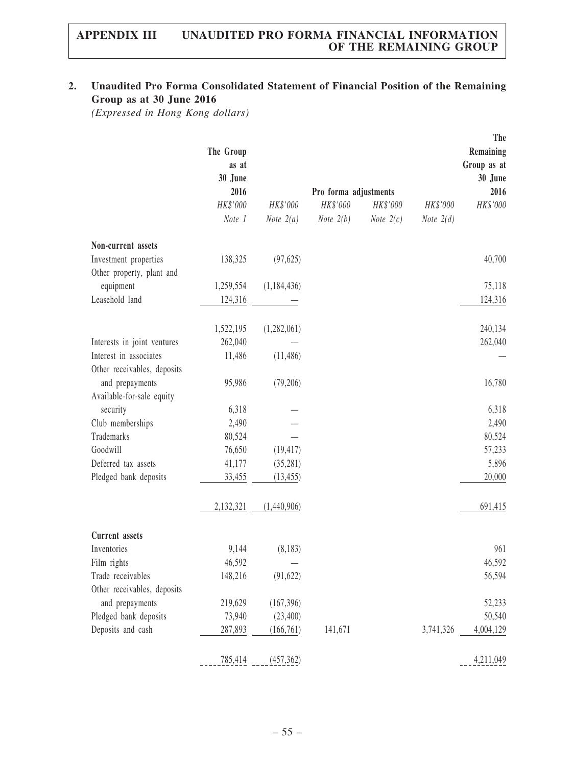## 2. Unaudited Pro Forma Consolidated Statement of Financial Position of the Remaining Group as at 30 June 2016

*(Expressed in Hong Kong dollars)*

| | The Group as at 30 June 2016 | | Pro forma adjustments | | | The Remaining Group as at 30 June 2016 |
|---|---|---|---|---|---|---|
| | *HK$'000* | *HK$'000* | *HK$'000* | *HK$'000* | *HK$'000* | *HK$'000* |
| | *Note 1* | *Note 2(a)* | *Note 2(b)* | *Note 2(c)* | *Note 2(d)* | |
| **Non-current assets** | | | | | | |
| Investment properties | 138,325 | (97,625) | | | | 40,700 |
| Other property, plant and equipment | 1,259,554 | (1,184,436) | | | | 75,118 |
| Leasehold land | 124,316 | — | | | | 124,316 |
| | 1,522,195 | (1,282,061) | | | | 240,134 |
| Interests in joint ventures | 262,040 | — | | | | 262,040 |
| Interest in associates | 11,486 | (11,486) | | | | — |
| Other receivables, deposits and prepayments | 95,986 | (79,206) | | | | 16,780 |
| Available-for-sale equity security | 6,318 | — | | | | 6,318 |
| Club memberships | 2,490 | — | | | | 2,490 |
| Trademarks | 80,524 | — | | | | 80,524 |
| Goodwill | 76,650 | (19,417) | | | | 57,233 |
| Deferred tax assets | 41,177 | (35,281) | | | | 5,896 |
| Pledged bank deposits | 33,455 | (13,455) | | | | 20,000 |
| | 2,132,321 | (1,440,906) | | | | 691,415 |
| **Current assets** | | | | | | |
| Inventories | 9,144 | (8,183) | | | | 961 |
| Film rights | 46,592 | — | | | | 46,592 |
| Trade receivables | 148,216 | (91,622) | | | | 56,594 |
| Other receivables, deposits and prepayments | 219,629 | (167,396) | | | | 52,233 |
| Pledged bank deposits | 73,940 | (23,400) | | | | 50,540 |
| Deposits and cash | 287,893 | (166,761) | 141,671 | | 3,741,326 | 4,004,129 |
| | 785,414 | (457,362) | | | | 4,211,049 |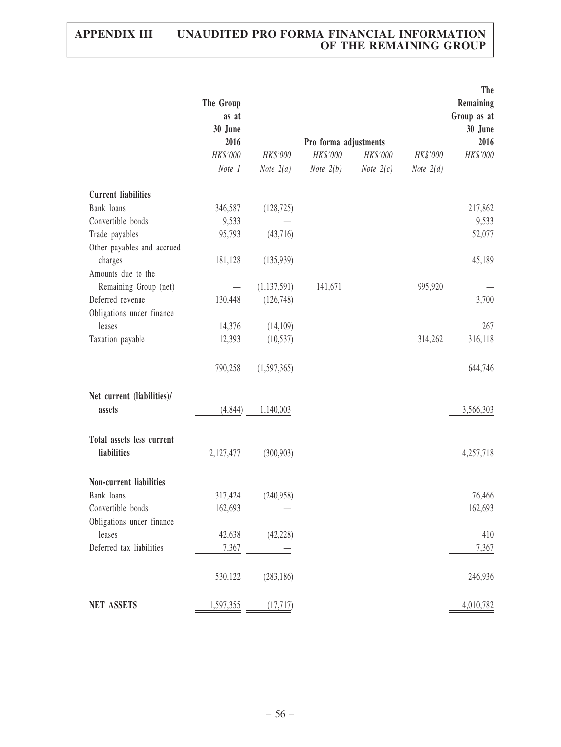| | The Group as at 30 June 2016 | | Pro forma adjustments | | | The Remaining Group as at 30 June 2016 |
|---|---|---|---|---|---|---|
| | *HK$'000* | *HK$'000* | *HK$'000* | *HK$'000* | *HK$'000* | *HK$'000* |
| | *Note 1* | *Note 2(a)* | *Note 2(b)* | *Note 2(c)* | *Note 2(d)* | |
| **Current liabilities** | | | | | | |
| Bank loans | 346,587 | (128,725) | | | | 217,862 |
| Convertible bonds | 9,533 | — | | | | 9,533 |
| Trade payables | 95,793 | (43,716) | | | | 52,077 |
| Other payables and accrued charges | 181,128 | (135,939) | | | | 45,189 |
| Amounts due to the Remaining Group (net) | — | (1,137,591) | 141,671 | | 995,920 | — |
| Deferred revenue | 130,448 | (126,748) | | | | 3,700 |
| Obligations under finance leases | 14,376 | (14,109) | | | | 267 |
| Taxation payable | 12,393 | (10,537) | | | 314,262 | 316,118 |
| | 790,258 | (1,597,365) | | | | 644,746 |
| **Net current (liabilities)/ assets** | (4,844) | 1,140,003 | | | | 3,566,303 |
| **Total assets less current liabilities** | 2,127,477 | (300,903) | | | | 4,257,718 |
| **Non-current liabilities** | | | | | | |
| Bank loans | 317,424 | (240,958) | | | | 76,466 |
| Convertible bonds | 162,693 | — | | | | 162,693 |
| Obligations under finance leases | 42,638 | (42,228) | | | | 410 |
| Deferred tax liabilities | 7,367 | — | | | | 7,367 |
| | 530,122 | (283,186) | | | | 246,936 |
| **NET ASSETS** | 1,597,355 | (17,717) | | | | 4,010,782 |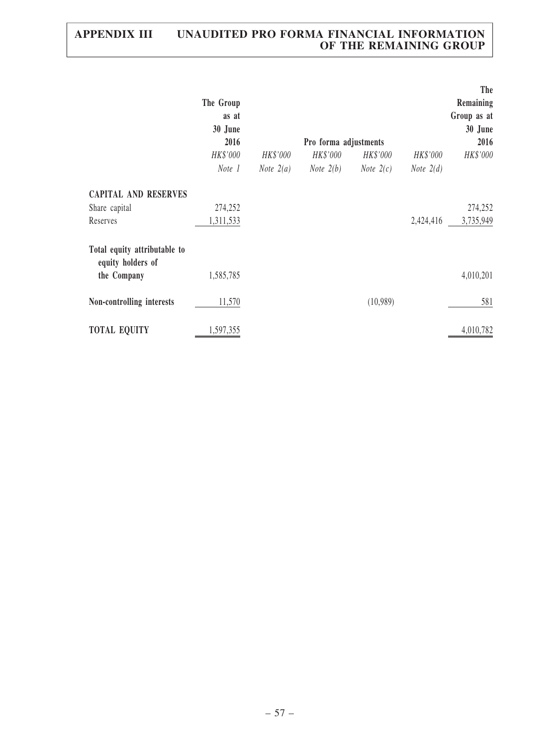| | The Group as at 30 June 2016 | Pro forma adjustments | | | | The Remaining Group as at 30 June 2016 |
|---|---|---|---|---|---|---|
| | *HK$'000* | *HK$'000* | *HK$'000* | *HK$'000* | *HK$'000* | *HK$'000* |
| | *Note 1* | *Note 2(a)* | *Note 2(b)* | *Note 2(c)* | *Note 2(d)* | |
| **CAPITAL AND RESERVES** | | | | | | |
| Share capital | 274,252 | | | | | 274,252 |
| Reserves | 1,311,533 | | | | 2,424,416 | 3,735,949 |
| **Total equity attributable to equity holders of the Company** | 1,585,785 | | | | | 4,010,201 |
| **Non-controlling interests** | 11,570 | | | (10,989) | | 581 |
| **TOTAL EQUITY** | 1,597,355 | | | | | 4,010,782 |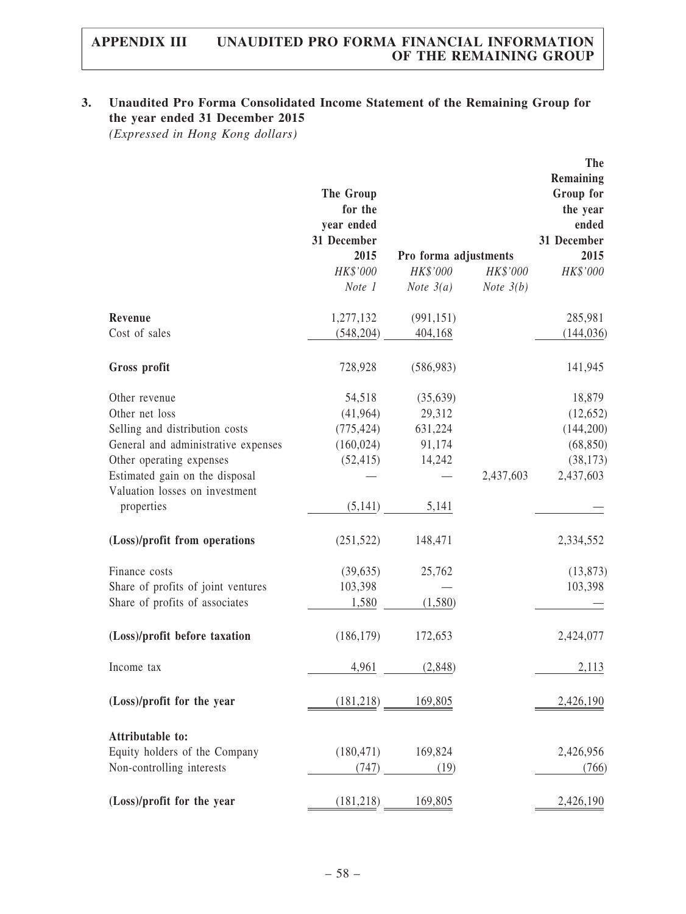## 3. Unaudited Pro Forma Consolidated Income Statement of the Remaining Group for the year ended 31 December 2015

*(Expressed in Hong Kong dollars)*

| | The Group for the year ended 31 December 2015 | Pro forma adjustments | | The Remaining Group for the year ended 31 December 2015 |
|---|---|---|---|---|
| | *HK$'000* | *HK$'000* | *HK$'000* | *HK$'000* |
| | *Note 1* | *Note 3(a)* | *Note 3(b)* | |
| **Revenue** | 1,277,132 | (991,151) | | 285,981 |
| Cost of sales | (548,204) | 404,168 | | (144,036) |
| **Gross profit** | 728,928 | (586,983) | | 141,945 |
| Other revenue | 54,518 | (35,639) | | 18,879 |
| Other net loss | (41,964) | 29,312 | | (12,652) |
| Selling and distribution costs | (775,424) | 631,224 | | (144,200) |
| General and administrative expenses | (160,024) | 91,174 | | (68,850) |
| Other operating expenses | (52,415) | 14,242 | | (38,173) |
| Estimated gain on the disposal | — | — | 2,437,603 | 2,437,603 |
| Valuation losses on investment properties | (5,141) | 5,141 | | — |
| **(Loss)/profit from operations** | (251,522) | 148,471 | | 2,334,552 |
| Finance costs | (39,635) | 25,762 | | (13,873) |
| Share of profits of joint ventures | 103,398 | — | | 103,398 |
| Share of profits of associates | 1,580 | (1,580) | | — |
| **(Loss)/profit before taxation** | (186,179) | 172,653 | | 2,424,077 |
| Income tax | 4,961 | (2,848) | | 2,113 |
| **(Loss)/profit for the year** | (181,218) | 169,805 | | 2,426,190 |
| **Attributable to:** | | | | |
| Equity holders of the Company | (180,471) | 169,824 | | 2,426,956 |
| Non-controlling interests | (747) | (19) | | (766) |
| **(Loss)/profit for the year** | (181,218) | 169,805 | | 2,426,190 |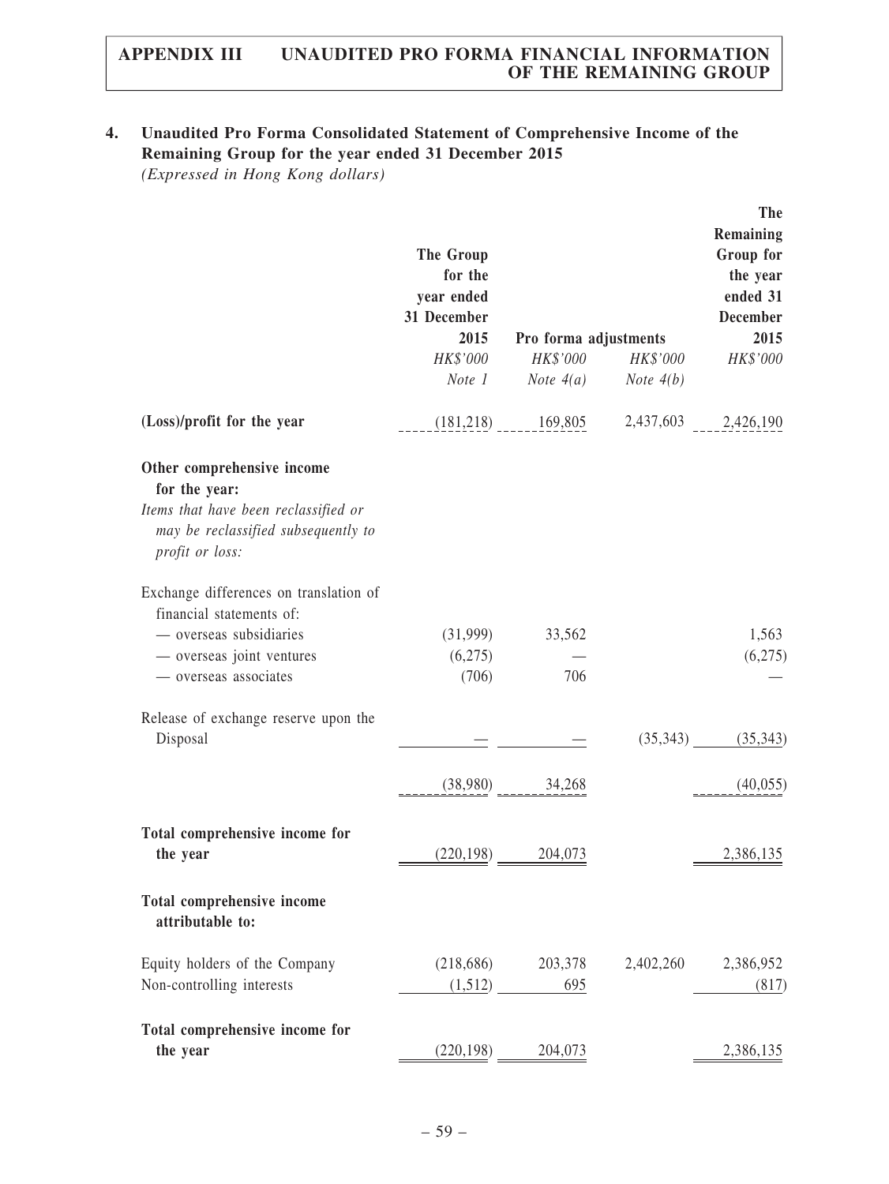## 4. Unaudited Pro Forma Consolidated Statement of Comprehensive Income of the Remaining Group for the year ended 31 December 2015

*(Expressed in Hong Kong dollars)*

| | The Group for the year ended 31 December 2015 | Pro forma adjustments | | The Remaining Group for the year ended 31 December 2015 |
|---|---|---|---|---|
| | *HK$'000* | *HK$'000* | *HK$'000* | *HK$'000* |
| | *Note 1* | *Note 4(a)* | *Note 4(b)* | |
| **(Loss)/profit for the year** | (181,218) | 169,805 | 2,437,603 | 2,426,190 |
| **Other comprehensive income for the year:** | | | | |
| *Items that have been reclassified or may be reclassified subsequently to profit or loss:* | | | | |
| Exchange differences on translation of financial statements of: | | | | |
| — overseas subsidiaries | (31,999) | 33,562 | | 1,563 |
| — overseas joint ventures | (6,275) | — | | (6,275) |
| — overseas associates | (706) | 706 | | — |
| Release of exchange reserve upon the Disposal | — | — | (35,343) | (35,343) |
| | (38,980) | 34,268 | | (40,055) |
| **Total comprehensive income for the year** | (220,198) | 204,073 | | 2,386,135 |
| **Total comprehensive income attributable to:** | | | | |
| Equity holders of the Company | (218,686) | 203,378 | 2,402,260 | 2,386,952 |
| Non-controlling interests | (1,512) | 695 | | (817) |
| **Total comprehensive income for the year** | (220,198) | 204,073 | | 2,386,135 |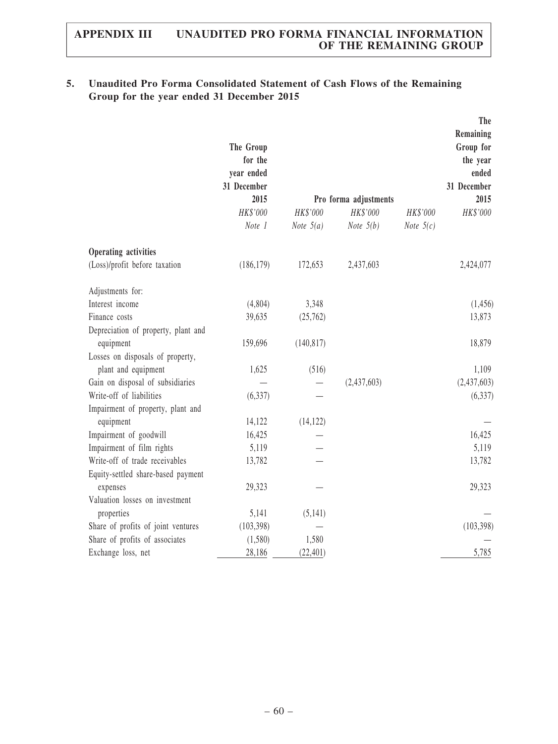## 5. Unaudited Pro Forma Consolidated Statement of Cash Flows of the Remaining Group for the year ended 31 December 2015

| | The Group for the year ended 31 December 2015 | Pro forma adjustments | | | The Remaining Group for the year ended 31 December 2015 |
|---|---|---|---|---|---|
| | *HK$'000* | *HK$'000* | *HK$'000* | *HK$'000* | *HK$'000* |
| | *Note 1* | *Note 5(a)* | *Note 5(b)* | *Note 5(c)* | |
| **Operating activities** | | | | | |
| (Loss)/profit before taxation | (186,179) | 172,653 | 2,437,603 | | 2,424,077 |
| Adjustments for: | | | | | |
| Interest income | (4,804) | 3,348 | | | (1,456) |
| Finance costs | 39,635 | (25,762) | | | 13,873 |
| Depreciation of property, plant and equipment | 159,696 | (140,817) | | | 18,879 |
| Losses on disposals of property, plant and equipment | 1,625 | (516) | | | 1,109 |
| Gain on disposal of subsidiaries | — | — | (2,437,603) | | (2,437,603) |
| Write-off of liabilities | (6,337) | — | | | (6,337) |
| Impairment of property, plant and equipment | 14,122 | (14,122) | | | — |
| Impairment of goodwill | 16,425 | — | | | 16,425 |
| Impairment of film rights | 5,119 | — | | | 5,119 |
| Write-off of trade receivables | 13,782 | — | | | 13,782 |
| Equity-settled share-based payment expenses | 29,323 | — | | | 29,323 |
| Valuation losses on investment properties | 5,141 | (5,141) | | | — |
| Share of profits of joint ventures | (103,398) | — | | | (103,398) |
| Share of profits of associates | (1,580) | 1,580 | | | — |
| Exchange loss, net | 28,186 | (22,401) | | | 5,785 |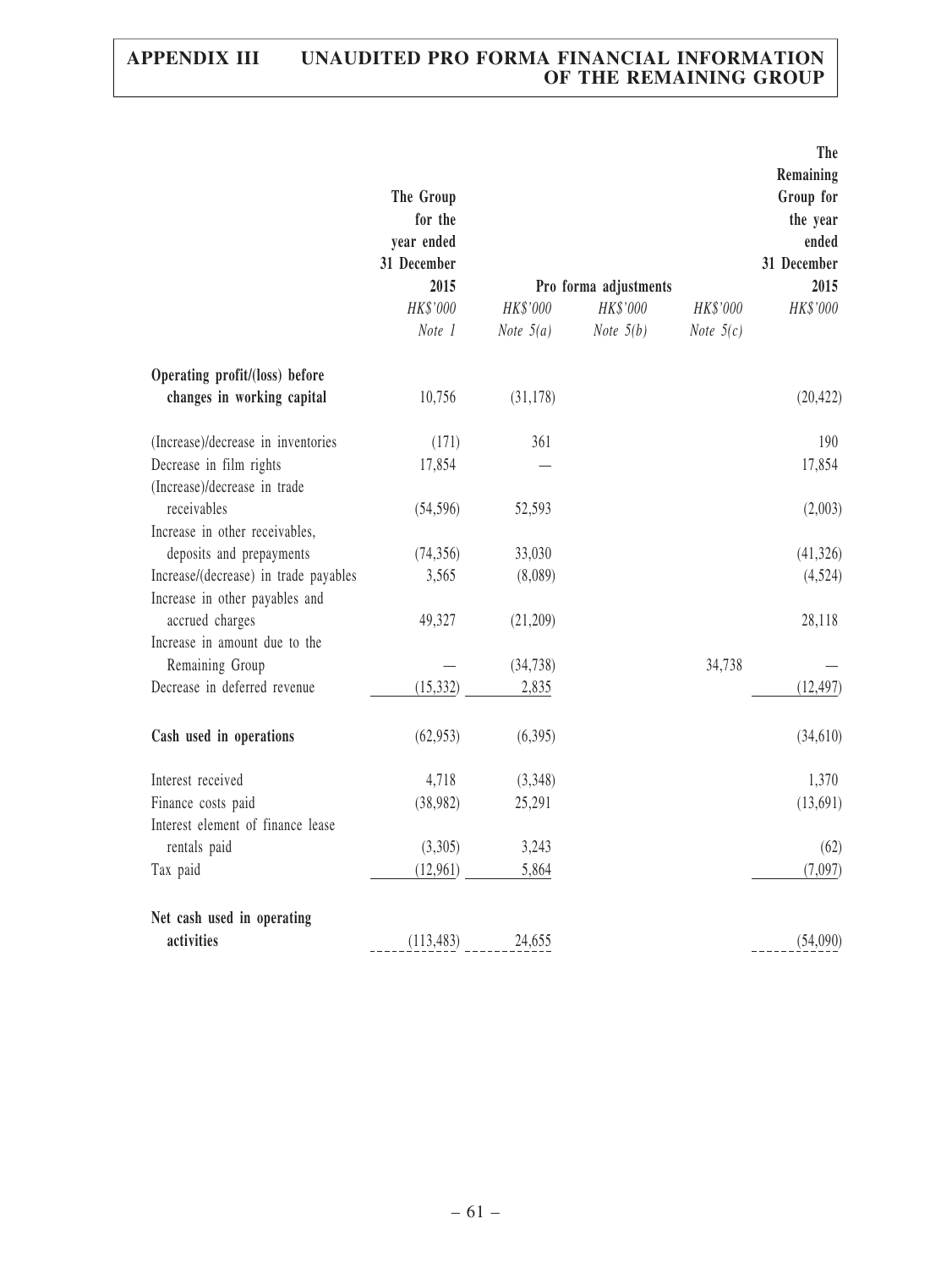| | The Group for the year ended 31 December 2015 | Pro forma adjustments | | | The Remaining Group for the year ended 31 December 2015 |
|---|---|---|---|---|---|
| | *HK$'000* | *HK$'000* | *HK$'000* | *HK$'000* | *HK$'000* |
| | *Note 1* | *Note 5(a)* | *Note 5(b)* | *Note 5(c)* | |
| **Operating profit/(loss) before changes in working capital** | 10,756 | (31,178) | | | (20,422) |
| (Increase)/decrease in inventories | (171) | 361 | | | 190 |
| Decrease in film rights | 17,854 | — | | | 17,854 |
| (Increase)/decrease in trade receivables | (54,596) | 52,593 | | | (2,003) |
| Increase in other receivables, deposits and prepayments | (74,356) | 33,030 | | | (41,326) |
| Increase/(decrease) in trade payables | 3,565 | (8,089) | | | (4,524) |
| Increase in other payables and accrued charges | 49,327 | (21,209) | | | 28,118 |
| Increase in amount due to the Remaining Group | — | (34,738) | | 34,738 | — |
| Decrease in deferred revenue | (15,332) | 2,835 | | | (12,497) |
| **Cash used in operations** | (62,953) | (6,395) | | | (34,610) |
| Interest received | 4,718 | (3,348) | | | 1,370 |
| Finance costs paid | (38,982) | 25,291 | | | (13,691) |
| Interest element of finance lease rentals paid | (3,305) | 3,243 | | | (62) |
| Tax paid | (12,961) | 5,864 | | | (7,097) |
| **Net cash used in operating activities** | (113,483) | 24,655 | | | (54,090) |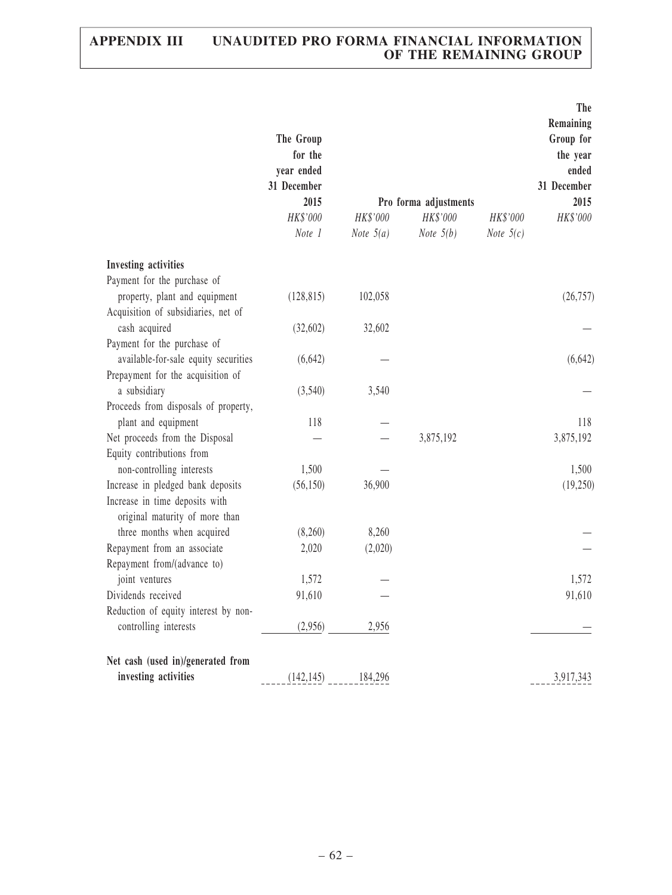| | The Group for the year ended 31 December 2015 | Pro forma adjustments | | | The Remaining Group for the year ended 31 December 2015 |
|---|---|---|---|---|---|
| | *HK$'000* | *HK$'000* | *HK$'000* | *HK$'000* | *HK$'000* |
| | *Note 1* | *Note 5(a)* | *Note 5(b)* | *Note 5(c)* | |
| **Investing activities** | | | | | |
| Payment for the purchase of property, plant and equipment | (128,815) | 102,058 | | | (26,757) |
| Acquisition of subsidiaries, net of cash acquired | (32,602) | 32,602 | | | — |
| Payment for the purchase of available-for-sale equity securities | (6,642) | — | | | (6,642) |
| Prepayment for the acquisition of a subsidiary | (3,540) | 3,540 | | | — |
| Proceeds from disposals of property, plant and equipment | 118 | — | | | 118 |
| Net proceeds from the Disposal | — | — | 3,875,192 | | 3,875,192 |
| Equity contributions from non-controlling interests | 1,500 | — | | | 1,500 |
| Increase in pledged bank deposits | (56,150) | 36,900 | | | (19,250) |
| Increase in time deposits with original maturity of more than three months when acquired | (8,260) | 8,260 | | | — |
| Repayment from an associate | 2,020 | (2,020) | | | — |
| Repayment from/(advance to) joint ventures | 1,572 | — | | | 1,572 |
| Dividends received | 91,610 | — | | | 91,610 |
| Reduction of equity interest by non-controlling interests | (2,956) | 2,956 | | | — |
| **Net cash (used in)/generated from investing activities** | (142,145) | 184,296 | | | 3,917,343 |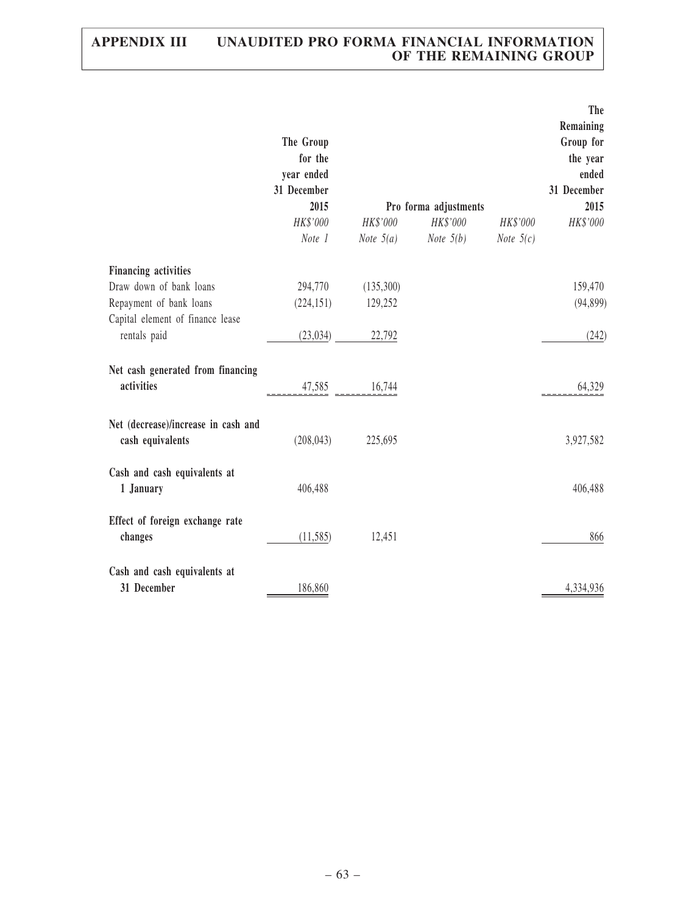| | The Group for the year ended 31 December 2015 | Pro forma adjustments | | | The Remaining Group for the year ended 31 December 2015 |
|---|---|---|---|---|---|
| | *HK$'000* | *HK$'000* | *HK$'000* | *HK$'000* | *HK$'000* |
| | *Note 1* | *Note 5(a)* | *Note 5(b)* | *Note 5(c)* | |
| **Financing activities** | | | | | |
| Draw down of bank loans | 294,770 | (135,300) | | | 159,470 |
| Repayment of bank loans | (224,151) | 129,252 | | | (94,899) |
| Capital element of finance lease rentals paid | (23,034) | 22,792 | | | (242) |
| **Net cash generated from financing activities** | 47,585 | 16,744 | | | 64,329 |
| **Net (decrease)/increase in cash and cash equivalents** | (208,043) | 225,695 | | | 3,927,582 |
| **Cash and cash equivalents at 1 January** | 406,488 | | | | 406,488 |
| **Effect of foreign exchange rate changes** | (11,585) | 12,451 | | | 866 |
| **Cash and cash equivalents at 31 December** | 186,860 | | | | 4,334,936 |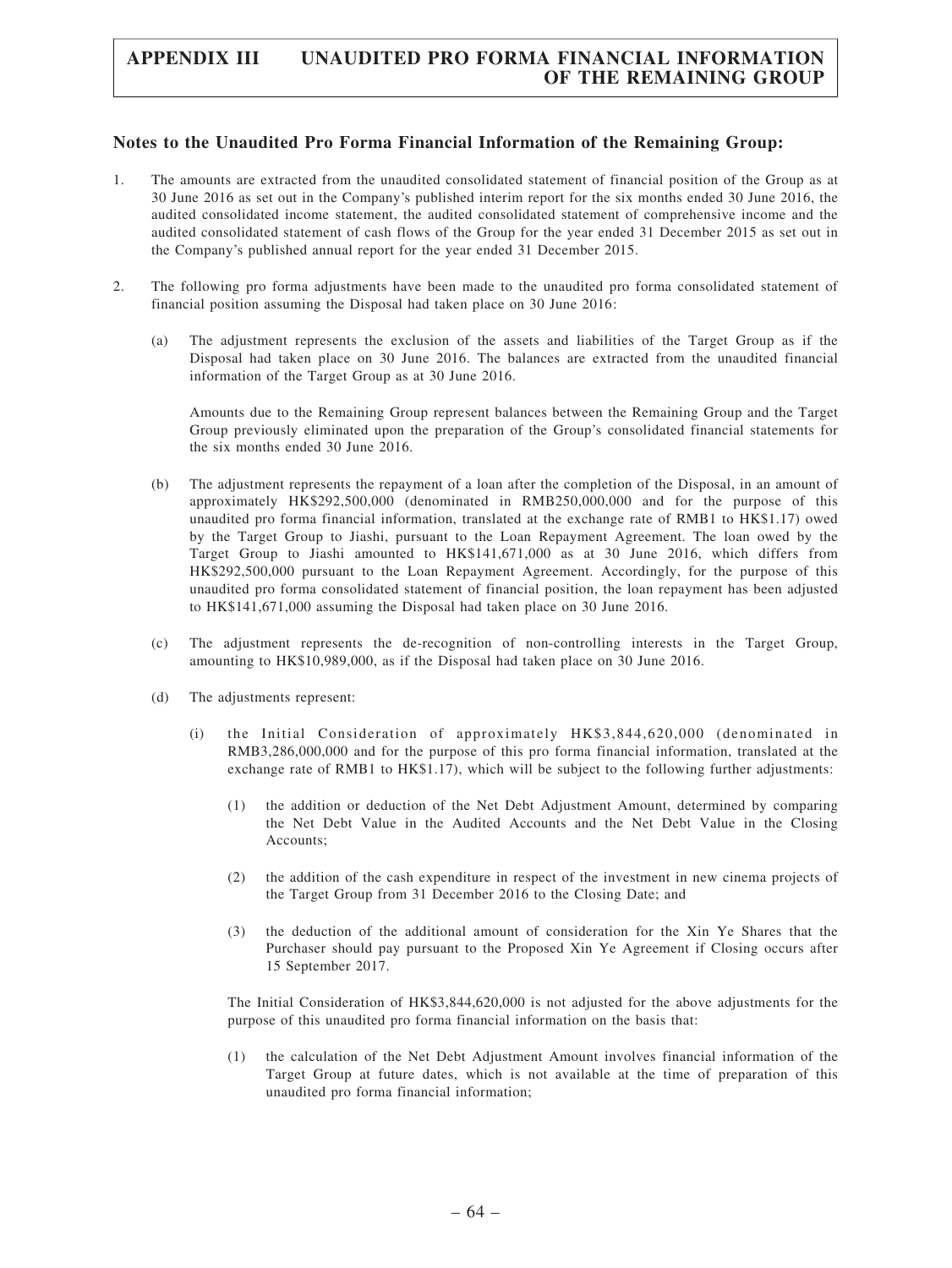## Notes to the Unaudited Pro Forma Financial Information of the Remaining Group:

1. The amounts are extracted from the unaudited consolidated statement of financial position of the Group as at 30 June 2016 as set out in the Company's published interim report for the six months ended 30 June 2016, the audited consolidated income statement, the audited consolidated statement of comprehensive income and the audited consolidated statement of cash flows of the Group for the year ended 31 December 2015 as set out in the Company's published annual report for the year ended 31 December 2015.

2. The following pro forma adjustments have been made to the unaudited pro forma consolidated statement of financial position assuming the Disposal had taken place on 30 June 2016:

   (a) The adjustment represents the exclusion of the assets and liabilities of the Target Group as if the Disposal had taken place on 30 June 2016. The balances are extracted from the unaudited financial information of the Target Group as at 30 June 2016.

   Amounts due to the Remaining Group represent balances between the Remaining Group and the Target Group previously eliminated upon the preparation of the Group's consolidated financial statements for the six months ended 30 June 2016.

   (b) The adjustment represents the repayment of a loan after the completion of the Disposal, in an amount of approximately HK$292,500,000 (denominated in RMB250,000,000 and for the purpose of this unaudited pro forma financial information, translated at the exchange rate of RMB1 to HK$1.17) owed by the Target Group to Jiashi, pursuant to the Loan Repayment Agreement. The loan owed by the Target Group to Jiashi amounted to HK$141,671,000 as at 30 June 2016, which differs from HK$292,500,000 pursuant to the Loan Repayment Agreement. Accordingly, for the purpose of this unaudited pro forma consolidated statement of financial position, the loan repayment has been adjusted to HK$141,671,000 assuming the Disposal had taken place on 30 June 2016.

   (c) The adjustment represents the de-recognition of non-controlling interests in the Target Group, amounting to HK$10,989,000, as if the Disposal had taken place on 30 June 2016.

   (d) The adjustments represent:

      (i) the Initial Consideration of approximately HK$3,844,620,000 (denominated in RMB3,286,000,000 and for the purpose of this pro forma financial information, translated at the exchange rate of RMB1 to HK$1.17), which will be subject to the following further adjustments:

         (1) the addition or deduction of the Net Debt Adjustment Amount, determined by comparing the Net Debt Value in the Audited Accounts and the Net Debt Value in the Closing Accounts;

         (2) the addition of the cash expenditure in respect of the investment in new cinema projects of the Target Group from 31 December 2016 to the Closing Date; and

         (3) the deduction of the additional amount of consideration for the Xin Ye Shares that the Purchaser should pay pursuant to the Proposed Xin Ye Agreement if Closing occurs after 15 September 2017.

      The Initial Consideration of HK$3,844,620,000 is not adjusted for the above adjustments for the purpose of this unaudited pro forma financial information on the basis that:

         (1) the calculation of the Net Debt Adjustment Amount involves financial information of the Target Group at future dates, which is not available at the time of preparation of this unaudited pro forma financial information;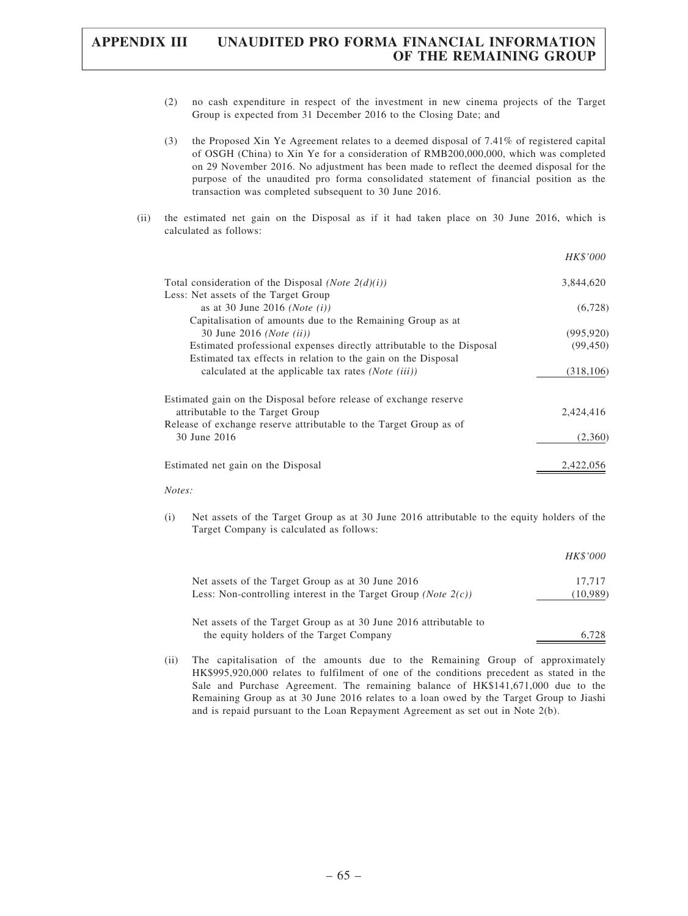(2) no cash expenditure in respect of the investment in new cinema projects of the Target Group is expected from 31 December 2016 to the Closing Date; and

(3) the Proposed Xin Ye Agreement relates to a deemed disposal of 7.41% of registered capital of OSGH (China) to Xin Ye for a consideration of RMB200,000,000, which was completed on 29 November 2016. No adjustment has been made to reflect the deemed disposal for the purpose of the unaudited pro forma consolidated statement of financial position as the transaction was completed subsequent to 30 June 2016.

(ii) the estimated net gain on the Disposal as if it had taken place on 30 June 2016, which is calculated as follows:

| | *HK$'000* |
|---|---:|
| Total consideration of the Disposal *(Note 2(d)(i))* | 3,844,620 |
| Less: Net assets of the Target Group as at 30 June 2016 *(Note (i))* | (6,728) |
| Capitalisation of amounts due to the Remaining Group as at 30 June 2016 *(Note (ii))* | (995,920) |
| Estimated professional expenses directly attributable to the Disposal | (99,450) |
| Estimated tax effects in relation to the gain on the Disposal calculated at the applicable tax rates *(Note (iii))* | (318,106) |
| Estimated gain on the Disposal before release of exchange reserve attributable to the Target Group | 2,424,416 |
| Release of exchange reserve attributable to the Target Group as of 30 June 2016 | (2,360) |
| Estimated net gain on the Disposal | 2,422,056 |

*Notes:*

(i) Net assets of the Target Group as at 30 June 2016 attributable to the equity holders of the Target Company is calculated as follows:

| | *HK$'000* |
|---|---:|
| Net assets of the Target Group as at 30 June 2016 | 17,717 |
| Less: Non-controlling interest in the Target Group *(Note 2(c))* | (10,989) |
| Net assets of the Target Group as at 30 June 2016 attributable to the equity holders of the Target Company | 6,728 |

(ii) The capitalisation of the amounts due to the Remaining Group of approximately HK$995,920,000 relates to fulfilment of one of the conditions precedent as stated in the Sale and Purchase Agreement. The remaining balance of HK$141,671,000 due to the Remaining Group as at 30 June 2016 relates to a loan owed by the Target Group to Jiashi and is repaid pursuant to the Loan Repayment Agreement as set out in Note 2(b).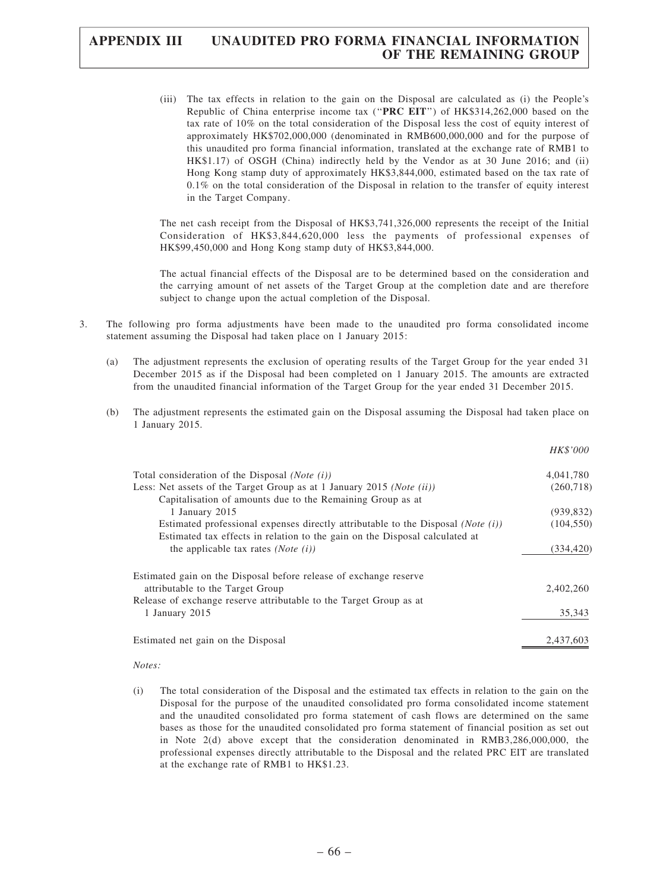(iii) The tax effects in relation to the gain on the Disposal are calculated as (i) the People's Republic of China enterprise income tax ("**PRC EIT**") of HK$314,262,000 based on the tax rate of 10% on the total consideration of the Disposal less the cost of equity interest of approximately HK$702,000,000 (denominated in RMB600,000,000 and for the purpose of this unaudited pro forma financial information, translated at the exchange rate of RMB1 to HK$1.17) of OSGH (China) indirectly held by the Vendor as at 30 June 2016; and (ii) Hong Kong stamp duty of approximately HK$3,844,000, estimated based on the tax rate of 0.1% on the total consideration of the Disposal in relation to the transfer of equity interest in the Target Company.

The net cash receipt from the Disposal of HK$3,741,326,000 represents the receipt of the Initial Consideration of HK$3,844,620,000 less the payments of professional expenses of HK$99,450,000 and Hong Kong stamp duty of HK$3,844,000.

The actual financial effects of the Disposal are to be determined based on the consideration and the carrying amount of net assets of the Target Group at the completion date and are therefore subject to change upon the actual completion of the Disposal.

3. The following pro forma adjustments have been made to the unaudited pro forma consolidated income statement assuming the Disposal had taken place on 1 January 2015:

   (a) The adjustment represents the exclusion of operating results of the Target Group for the year ended 31 December 2015 as if the Disposal had been completed on 1 January 2015. The amounts are extracted from the unaudited financial information of the Target Group for the year ended 31 December 2015.

   (b) The adjustment represents the estimated gain on the Disposal assuming the Disposal had taken place on 1 January 2015.

| | *HK$'000* |
|---|---|
| Total consideration of the Disposal *(Note (i))* | 4,041,780 |
| Less: Net assets of the Target Group as at 1 January 2015 *(Note (ii))* | (260,718) |
| Capitalisation of amounts due to the Remaining Group as at 1 January 2015 | (939,832) |
| Estimated professional expenses directly attributable to the Disposal *(Note (i))* | (104,550) |
| Estimated tax effects in relation to the gain on the Disposal calculated at the applicable tax rates *(Note (i))* | (334,420) |
| Estimated gain on the Disposal before release of exchange reserve attributable to the Target Group | 2,402,260 |
| Release of exchange reserve attributable to the Target Group as at 1 January 2015 | 35,343 |
| Estimated net gain on the Disposal | 2,437,603 |

*Notes:*

(i) The total consideration of the Disposal and the estimated tax effects in relation to the gain on the Disposal for the purpose of the unaudited consolidated pro forma consolidated income statement and the unaudited consolidated pro forma statement of cash flows are determined on the same bases as those for the unaudited consolidated pro forma statement of financial position as set out in Note 2(d) above except that the consideration denominated in RMB3,286,000,000, the professional expenses directly attributable to the Disposal and the related PRC EIT are translated at the exchange rate of RMB1 to HK$1.23.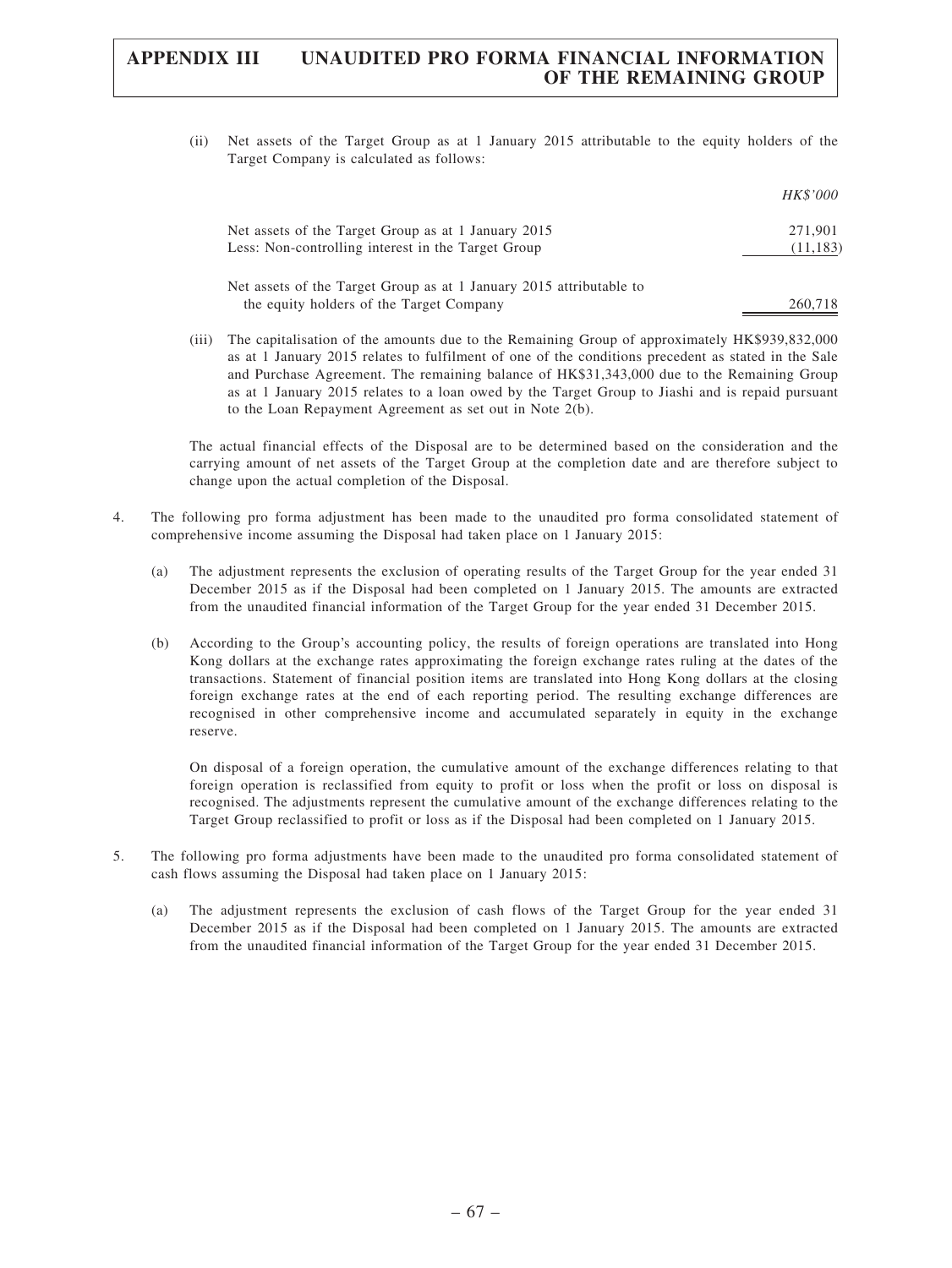(ii) Net assets of the Target Group as at 1 January 2015 attributable to the equity holders of the Target Company is calculated as follows:

| | *HK$'000* |
|---|---|
| Net assets of the Target Group as at 1 January 2015 | 271,901 |
| Less: Non-controlling interest in the Target Group | (11,183) |
| Net assets of the Target Group as at 1 January 2015 attributable to the equity holders of the Target Company | 260,718 |

(iii) The capitalisation of the amounts due to the Remaining Group of approximately HK$939,832,000 as at 1 January 2015 relates to fulfilment of one of the conditions precedent as stated in the Sale and Purchase Agreement. The remaining balance of HK$31,343,000 due to the Remaining Group as at 1 January 2015 relates to a loan owed by the Target Group to Jiashi and is repaid pursuant to the Loan Repayment Agreement as set out in Note 2(b).

The actual financial effects of the Disposal are to be determined based on the consideration and the carrying amount of net assets of the Target Group at the completion date and are therefore subject to change upon the actual completion of the Disposal.

4. The following pro forma adjustment has been made to the unaudited pro forma consolidated statement of comprehensive income assuming the Disposal had taken place on 1 January 2015:

   (a) The adjustment represents the exclusion of operating results of the Target Group for the year ended 31 December 2015 as if the Disposal had been completed on 1 January 2015. The amounts are extracted from the unaudited financial information of the Target Group for the year ended 31 December 2015.

   (b) According to the Group's accounting policy, the results of foreign operations are translated into Hong Kong dollars at the exchange rates approximating the foreign exchange rates ruling at the dates of the transactions. Statement of financial position items are translated into Hong Kong dollars at the closing foreign exchange rates at the end of each reporting period. The resulting exchange differences are recognised in other comprehensive income and accumulated separately in equity in the exchange reserve.

   On disposal of a foreign operation, the cumulative amount of the exchange differences relating to that foreign operation is reclassified from equity to profit or loss when the profit or loss on disposal is recognised. The adjustments represent the cumulative amount of the exchange differences relating to the Target Group reclassified to profit or loss as if the Disposal had been completed on 1 January 2015.

5. The following pro forma adjustments have been made to the unaudited pro forma consolidated statement of cash flows assuming the Disposal had taken place on 1 January 2015:

   (a) The adjustment represents the exclusion of cash flows of the Target Group for the year ended 31 December 2015 as if the Disposal had been completed on 1 January 2015. The amounts are extracted from the unaudited financial information of the Target Group for the year ended 31 December 2015.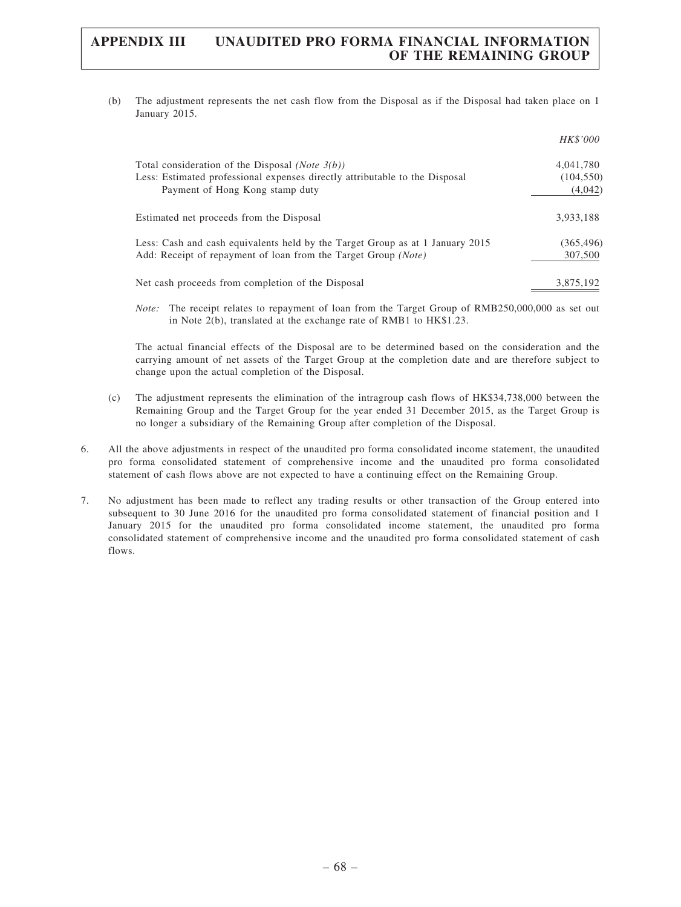(b) The adjustment represents the net cash flow from the Disposal as if the Disposal had taken place on 1 January 2015.

| | *HK$'000* |
|---|---|
| Total consideration of the Disposal *(Note 3(b))* | 4,041,780 |
| Less: Estimated professional expenses directly attributable to the Disposal | (104,550) |
| Payment of Hong Kong stamp duty | (4,042) |
| Estimated net proceeds from the Disposal | 3,933,188 |
| Less: Cash and cash equivalents held by the Target Group as at 1 January 2015 | (365,496) |
| Add: Receipt of repayment of loan from the Target Group *(Note)* | 307,500 |
| Net cash proceeds from completion of the Disposal | 3,875,192 |

*Note:* The receipt relates to repayment of loan from the Target Group of RMB250,000,000 as set out in Note 2(b), translated at the exchange rate of RMB1 to HK$1.23.

The actual financial effects of the Disposal are to be determined based on the consideration and the carrying amount of net assets of the Target Group at the completion date and are therefore subject to change upon the actual completion of the Disposal.

(c) The adjustment represents the elimination of the intragroup cash flows of HK$34,738,000 between the Remaining Group and the Target Group for the year ended 31 December 2015, as the Target Group is no longer a subsidiary of the Remaining Group after completion of the Disposal.

6. All the above adjustments in respect of the unaudited pro forma consolidated income statement, the unaudited pro forma consolidated statement of comprehensive income and the unaudited pro forma consolidated statement of cash flows above are not expected to have a continuing effect on the Remaining Group.

7. No adjustment has been made to reflect any trading results or other transaction of the Group entered into subsequent to 30 June 2016 for the unaudited pro forma consolidated statement of financial position and 1 January 2015 for the unaudited pro forma consolidated income statement, the unaudited pro forma consolidated statement of comprehensive income and the unaudited pro forma consolidated statement of cash flows.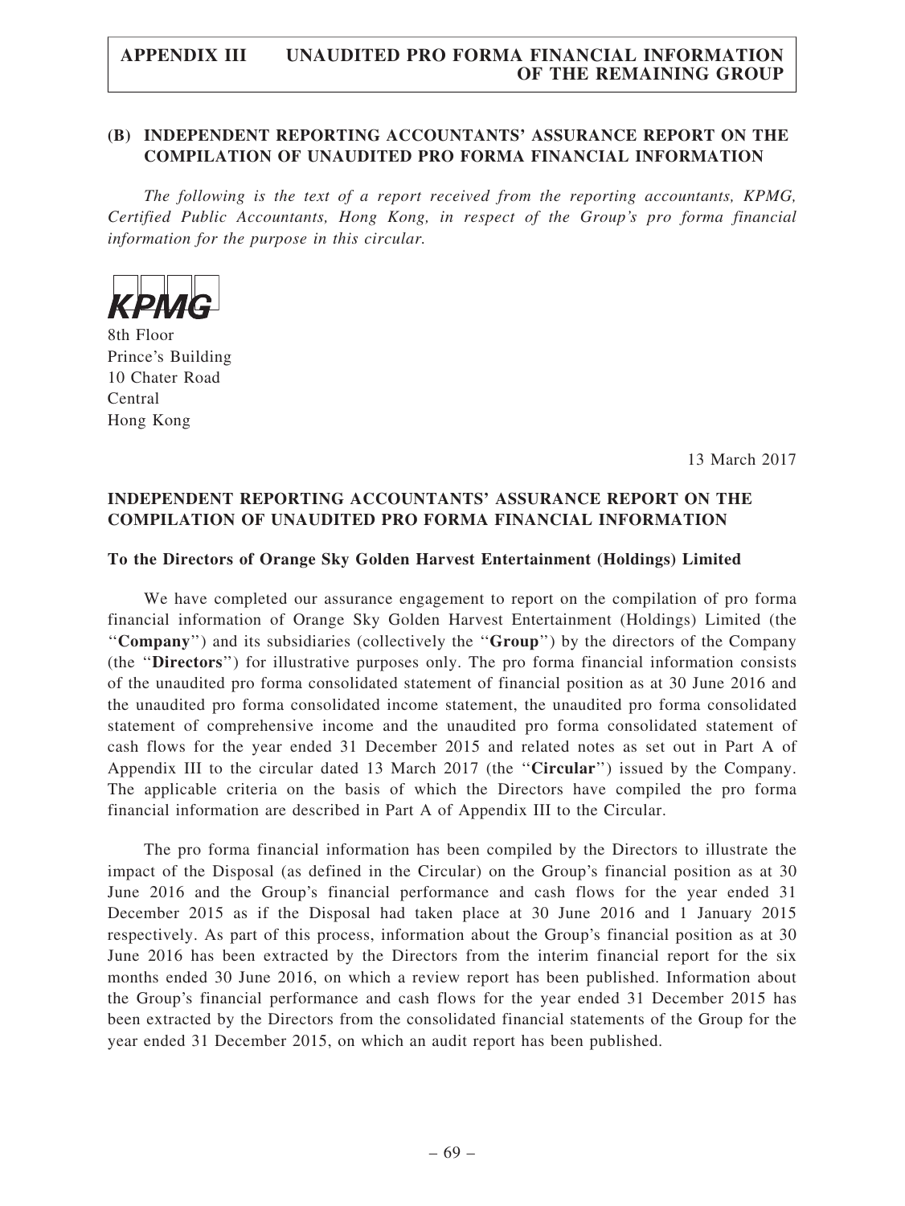## (B) INDEPENDENT REPORTING ACCOUNTANTS' ASSURANCE REPORT ON THE COMPILATION OF UNAUDITED PRO FORMA FINANCIAL INFORMATION

*The following is the text of a report received from the reporting accountants, KPMG, Certified Public Accountants, Hong Kong, in respect of the Group's pro forma financial information for the purpose in this circular.*

KPMG

8th Floor
Prince's Building
10 Chater Road
Central
Hong Kong

13 March 2017

### INDEPENDENT REPORTING ACCOUNTANTS' ASSURANCE REPORT ON THE COMPILATION OF UNAUDITED PRO FORMA FINANCIAL INFORMATION

**To the Directors of Orange Sky Golden Harvest Entertainment (Holdings) Limited**

We have completed our assurance engagement to report on the compilation of pro forma financial information of Orange Sky Golden Harvest Entertainment (Holdings) Limited (the "**Company**") and its subsidiaries (collectively the "**Group**") by the directors of the Company (the "**Directors**") for illustrative purposes only. The pro forma financial information consists of the unaudited pro forma consolidated statement of financial position as at 30 June 2016 and the unaudited pro forma consolidated income statement, the unaudited pro forma consolidated statement of comprehensive income and the unaudited pro forma consolidated statement of cash flows for the year ended 31 December 2015 and related notes as set out in Part A of Appendix III to the circular dated 13 March 2017 (the "**Circular**") issued by the Company. The applicable criteria on the basis of which the Directors have compiled the pro forma financial information are described in Part A of Appendix III to the Circular.

The pro forma financial information has been compiled by the Directors to illustrate the impact of the Disposal (as defined in the Circular) on the Group's financial position as at 30 June 2016 and the Group's financial performance and cash flows for the year ended 31 December 2015 as if the Disposal had taken place at 30 June 2016 and 1 January 2015 respectively. As part of this process, information about the Group's financial position as at 30 June 2016 has been extracted by the Directors from the interim financial report for the six months ended 30 June 2016, on which a review report has been published. Information about the Group's financial performance and cash flows for the year ended 31 December 2015 has been extracted by the Directors from the consolidated financial statements of the Group for the year ended 31 December 2015, on which an audit report has been published.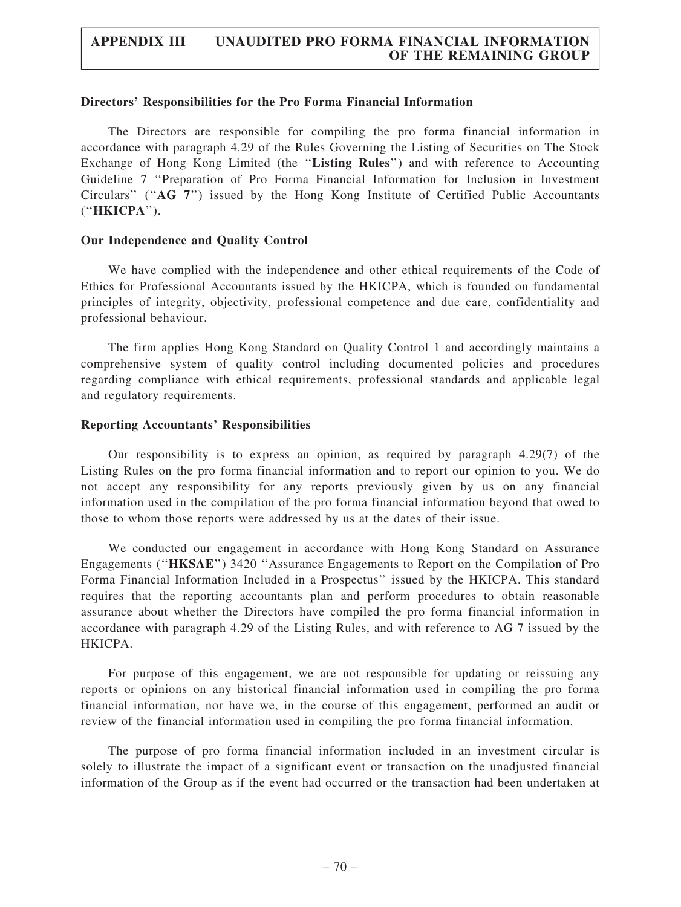**Directors' Responsibilities for the Pro Forma Financial Information**

The Directors are responsible for compiling the pro forma financial information in accordance with paragraph 4.29 of the Rules Governing the Listing of Securities on The Stock Exchange of Hong Kong Limited (the ''**Listing Rules**'') and with reference to Accounting Guideline 7 ''Preparation of Pro Forma Financial Information for Inclusion in Investment Circulars'' (''**AG 7**'') issued by the Hong Kong Institute of Certified Public Accountants (''**HKICPA**'').

**Our Independence and Quality Control**

We have complied with the independence and other ethical requirements of the Code of Ethics for Professional Accountants issued by the HKICPA, which is founded on fundamental principles of integrity, objectivity, professional competence and due care, confidentiality and professional behaviour.

The firm applies Hong Kong Standard on Quality Control 1 and accordingly maintains a comprehensive system of quality control including documented policies and procedures regarding compliance with ethical requirements, professional standards and applicable legal and regulatory requirements.

**Reporting Accountants' Responsibilities**

Our responsibility is to express an opinion, as required by paragraph 4.29(7) of the Listing Rules on the pro forma financial information and to report our opinion to you. We do not accept any responsibility for any reports previously given by us on any financial information used in the compilation of the pro forma financial information beyond that owed to those to whom those reports were addressed by us at the dates of their issue.

We conducted our engagement in accordance with Hong Kong Standard on Assurance Engagements (''**HKSAE**'') 3420 ''Assurance Engagements to Report on the Compilation of Pro Forma Financial Information Included in a Prospectus'' issued by the HKICPA. This standard requires that the reporting accountants plan and perform procedures to obtain reasonable assurance about whether the Directors have compiled the pro forma financial information in accordance with paragraph 4.29 of the Listing Rules, and with reference to AG 7 issued by the HKICPA.

For purpose of this engagement, we are not responsible for updating or reissuing any reports or opinions on any historical financial information used in compiling the pro forma financial information, nor have we, in the course of this engagement, performed an audit or review of the financial information used in compiling the pro forma financial information.

The purpose of pro forma financial information included in an investment circular is solely to illustrate the impact of a significant event or transaction on the unadjusted financial information of the Group as if the event had occurred or the transaction had been undertaken at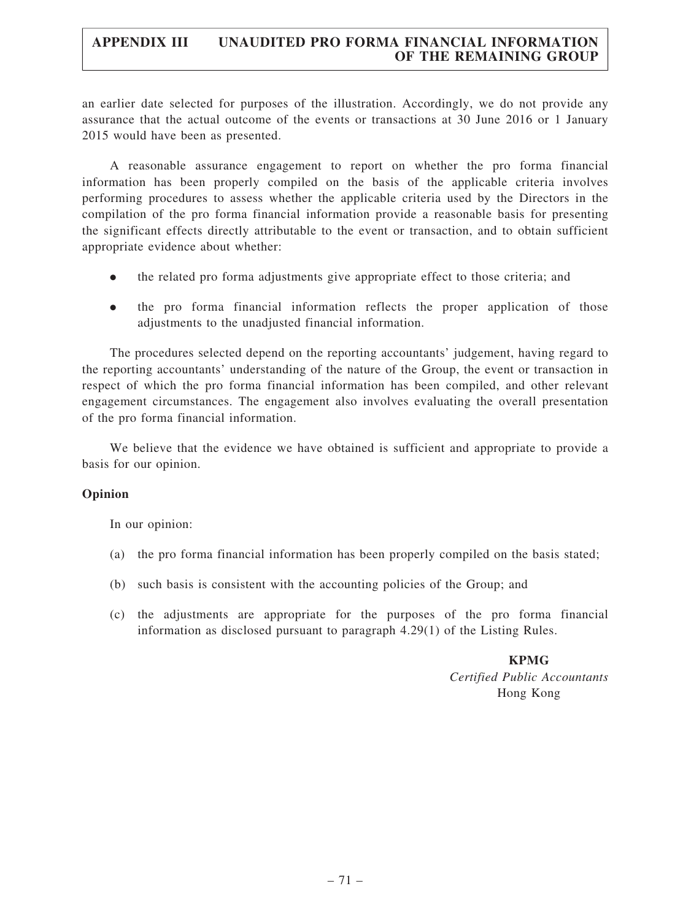an earlier date selected for purposes of the illustration. Accordingly, we do not provide any assurance that the actual outcome of the events or transactions at 30 June 2016 or 1 January 2015 would have been as presented.

A reasonable assurance engagement to report on whether the pro forma financial information has been properly compiled on the basis of the applicable criteria involves performing procedures to assess whether the applicable criteria used by the Directors in the compilation of the pro forma financial information provide a reasonable basis for presenting the significant effects directly attributable to the event or transaction, and to obtain sufficient appropriate evidence about whether:

- the related pro forma adjustments give appropriate effect to those criteria; and
- the pro forma financial information reflects the proper application of those adjustments to the unadjusted financial information.

The procedures selected depend on the reporting accountants' judgement, having regard to the reporting accountants' understanding of the nature of the Group, the event or transaction in respect of which the pro forma financial information has been compiled, and other relevant engagement circumstances. The engagement also involves evaluating the overall presentation of the pro forma financial information.

We believe that the evidence we have obtained is sufficient and appropriate to provide a basis for our opinion.

**Opinion**

In our opinion:

(a) the pro forma financial information has been properly compiled on the basis stated;

(b) such basis is consistent with the accounting policies of the Group; and

(c) the adjustments are appropriate for the purposes of the pro forma financial information as disclosed pursuant to paragraph 4.29(1) of the Listing Rules.

**KPMG**
*Certified Public Accountants*
Hong Kong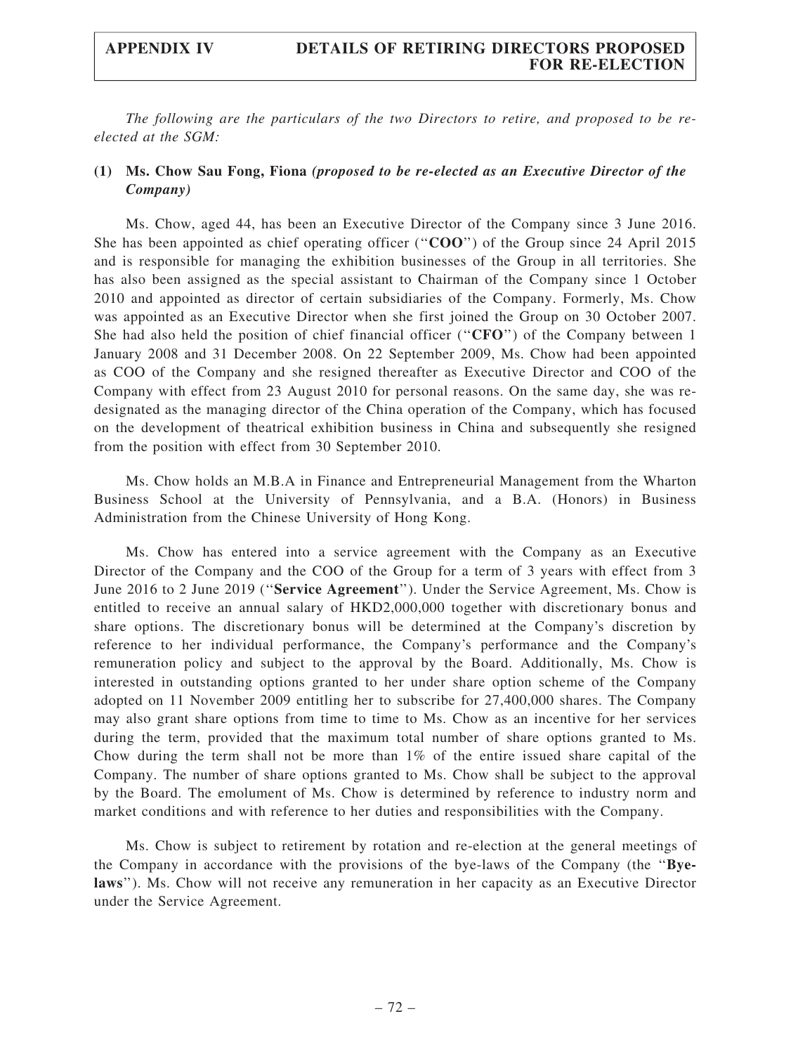*The following are the particulars of the two Directors to retire, and proposed to be re-elected at the SGM:*

**(1) Ms. Chow Sau Fong, Fiona** ***(proposed to be re-elected as an Executive Director of the Company)***

Ms. Chow, aged 44, has been an Executive Director of the Company since 3 June 2016. She has been appointed as chief operating officer (''**COO**'') of the Group since 24 April 2015 and is responsible for managing the exhibition businesses of the Group in all territories. She has also been assigned as the special assistant to Chairman of the Company since 1 October 2010 and appointed as director of certain subsidiaries of the Company. Formerly, Ms. Chow was appointed as an Executive Director when she first joined the Group on 30 October 2007. She had also held the position of chief financial officer (''**CFO**'') of the Company between 1 January 2008 and 31 December 2008. On 22 September 2009, Ms. Chow had been appointed as COO of the Company and she resigned thereafter as Executive Director and COO of the Company with effect from 23 August 2010 for personal reasons. On the same day, she was re-designated as the managing director of the China operation of the Company, which has focused on the development of theatrical exhibition business in China and subsequently she resigned from the position with effect from 30 September 2010.

Ms. Chow holds an M.B.A in Finance and Entrepreneurial Management from the Wharton Business School at the University of Pennsylvania, and a B.A. (Honors) in Business Administration from the Chinese University of Hong Kong.

Ms. Chow has entered into a service agreement with the Company as an Executive Director of the Company and the COO of the Group for a term of 3 years with effect from 3 June 2016 to 2 June 2019 (''**Service Agreement**''). Under the Service Agreement, Ms. Chow is entitled to receive an annual salary of HKD2,000,000 together with discretionary bonus and share options. The discretionary bonus will be determined at the Company's discretion by reference to her individual performance, the Company's performance and the Company's remuneration policy and subject to the approval by the Board. Additionally, Ms. Chow is interested in outstanding options granted to her under share option scheme of the Company adopted on 11 November 2009 entitling her to subscribe for 27,400,000 shares. The Company may also grant share options from time to time to Ms. Chow as an incentive for her services during the term, provided that the maximum total number of share options granted to Ms. Chow during the term shall not be more than 1% of the entire issued share capital of the Company. The number of share options granted to Ms. Chow shall be subject to the approval by the Board. The emolument of Ms. Chow is determined by reference to industry norm and market conditions and with reference to her duties and responsibilities with the Company.

Ms. Chow is subject to retirement by rotation and re-election at the general meetings of the Company in accordance with the provisions of the bye-laws of the Company (the ''**Bye-laws**''). Ms. Chow will not receive any remuneration in her capacity as an Executive Director under the Service Agreement.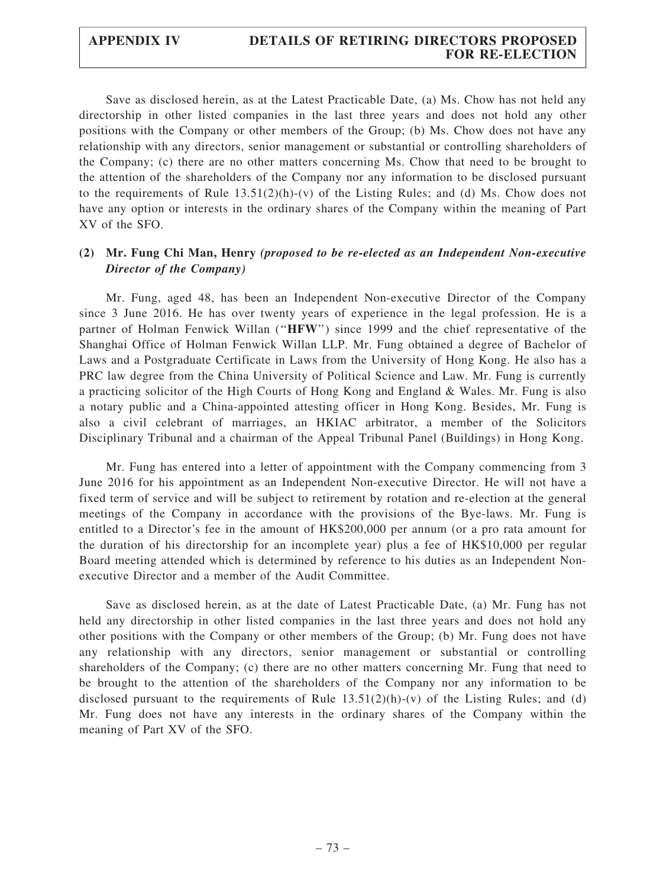Save as disclosed herein, as at the Latest Practicable Date, (a) Ms. Chow has not held any directorship in other listed companies in the last three years and does not hold any other positions with the Company or other members of the Group; (b) Ms. Chow does not have any relationship with any directors, senior management or substantial or controlling shareholders of the Company; (c) there are no other matters concerning Ms. Chow that need to be brought to the attention of the shareholders of the Company nor any information to be disclosed pursuant to the requirements of Rule 13.51(2)(h)-(v) of the Listing Rules; and (d) Ms. Chow does not have any option or interests in the ordinary shares of the Company within the meaning of Part XV of the SFO.

### (2) Mr. Fung Chi Man, Henry *(proposed to be re-elected as an Independent Non-executive Director of the Company)*

Mr. Fung, aged 48, has been an Independent Non-executive Director of the Company since 3 June 2016. He has over twenty years of experience in the legal profession. He is a partner of Holman Fenwick Willan (''**HFW**'') since 1999 and the chief representative of the Shanghai Office of Holman Fenwick Willan LLP. Mr. Fung obtained a degree of Bachelor of Laws and a Postgraduate Certificate in Laws from the University of Hong Kong. He also has a PRC law degree from the China University of Political Science and Law. Mr. Fung is currently a practicing solicitor of the High Courts of Hong Kong and England & Wales. Mr. Fung is also a notary public and a China-appointed attesting officer in Hong Kong. Besides, Mr. Fung is also a civil celebrant of marriages, an HKIAC arbitrator, a member of the Solicitors Disciplinary Tribunal and a chairman of the Appeal Tribunal Panel (Buildings) in Hong Kong.

Mr. Fung has entered into a letter of appointment with the Company commencing from 3 June 2016 for his appointment as an Independent Non-executive Director. He will not have a fixed term of service and will be subject to retirement by rotation and re-election at the general meetings of the Company in accordance with the provisions of the Bye-laws. Mr. Fung is entitled to a Director's fee in the amount of HK$200,000 per annum (or a pro rata amount for the duration of his directorship for an incomplete year) plus a fee of HK$10,000 per regular Board meeting attended which is determined by reference to his duties as an Independent Non-executive Director and a member of the Audit Committee.

Save as disclosed herein, as at the date of Latest Practicable Date, (a) Mr. Fung has not held any directorship in other listed companies in the last three years and does not hold any other positions with the Company or other members of the Group; (b) Mr. Fung does not have any relationship with any directors, senior management or substantial or controlling shareholders of the Company; (c) there are no other matters concerning Mr. Fung that need to be brought to the attention of the shareholders of the Company nor any information to be disclosed pursuant to the requirements of Rule 13.51(2)(h)-(v) of the Listing Rules; and (d) Mr. Fung does not have any interests in the ordinary shares of the Company within the meaning of Part XV of the SFO.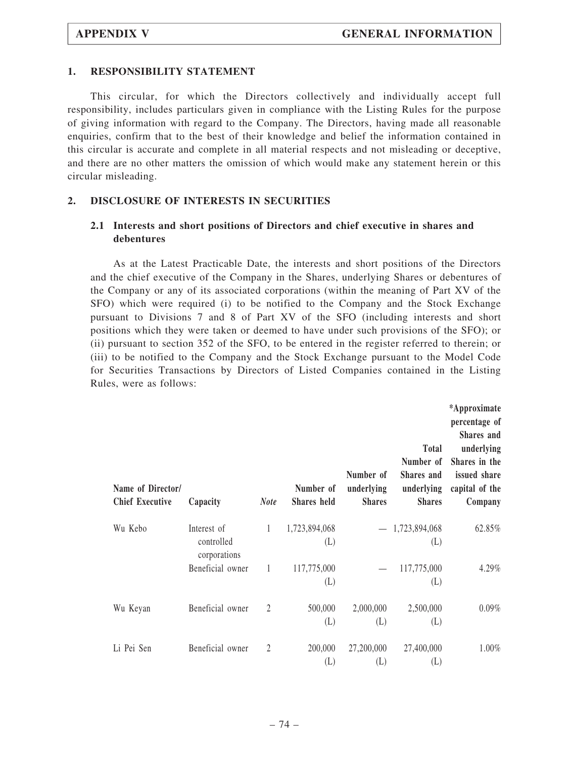## 1. RESPONSIBILITY STATEMENT

This circular, for which the Directors collectively and individually accept full responsibility, includes particulars given in compliance with the Listing Rules for the purpose of giving information with regard to the Company. The Directors, having made all reasonable enquiries, confirm that to the best of their knowledge and belief the information contained in this circular is accurate and complete in all material respects and not misleading or deceptive, and there are no other matters the omission of which would make any statement herein or this circular misleading.

## 2. DISCLOSURE OF INTERESTS IN SECURITIES

### 2.1 Interests and short positions of Directors and chief executive in shares and debentures

As at the Latest Practicable Date, the interests and short positions of the Directors and the chief executive of the Company in the Shares, underlying Shares or debentures of the Company or any of its associated corporations (within the meaning of Part XV of the SFO) which were required (i) to be notified to the Company and the Stock Exchange pursuant to Divisions 7 and 8 of Part XV of the SFO (including interests and short positions which they were taken or deemed to have under such provisions of the SFO); or (ii) pursuant to section 352 of the SFO, to be entered in the register referred to therein; or (iii) to be notified to the Company and the Stock Exchange pursuant to the Model Code for Securities Transactions by Directors of Listed Companies contained in the Listing Rules, were as follows:

| Name of Director/ Chief Executive | Capacity | *Note* | Number of Shares held | Number of underlying Shares | Total Number of Shares and underlying Shares | *Approximate percentage of Shares and underlying Shares in the issued share capital of the Company |
|---|---|---|---|---|---|---|
| Wu Kebo | Interest of controlled corporations | 1 | 1,723,894,068 (L) | — | 1,723,894,068 (L) | 62.85% |
| | Beneficial owner | 1 | 117,775,000 (L) | — | 117,775,000 (L) | 4.29% |
| Wu Keyan | Beneficial owner | 2 | 500,000 (L) | 2,000,000 (L) | 2,500,000 (L) | 0.09% |
| Li Pei Sen | Beneficial owner | 2 | 200,000 (L) | 27,200,000 (L) | 27,400,000 (L) | 1.00% |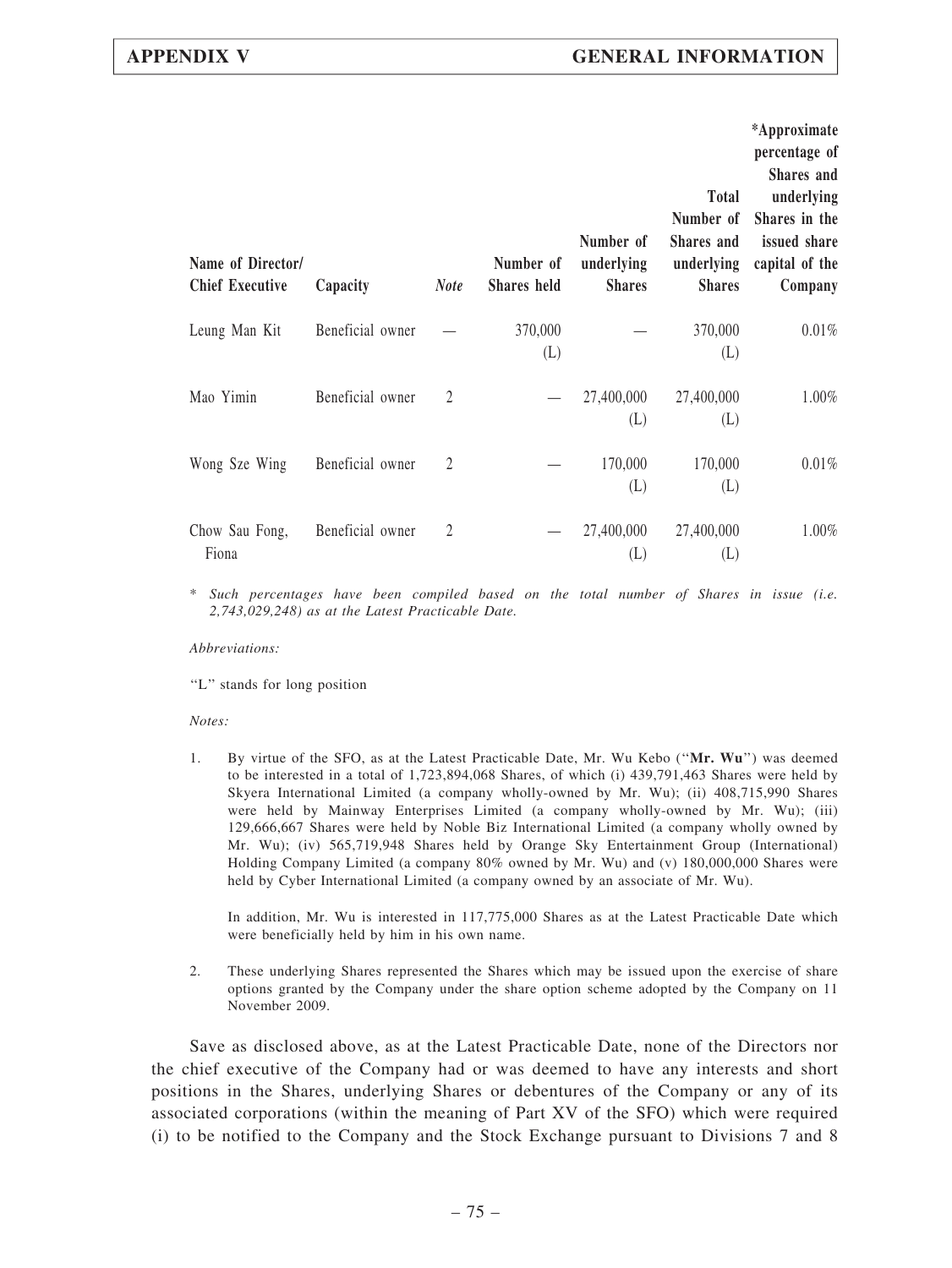| Name of Director/ Chief Executive | Capacity | *Note* | Number of Shares held | Number of underlying Shares | Total Number of Shares and underlying Shares | *Approximate percentage of Shares and underlying Shares in the issued share capital of the Company |
|---|---|---|---|---|---|---|
| Leung Man Kit | Beneficial owner | — | 370,000 (L) | — | 370,000 (L) | 0.01% |
| Mao Yimin | Beneficial owner | 2 | — | 27,400,000 (L) | 27,400,000 (L) | 1.00% |
| Wong Sze Wing | Beneficial owner | 2 | — | 170,000 (L) | 170,000 (L) | 0.01% |
| Chow Sau Fong, Fiona | Beneficial owner | 2 | — | 27,400,000 (L) | 27,400,000 (L) | 1.00% |

\* *Such percentages have been compiled based on the total number of Shares in issue (i.e. 2,743,029,248) as at the Latest Practicable Date.*

*Abbreviations:*

"L" stands for long position

*Notes:*

1. By virtue of the SFO, as at the Latest Practicable Date, Mr. Wu Kebo ("**Mr. Wu**") was deemed to be interested in a total of 1,723,894,068 Shares, of which (i) 439,791,463 Shares were held by Skyera International Limited (a company wholly-owned by Mr. Wu); (ii) 408,715,990 Shares were held by Mainway Enterprises Limited (a company wholly-owned by Mr. Wu); (iii) 129,666,667 Shares were held by Noble Biz International Limited (a company wholly owned by Mr. Wu); (iv) 565,719,948 Shares held by Orange Sky Entertainment Group (International) Holding Company Limited (a company 80% owned by Mr. Wu) and (v) 180,000,000 Shares were held by Cyber International Limited (a company owned by an associate of Mr. Wu).

   In addition, Mr. Wu is interested in 117,775,000 Shares as at the Latest Practicable Date which were beneficially held by him in his own name.

2. These underlying Shares represented the Shares which may be issued upon the exercise of share options granted by the Company under the share option scheme adopted by the Company on 11 November 2009.

Save as disclosed above, as at the Latest Practicable Date, none of the Directors nor the chief executive of the Company had or was deemed to have any interests and short positions in the Shares, underlying Shares or debentures of the Company or any of its associated corporations (within the meaning of Part XV of the SFO) which were required (i) to be notified to the Company and the Stock Exchange pursuant to Divisions 7 and 8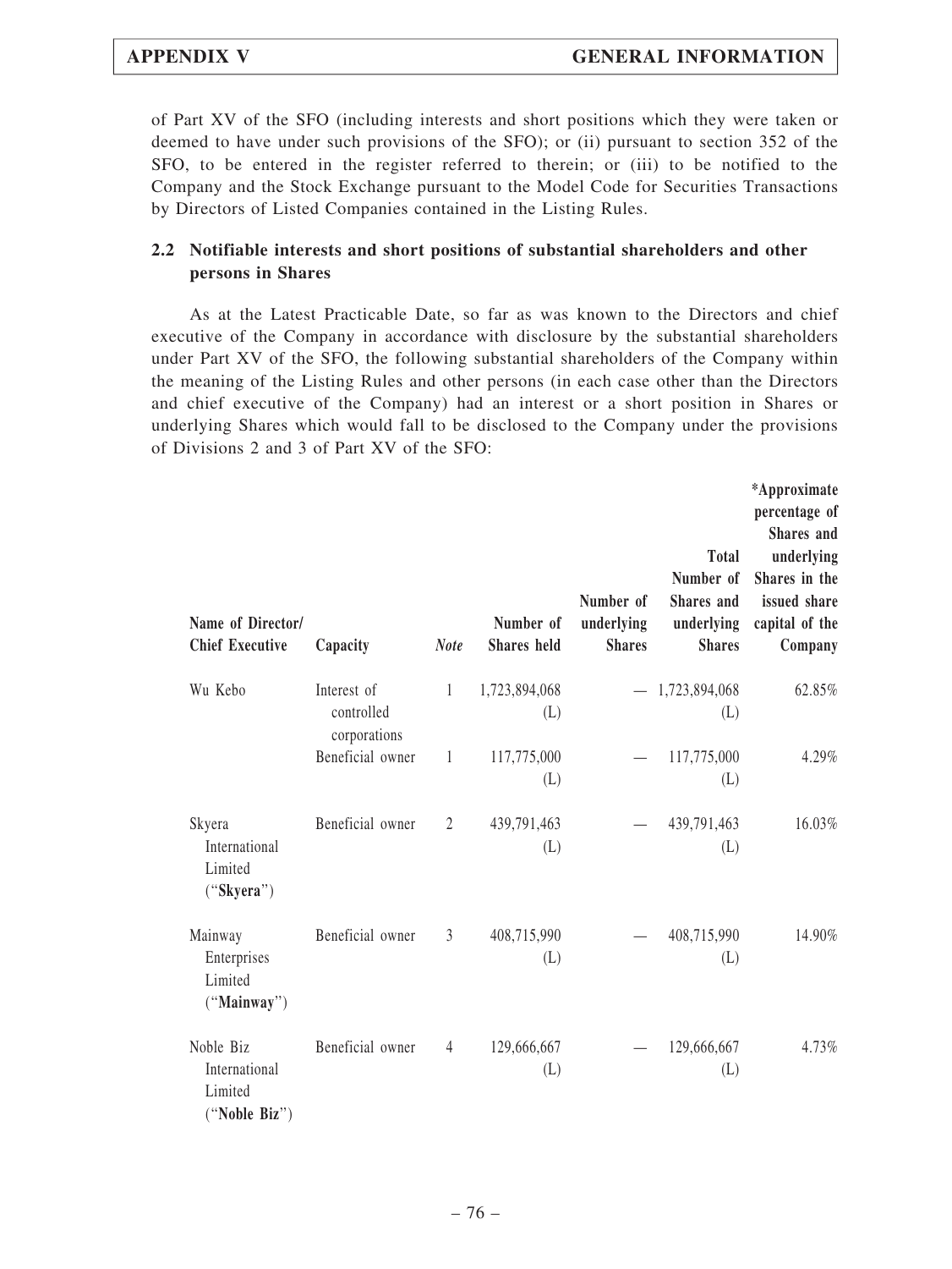of Part XV of the SFO (including interests and short positions which they were taken or deemed to have under such provisions of the SFO); or (ii) pursuant to section 352 of the SFO, to be entered in the register referred to therein; or (iii) to be notified to the Company and the Stock Exchange pursuant to the Model Code for Securities Transactions by Directors of Listed Companies contained in the Listing Rules.

### 2.2 Notifiable interests and short positions of substantial shareholders and other persons in Shares

As at the Latest Practicable Date, so far as was known to the Directors and chief executive of the Company in accordance with disclosure by the substantial shareholders under Part XV of the SFO, the following substantial shareholders of the Company within the meaning of the Listing Rules and other persons (in each case other than the Directors and chief executive of the Company) had an interest or a short position in Shares or underlying Shares which would fall to be disclosed to the Company under the provisions of Divisions 2 and 3 of Part XV of the SFO:

| Name of Director/ Chief Executive | Capacity | *Note* | Number of Shares held | Number of underlying Shares | Total Number of Shares and underlying Shares | *Approximate percentage of Shares and underlying Shares in the issued share capital of the Company |
|---|---|---|---|---|---|---|
| Wu Kebo | Interest of controlled corporations | 1 | 1,723,894,068 (L) | — | 1,723,894,068 (L) | 62.85% |
| | Beneficial owner | 1 | 117,775,000 (L) | — | 117,775,000 (L) | 4.29% |
| Skyera International Limited ("**Skyera**") | Beneficial owner | 2 | 439,791,463 (L) | — | 439,791,463 (L) | 16.03% |
| Mainway Enterprises Limited ("**Mainway**") | Beneficial owner | 3 | 408,715,990 (L) | — | 408,715,990 (L) | 14.90% |
| Noble Biz International Limited ("**Noble Biz**") | Beneficial owner | 4 | 129,666,667 (L) | — | 129,666,667 (L) | 4.73% |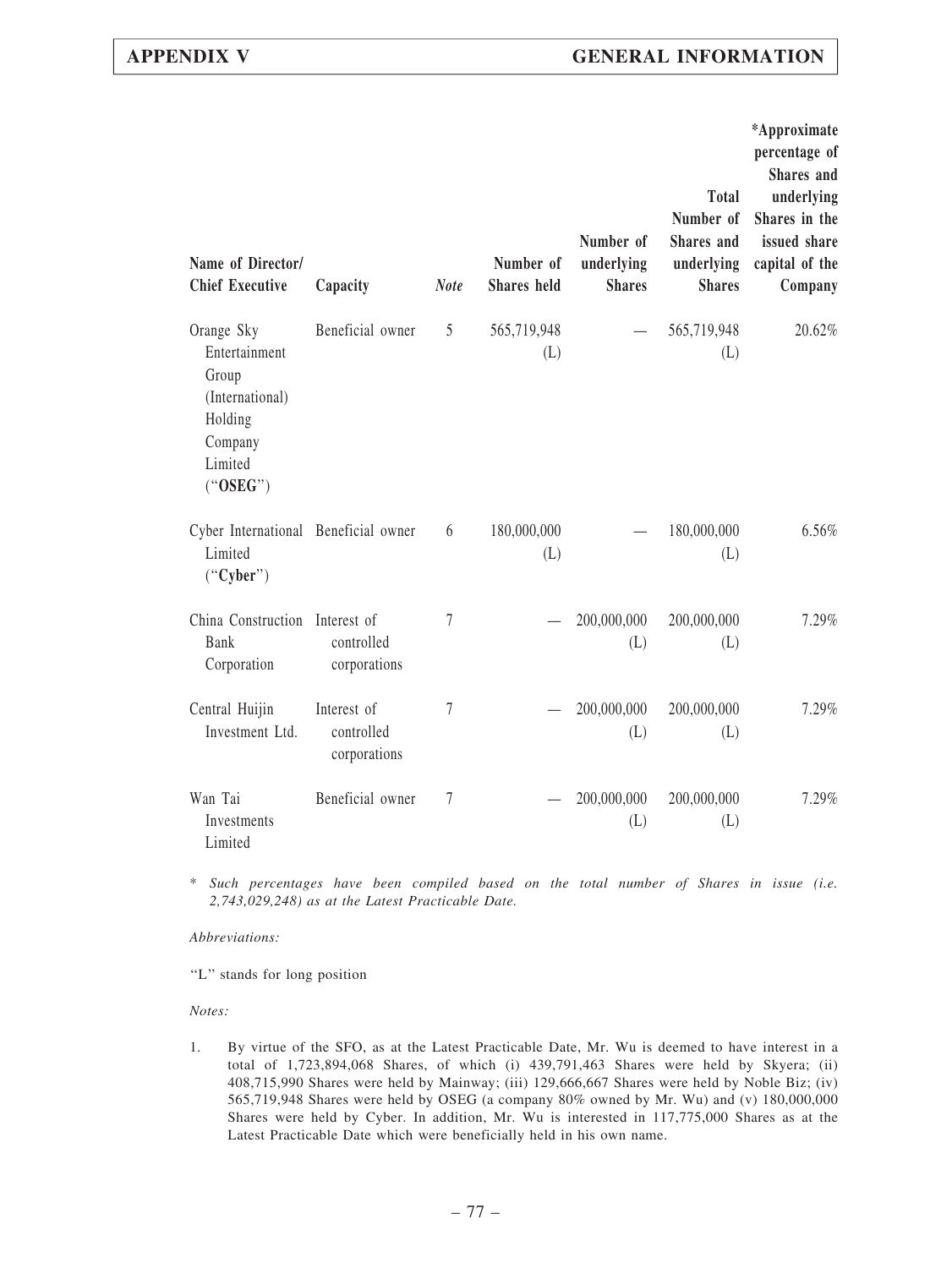| Name of Director/ Chief Executive | Capacity | *Note* | Number of Shares held | Number of underlying Shares | Total Number of Shares and underlying Shares | *Approximate percentage of Shares and underlying Shares in the issued share capital of the Company |
|---|---|---|---|---|---|---|
| Orange Sky Entertainment Group (International) Holding Company Limited ("**OSEG**") | Beneficial owner | 5 | 565,719,948 (L) | — | 565,719,948 (L) | 20.62% |
| Cyber International Limited ("**Cyber**") | Beneficial owner | 6 | 180,000,000 (L) | — | 180,000,000 (L) | 6.56% |
| China Construction Bank Corporation | Interest of controlled corporations | 7 | — | 200,000,000 (L) | 200,000,000 (L) | 7.29% |
| Central Huijin Investment Ltd. | Interest of controlled corporations | 7 | — | 200,000,000 (L) | 200,000,000 (L) | 7.29% |
| Wan Tai Investments Limited | Beneficial owner | 7 | — | 200,000,000 (L) | 200,000,000 (L) | 7.29% |

\* *Such percentages have been compiled based on the total number of Shares in issue (i.e. 2,743,029,248) as at the Latest Practicable Date.*

*Abbreviations:*

"L" stands for long position

*Notes:*

1. By virtue of the SFO, as at the Latest Practicable Date, Mr. Wu is deemed to have interest in a total of 1,723,894,068 Shares, of which (i) 439,791,463 Shares were held by Skyera; (ii) 408,715,990 Shares were held by Mainway; (iii) 129,666,667 Shares were held by Noble Biz; (iv) 565,719,948 Shares were held by OSEG (a company 80% owned by Mr. Wu) and (v) 180,000,000 Shares were held by Cyber. In addition, Mr. Wu is interested in 117,775,000 Shares as at the Latest Practicable Date which were beneficially held in his own name.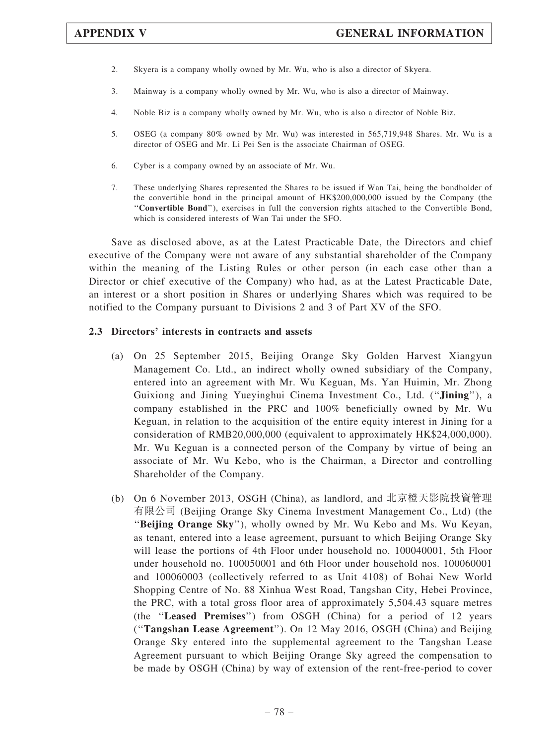2. Skyera is a company wholly owned by Mr. Wu, who is also a director of Skyera.

3. Mainway is a company wholly owned by Mr. Wu, who is also a director of Mainway.

4. Noble Biz is a company wholly owned by Mr. Wu, who is also a director of Noble Biz.

5. OSEG (a company 80% owned by Mr. Wu) was interested in 565,719,948 Shares. Mr. Wu is a director of OSEG and Mr. Li Pei Sen is the associate Chairman of OSEG.

6. Cyber is a company owned by an associate of Mr. Wu.

7. These underlying Shares represented the Shares to be issued if Wan Tai, being the bondholder of the convertible bond in the principal amount of HK$200,000,000 issued by the Company (the "**Convertible Bond**"), exercises in full the conversion rights attached to the Convertible Bond, which is considered interests of Wan Tai under the SFO.

Save as disclosed above, as at the Latest Practicable Date, the Directors and chief executive of the Company were not aware of any substantial shareholder of the Company within the meaning of the Listing Rules or other person (in each case other than a Director or chief executive of the Company) who had, as at the Latest Practicable Date, an interest or a short position in Shares or underlying Shares which was required to be notified to the Company pursuant to Divisions 2 and 3 of Part XV of the SFO.

### 2.3 Directors' interests in contracts and assets

(a) On 25 September 2015, Beijing Orange Sky Golden Harvest Xiangyun Management Co. Ltd., an indirect wholly owned subsidiary of the Company, entered into an agreement with Mr. Wu Keguan, Ms. Yan Huimin, Mr. Zhong Guixiong and Jining Yueyinghui Cinema Investment Co., Ltd. ("**Jining**"), a company established in the PRC and 100% beneficially owned by Mr. Wu Keguan, in relation to the acquisition of the entire equity interest in Jining for a consideration of RMB20,000,000 (equivalent to approximately HK$24,000,000). Mr. Wu Keguan is a connected person of the Company by virtue of being an associate of Mr. Wu Kebo, who is the Chairman, a Director and controlling Shareholder of the Company.

(b) On 6 November 2013, OSGH (China), as landlord, and 北京橙天影院投資管理有限公司 (Beijing Orange Sky Cinema Investment Management Co., Ltd) (the "**Beijing Orange Sky**"), wholly owned by Mr. Wu Kebo and Ms. Wu Keyan, as tenant, entered into a lease agreement, pursuant to which Beijing Orange Sky will lease the portions of 4th Floor under household no. 100040001, 5th Floor under household no. 100050001 and 6th Floor under household nos. 100060001 and 100060003 (collectively referred to as Unit 4108) of Bohai New World Shopping Centre of No. 88 Xinhua West Road, Tangshan City, Hebei Province, the PRC, with a total gross floor area of approximately 5,504.43 square metres (the "**Leased Premises**") from OSGH (China) for a period of 12 years ("**Tangshan Lease Agreement**"). On 12 May 2016, OSGH (China) and Beijing Orange Sky entered into the supplemental agreement to the Tangshan Lease Agreement pursuant to which Beijing Orange Sky agreed the compensation to be made by OSGH (China) by way of extension of the rent-free-period to cover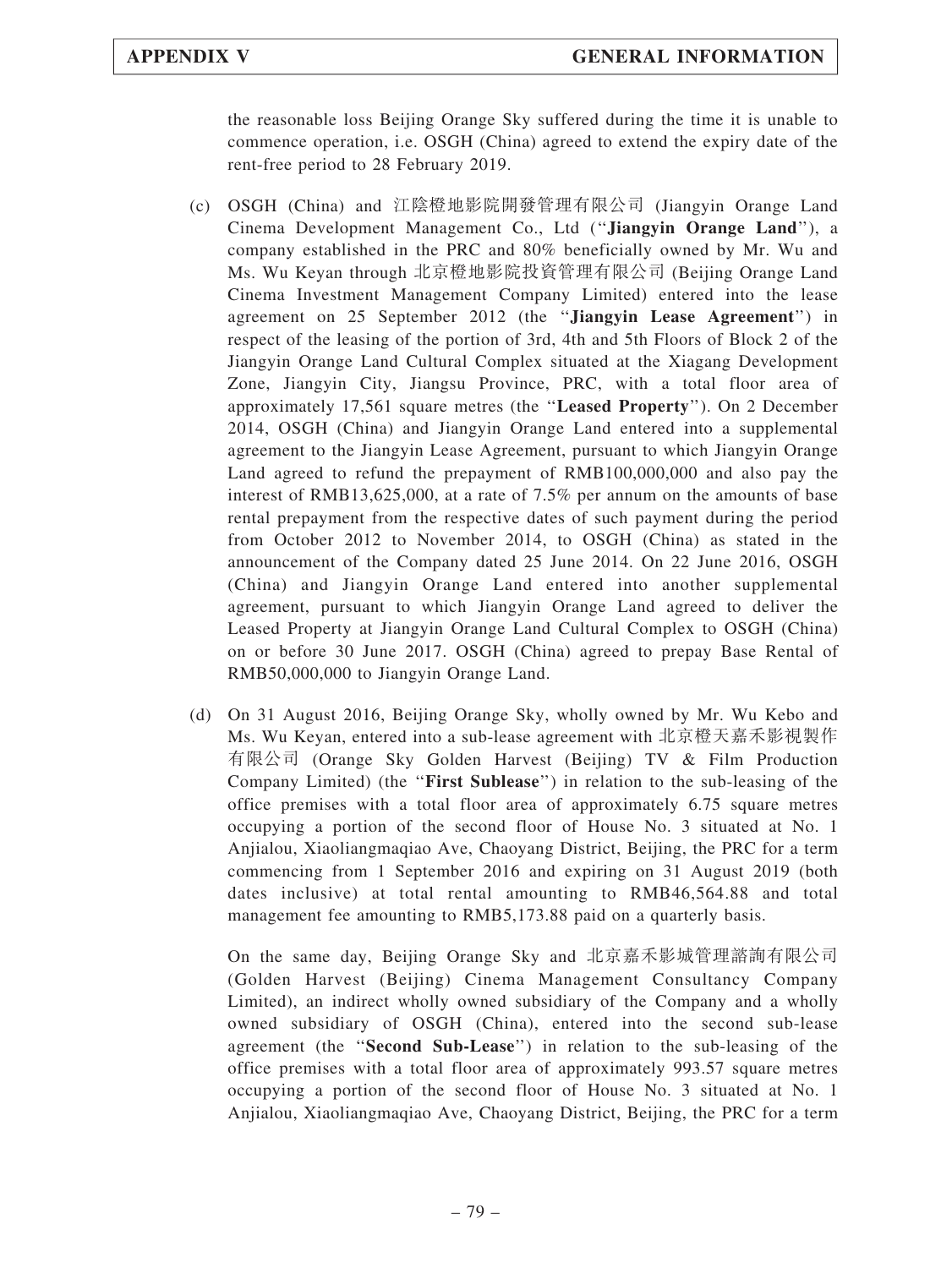the reasonable loss Beijing Orange Sky suffered during the time it is unable to commence operation, i.e. OSGH (China) agreed to extend the expiry date of the rent-free period to 28 February 2019.

(c) OSGH (China) and 江陰橙地影院開發管理有限公司 (Jiangyin Orange Land Cinema Development Management Co., Ltd (''**Jiangyin Orange Land**''), a company established in the PRC and 80% beneficially owned by Mr. Wu and Ms. Wu Keyan through 北京橙地影院投資管理有限公司 (Beijing Orange Land Cinema Investment Management Company Limited) entered into the lease agreement on 25 September 2012 (the ''**Jiangyin Lease Agreement**'') in respect of the leasing of the portion of 3rd, 4th and 5th Floors of Block 2 of the Jiangyin Orange Land Cultural Complex situated at the Xiagang Development Zone, Jiangyin City, Jiangsu Province, PRC, with a total floor area of approximately 17,561 square metres (the ''**Leased Property**''). On 2 December 2014, OSGH (China) and Jiangyin Orange Land entered into a supplemental agreement to the Jiangyin Lease Agreement, pursuant to which Jiangyin Orange Land agreed to refund the prepayment of RMB100,000,000 and also pay the interest of RMB13,625,000, at a rate of 7.5% per annum on the amounts of base rental prepayment from the respective dates of such payment during the period from October 2012 to November 2014, to OSGH (China) as stated in the announcement of the Company dated 25 June 2014. On 22 June 2016, OSGH (China) and Jiangyin Orange Land entered into another supplemental agreement, pursuant to which Jiangyin Orange Land agreed to deliver the Leased Property at Jiangyin Orange Land Cultural Complex to OSGH (China) on or before 30 June 2017. OSGH (China) agreed to prepay Base Rental of RMB50,000,000 to Jiangyin Orange Land.

(d) On 31 August 2016, Beijing Orange Sky, wholly owned by Mr. Wu Kebo and Ms. Wu Keyan, entered into a sub-lease agreement with 北京橙天嘉禾影視製作有限公司 (Orange Sky Golden Harvest (Beijing) TV & Film Production Company Limited) (the ''**First Sublease**'') in relation to the sub-leasing of the office premises with a total floor area of approximately 6.75 square metres occupying a portion of the second floor of House No. 3 situated at No. 1 Anjialou, Xiaoliangmaqiao Ave, Chaoyang District, Beijing, the PRC for a term commencing from 1 September 2016 and expiring on 31 August 2019 (both dates inclusive) at total rental amounting to RMB46,564.88 and total management fee amounting to RMB5,173.88 paid on a quarterly basis.

On the same day, Beijing Orange Sky and 北京嘉禾影城管理諮詢有限公司 (Golden Harvest (Beijing) Cinema Management Consultancy Company Limited), an indirect wholly owned subsidiary of the Company and a wholly owned subsidiary of OSGH (China), entered into the second sub-lease agreement (the ''**Second Sub-Lease**'') in relation to the sub-leasing of the office premises with a total floor area of approximately 993.57 square metres occupying a portion of the second floor of House No. 3 situated at No. 1 Anjialou, Xiaoliangmaqiao Ave, Chaoyang District, Beijing, the PRC for a term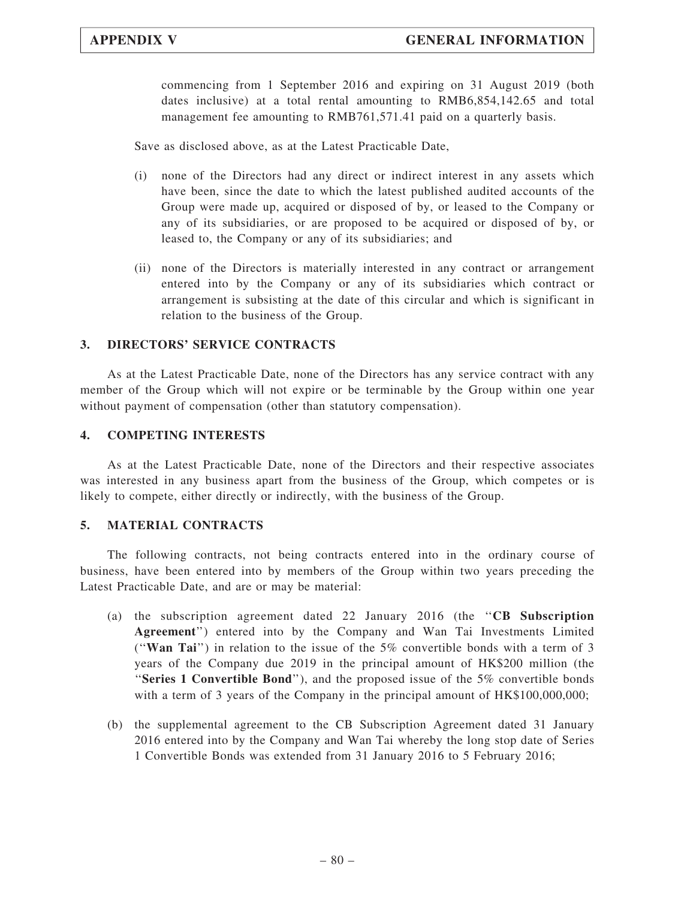commencing from 1 September 2016 and expiring on 31 August 2019 (both dates inclusive) at a total rental amounting to RMB6,854,142.65 and total management fee amounting to RMB761,571.41 paid on a quarterly basis.

Save as disclosed above, as at the Latest Practicable Date,

(i) none of the Directors had any direct or indirect interest in any assets which have been, since the date to which the latest published audited accounts of the Group were made up, acquired or disposed of by, or leased to the Company or any of its subsidiaries, or are proposed to be acquired or disposed of by, or leased to, the Company or any of its subsidiaries; and

(ii) none of the Directors is materially interested in any contract or arrangement entered into by the Company or any of its subsidiaries which contract or arrangement is subsisting at the date of this circular and which is significant in relation to the business of the Group.

## 3. DIRECTORS' SERVICE CONTRACTS

As at the Latest Practicable Date, none of the Directors has any service contract with any member of the Group which will not expire or be terminable by the Group within one year without payment of compensation (other than statutory compensation).

## 4. COMPETING INTERESTS

As at the Latest Practicable Date, none of the Directors and their respective associates was interested in any business apart from the business of the Group, which competes or is likely to compete, either directly or indirectly, with the business of the Group.

## 5. MATERIAL CONTRACTS

The following contracts, not being contracts entered into in the ordinary course of business, have been entered into by members of the Group within two years preceding the Latest Practicable Date, and are or may be material:

(a) the subscription agreement dated 22 January 2016 (the "**CB Subscription Agreement**") entered into by the Company and Wan Tai Investments Limited ("**Wan Tai**") in relation to the issue of the 5% convertible bonds with a term of 3 years of the Company due 2019 in the principal amount of HK$200 million (the "**Series 1 Convertible Bond**"), and the proposed issue of the 5% convertible bonds with a term of 3 years of the Company in the principal amount of HK$100,000,000;

(b) the supplemental agreement to the CB Subscription Agreement dated 31 January 2016 entered into by the Company and Wan Tai whereby the long stop date of Series 1 Convertible Bonds was extended from 31 January 2016 to 5 February 2016;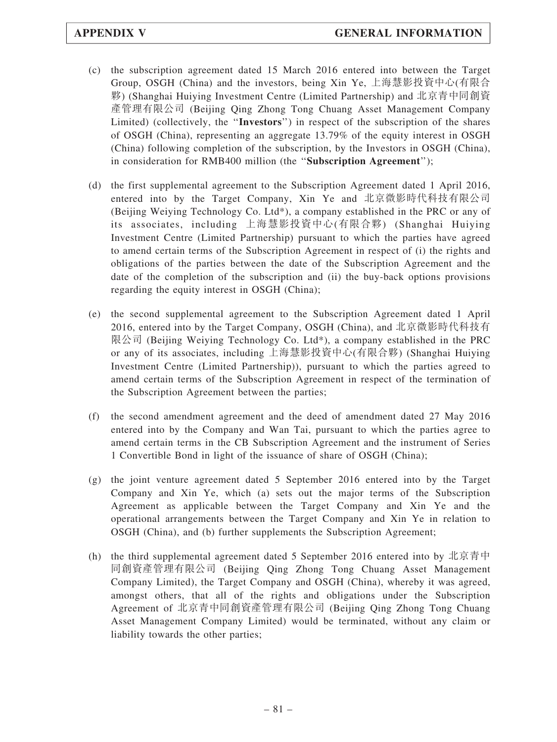(c) the subscription agreement dated 15 March 2016 entered into between the Target Group, OSGH (China) and the investors, being Xin Ye, 上海慧影投資中心(有限合夥) (Shanghai Huiying Investment Centre (Limited Partnership) and 北京青中同創資產管理有限公司 (Beijing Qing Zhong Tong Chuang Asset Management Company Limited) (collectively, the "**Investors**") in respect of the subscription of the shares of OSGH (China), representing an aggregate 13.79% of the equity interest in OSGH (China) following completion of the subscription, by the Investors in OSGH (China), in consideration for RMB400 million (the "**Subscription Agreement**");

(d) the first supplemental agreement to the Subscription Agreement dated 1 April 2016, entered into by the Target Company, Xin Ye and 北京微影時代科技有限公司 (Beijing Weiying Technology Co. Ltd*), a company established in the PRC or any of its associates, including 上海慧影投資中心(有限合夥) (Shanghai Huiying Investment Centre (Limited Partnership) pursuant to which the parties have agreed to amend certain terms of the Subscription Agreement in respect of (i) the rights and obligations of the parties between the date of the Subscription Agreement and the date of the completion of the subscription and (ii) the buy-back options provisions regarding the equity interest in OSGH (China);

(e) the second supplemental agreement to the Subscription Agreement dated 1 April 2016, entered into by the Target Company, OSGH (China), and 北京微影時代科技有限公司 (Beijing Weiying Technology Co. Ltd*), a company established in the PRC or any of its associates, including 上海慧影投資中心(有限合夥) (Shanghai Huiying Investment Centre (Limited Partnership)), pursuant to which the parties agreed to amend certain terms of the Subscription Agreement in respect of the termination of the Subscription Agreement between the parties;

(f) the second amendment agreement and the deed of amendment dated 27 May 2016 entered into by the Company and Wan Tai, pursuant to which the parties agree to amend certain terms in the CB Subscription Agreement and the instrument of Series 1 Convertible Bond in light of the issuance of share of OSGH (China);

(g) the joint venture agreement dated 5 September 2016 entered into by the Target Company and Xin Ye, which (a) sets out the major terms of the Subscription Agreement as applicable between the Target Company and Xin Ye and the operational arrangements between the Target Company and Xin Ye in relation to OSGH (China), and (b) further supplements the Subscription Agreement;

(h) the third supplemental agreement dated 5 September 2016 entered into by 北京青中同創資產管理有限公司 (Beijing Qing Zhong Tong Chuang Asset Management Company Limited), the Target Company and OSGH (China), whereby it was agreed, amongst others, that all of the rights and obligations under the Subscription Agreement of 北京青中同創資產管理有限公司 (Beijing Qing Zhong Tong Chuang Asset Management Company Limited) would be terminated, without any claim or liability towards the other parties;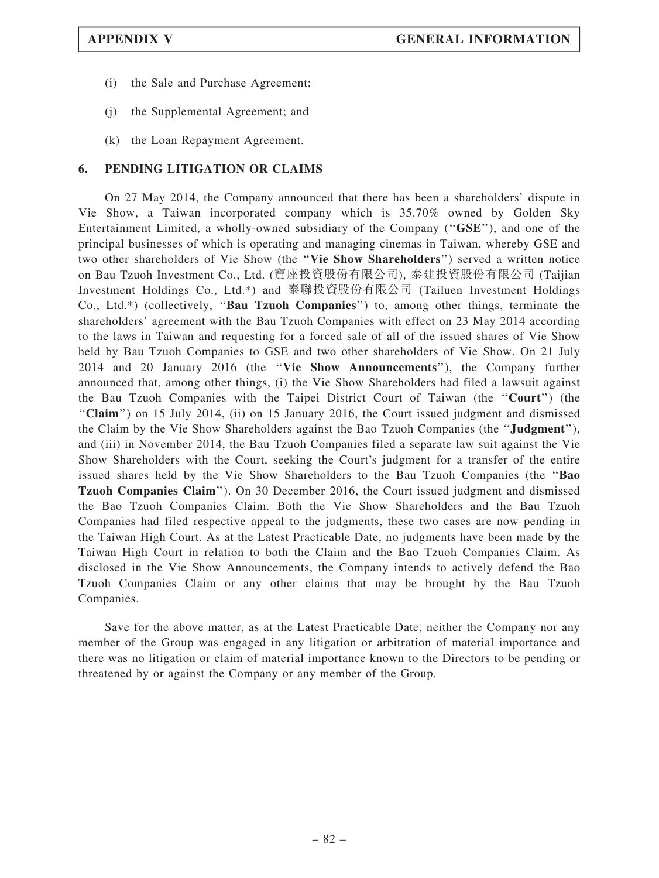(i) the Sale and Purchase Agreement;

(j) the Supplemental Agreement; and

(k) the Loan Repayment Agreement.

## 6. PENDING LITIGATION OR CLAIMS

On 27 May 2014, the Company announced that there has been a shareholders' dispute in Vie Show, a Taiwan incorporated company which is 35.70% owned by Golden Sky Entertainment Limited, a wholly-owned subsidiary of the Company ("**GSE**"), and one of the principal businesses of which is operating and managing cinemas in Taiwan, whereby GSE and two other shareholders of Vie Show (the "**Vie Show Shareholders**") served a written notice on Bau Tzuoh Investment Co., Ltd. (寶座投資股份有限公司), 泰建投資股份有限公司 (Taijian Investment Holdings Co., Ltd.*) and 泰聯投資股份有限公司 (Tailuen Investment Holdings Co., Ltd.*) (collectively, "**Bau Tzuoh Companies**") to, among other things, terminate the shareholders' agreement with the Bau Tzuoh Companies with effect on 23 May 2014 according to the laws in Taiwan and requesting for a forced sale of all of the issued shares of Vie Show held by Bau Tzuoh Companies to GSE and two other shareholders of Vie Show. On 21 July 2014 and 20 January 2016 (the "**Vie Show Announcements**"), the Company further announced that, among other things, (i) the Vie Show Shareholders had filed a lawsuit against the Bau Tzuoh Companies with the Taipei District Court of Taiwan (the "**Court**") (the "**Claim**") on 15 July 2014, (ii) on 15 January 2016, the Court issued judgment and dismissed the Claim by the Vie Show Shareholders against the Bao Tzuoh Companies (the "**Judgment**"), and (iii) in November 2014, the Bau Tzuoh Companies filed a separate law suit against the Vie Show Shareholders with the Court, seeking the Court's judgment for a transfer of the entire issued shares held by the Vie Show Shareholders to the Bau Tzuoh Companies (the "**Bao Tzuoh Companies Claim**"). On 30 December 2016, the Court issued judgment and dismissed the Bao Tzuoh Companies Claim. Both the Vie Show Shareholders and the Bau Tzuoh Companies had filed respective appeal to the judgments, these two cases are now pending in the Taiwan High Court. As at the Latest Practicable Date, no judgments have been made by the Taiwan High Court in relation to both the Claim and the Bao Tzuoh Companies Claim. As disclosed in the Vie Show Announcements, the Company intends to actively defend the Bao Tzuoh Companies Claim or any other claims that may be brought by the Bau Tzuoh Companies.

Save for the above matter, as at the Latest Practicable Date, neither the Company nor any member of the Group was engaged in any litigation or arbitration of material importance and there was no litigation or claim of material importance known to the Directors to be pending or threatened by or against the Company or any member of the Group.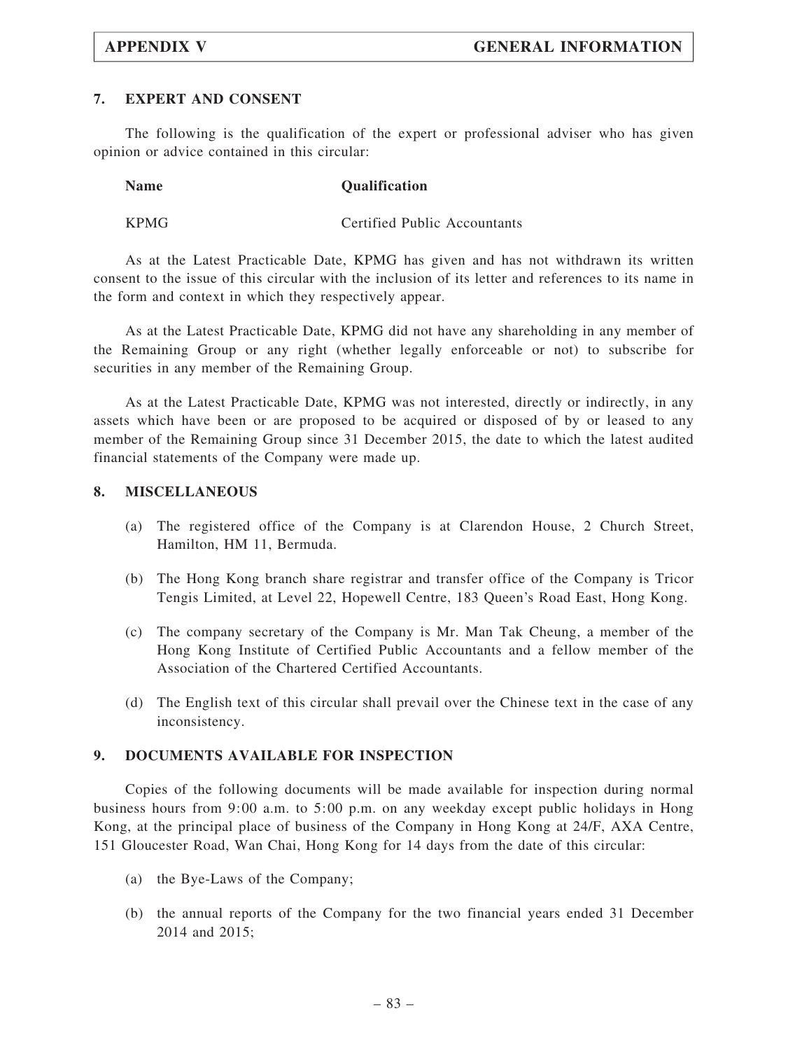## 7. EXPERT AND CONSENT

The following is the qualification of the expert or professional adviser who has given opinion or advice contained in this circular:

| Name | Qualification |
|---|---|
| KPMG | Certified Public Accountants |

As at the Latest Practicable Date, KPMG has given and has not withdrawn its written consent to the issue of this circular with the inclusion of its letter and references to its name in the form and context in which they respectively appear.

As at the Latest Practicable Date, KPMG did not have any shareholding in any member of the Remaining Group or any right (whether legally enforceable or not) to subscribe for securities in any member of the Remaining Group.

As at the Latest Practicable Date, KPMG was not interested, directly or indirectly, in any assets which have been or are proposed to be acquired or disposed of by or leased to any member of the Remaining Group since 31 December 2015, the date to which the latest audited financial statements of the Company were made up.

## 8. MISCELLANEOUS

(a) The registered office of the Company is at Clarendon House, 2 Church Street, Hamilton, HM 11, Bermuda.

(b) The Hong Kong branch share registrar and transfer office of the Company is Tricor Tengis Limited, at Level 22, Hopewell Centre, 183 Queen's Road East, Hong Kong.

(c) The company secretary of the Company is Mr. Man Tak Cheung, a member of the Hong Kong Institute of Certified Public Accountants and a fellow member of the Association of the Chartered Certified Accountants.

(d) The English text of this circular shall prevail over the Chinese text in the case of any inconsistency.

## 9. DOCUMENTS AVAILABLE FOR INSPECTION

Copies of the following documents will be made available for inspection during normal business hours from 9:00 a.m. to 5:00 p.m. on any weekday except public holidays in Hong Kong, at the principal place of business of the Company in Hong Kong at 24/F, AXA Centre, 151 Gloucester Road, Wan Chai, Hong Kong for 14 days from the date of this circular:

(a) the Bye-Laws of the Company;

(b) the annual reports of the Company for the two financial years ended 31 December 2014 and 2015;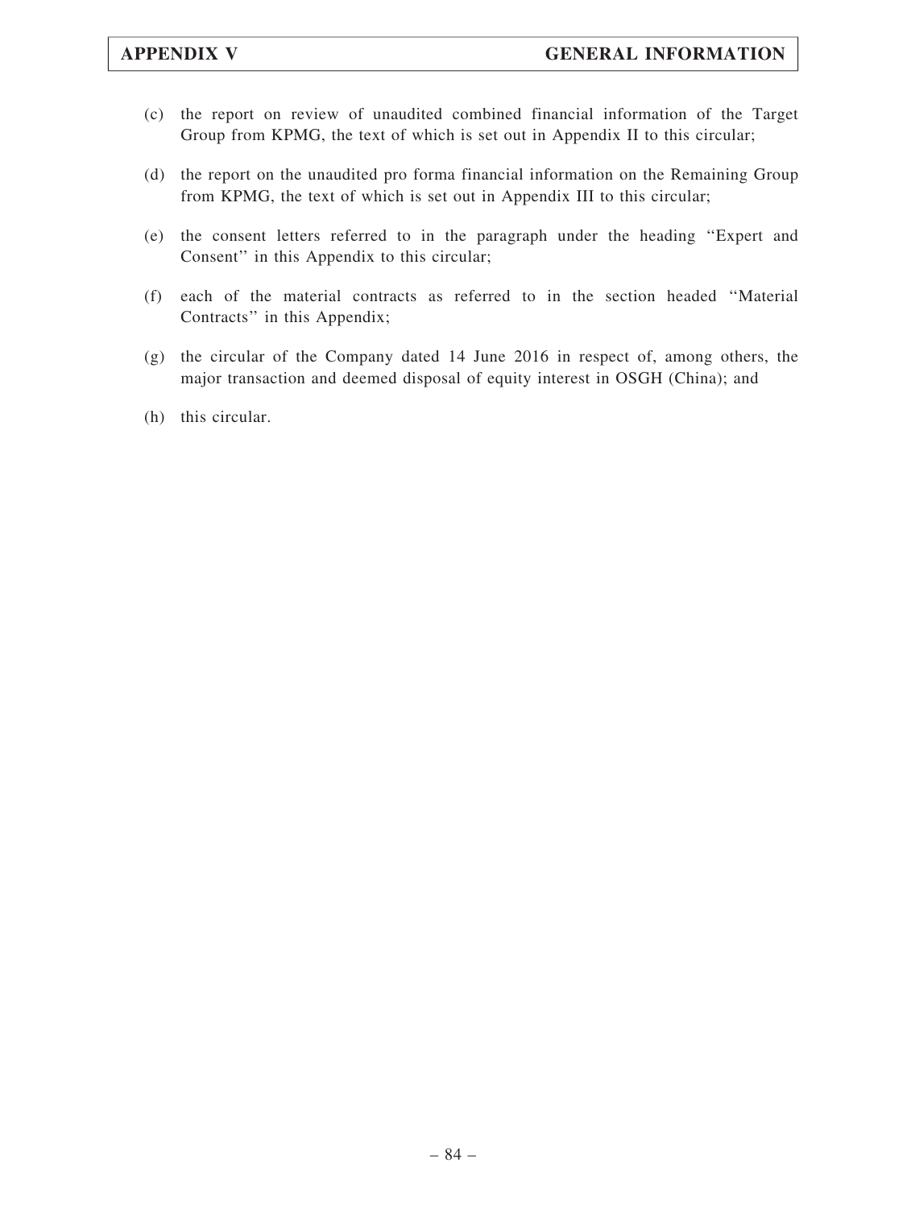(c) the report on review of unaudited combined financial information of the Target Group from KPMG, the text of which is set out in Appendix II to this circular;

(d) the report on the unaudited pro forma financial information on the Remaining Group from KPMG, the text of which is set out in Appendix III to this circular;

(e) the consent letters referred to in the paragraph under the heading ''Expert and Consent'' in this Appendix to this circular;

(f) each of the material contracts as referred to in the section headed ''Material Contracts'' in this Appendix;

(g) the circular of the Company dated 14 June 2016 in respect of, among others, the major transaction and deemed disposal of equity interest in OSGH (China); and

(h) this circular.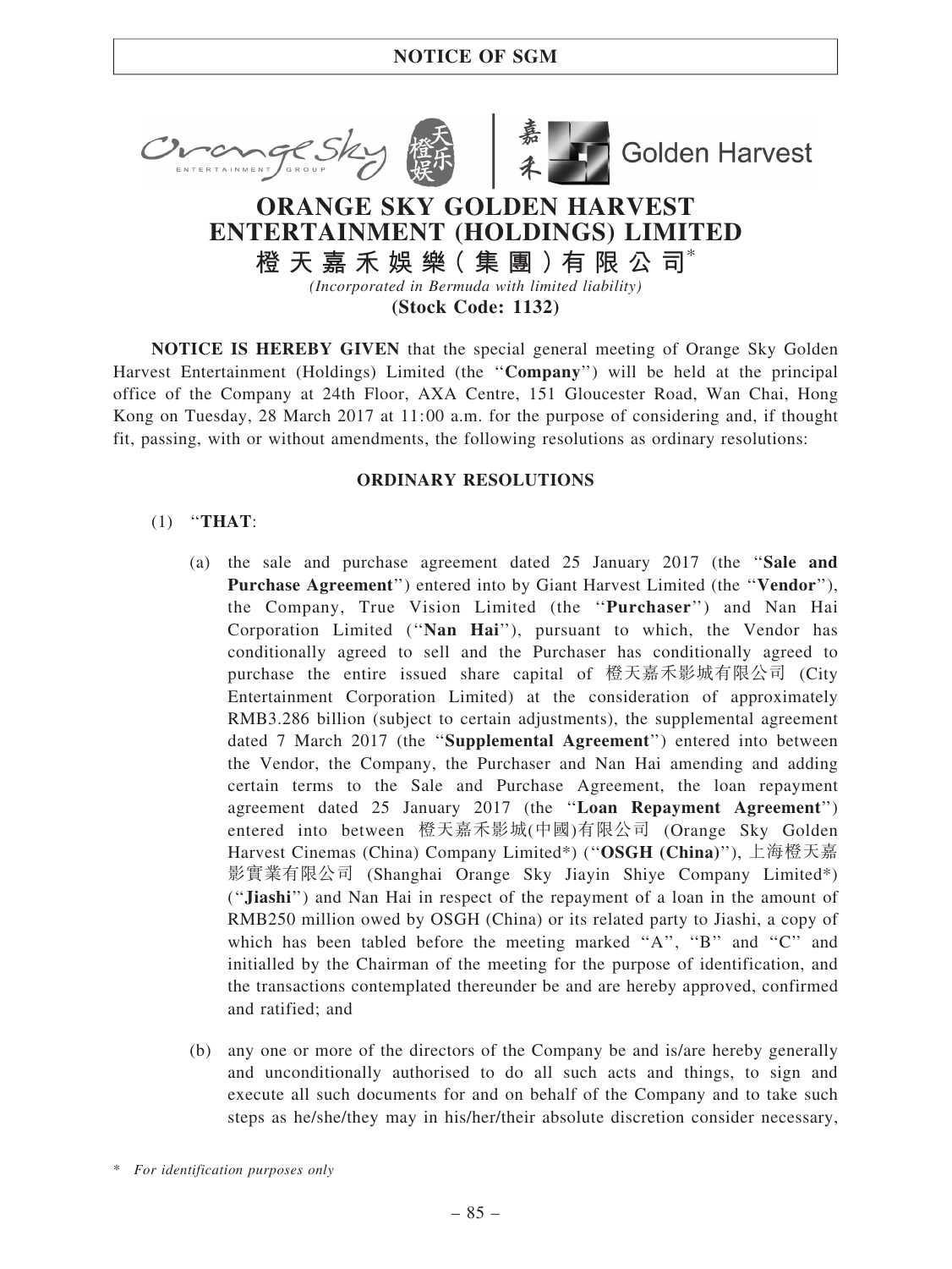# NOTICE OF SGM

# ORANGE SKY GOLDEN HARVEST ENTERTAINMENT (HOLDINGS) LIMITED

## 橙天嘉禾娛樂(集團)有限公司*

*(Incorporated in Bermuda with limited liability)*

**(Stock Code: 1132)**

**NOTICE IS HEREBY GIVEN** that the special general meeting of Orange Sky Golden Harvest Entertainment (Holdings) Limited (the "**Company**") will be held at the principal office of the Company at 24th Floor, AXA Centre, 151 Gloucester Road, Wan Chai, Hong Kong on Tuesday, 28 March 2017 at 11:00 a.m. for the purpose of considering and, if thought fit, passing, with or without amendments, the following resolutions as ordinary resolutions:

**ORDINARY RESOLUTIONS**

(1) "**THAT**:

(a) the sale and purchase agreement dated 25 January 2017 (the "**Sale and Purchase Agreement**") entered into by Giant Harvest Limited (the "**Vendor**"), the Company, True Vision Limited (the "**Purchaser**") and Nan Hai Corporation Limited ("**Nan Hai**"), pursuant to which, the Vendor has conditionally agreed to sell and the Purchaser has conditionally agreed to purchase the entire issued share capital of 橙天嘉禾影城有限公司 (City Entertainment Corporation Limited) at the consideration of approximately RMB3.286 billion (subject to certain adjustments), the supplemental agreement dated 7 March 2017 (the "**Supplemental Agreement**") entered into between the Vendor, the Company, the Purchaser and Nan Hai amending and adding certain terms to the Sale and Purchase Agreement, the loan repayment agreement dated 25 January 2017 (the "**Loan Repayment Agreement**") entered into between 橙天嘉禾影城(中國)有限公司 (Orange Sky Golden Harvest Cinemas (China) Company Limited*) ("**OSGH (China)**"), 上海橙天嘉影實業有限公司 (Shanghai Orange Sky Jiayin Shiye Company Limited*) ("**Jiashi**") and Nan Hai in respect of the repayment of a loan in the amount of RMB250 million owed by OSGH (China) or its related party to Jiashi, a copy of which has been tabled before the meeting marked "A", "B" and "C" and initialled by the Chairman of the meeting for the purpose of identification, and the transactions contemplated thereunder be and are hereby approved, confirmed and ratified; and

(b) any one or more of the directors of the Company be and is/are hereby generally and unconditionally authorised to do all such acts and things, to sign and execute all such documents for and on behalf of the Company and to take such steps as he/she/they may in his/her/their absolute discretion consider necessary,

\* *For identification purposes only*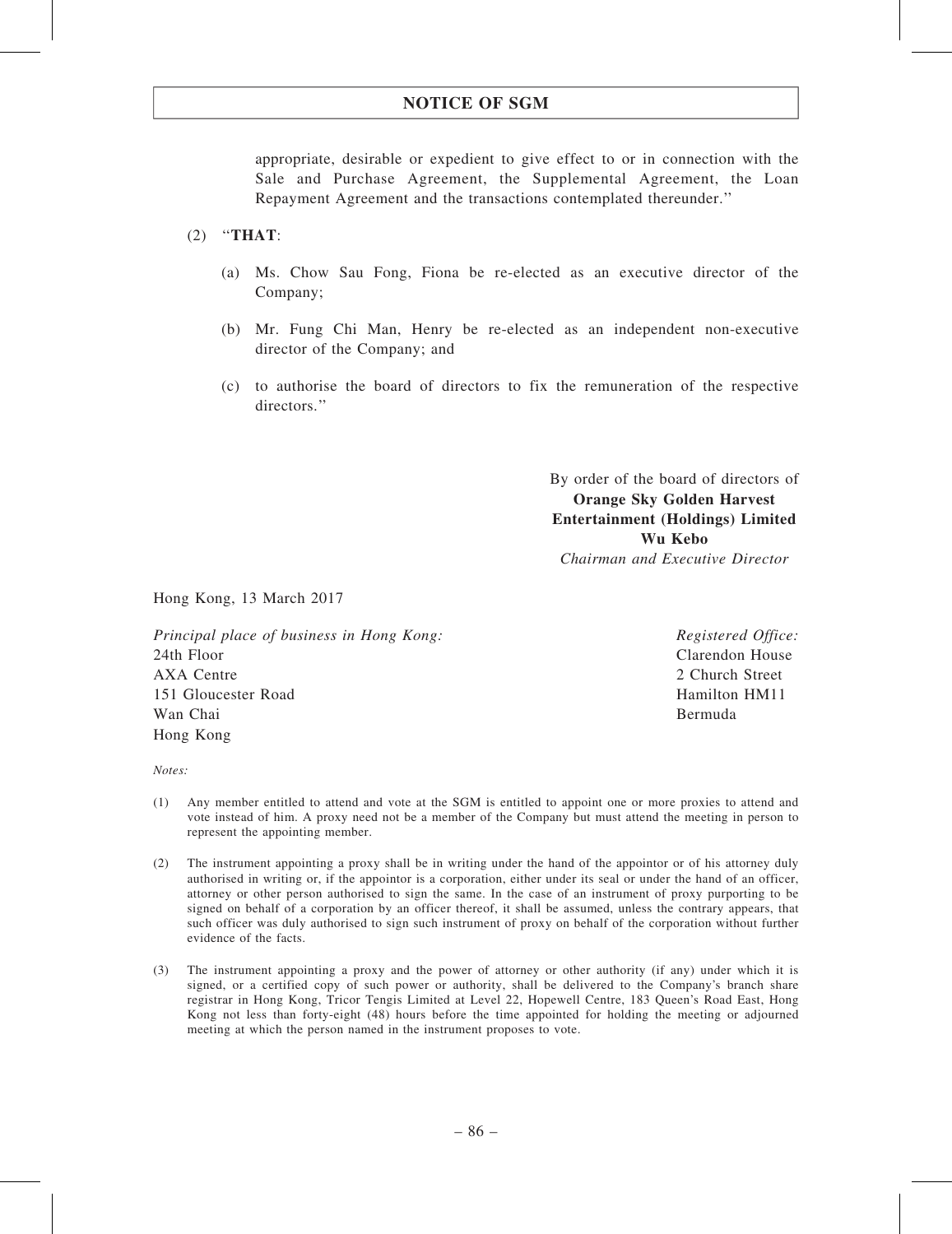appropriate, desirable or expedient to give effect to or in connection with the Sale and Purchase Agreement, the Supplemental Agreement, the Loan Repayment Agreement and the transactions contemplated thereunder.''

(2) ''**THAT**:

(a) Ms. Chow Sau Fong, Fiona be re-elected as an executive director of the Company;

(b) Mr. Fung Chi Man, Henry be re-elected as an independent non-executive director of the Company; and

(c) to authorise the board of directors to fix the remuneration of the respective directors.''

By order of the board of directors of
**Orange Sky Golden Harvest Entertainment (Holdings) Limited**
**Wu Kebo**
*Chairman and Executive Director*

Hong Kong, 13 March 2017

*Principal place of business in Hong Kong:*
24th Floor
AXA Centre
151 Gloucester Road
Wan Chai
Hong Kong

*Registered Office:*
Clarendon House
2 Church Street
Hamilton HM11
Bermuda

*Notes:*

(1) Any member entitled to attend and vote at the SGM is entitled to appoint one or more proxies to attend and vote instead of him. A proxy need not be a member of the Company but must attend the meeting in person to represent the appointing member.

(2) The instrument appointing a proxy shall be in writing under the hand of the appointor or of his attorney duly authorised in writing or, if the appointor is a corporation, either under its seal or under the hand of an officer, attorney or other person authorised to sign the same. In the case of an instrument of proxy purporting to be signed on behalf of a corporation by an officer thereof, it shall be assumed, unless the contrary appears, that such officer was duly authorised to sign such instrument of proxy on behalf of the corporation without further evidence of the facts.

(3) The instrument appointing a proxy and the power of attorney or other authority (if any) under which it is signed, or a certified copy of such power or authority, shall be delivered to the Company's branch share registrar in Hong Kong, Tricor Tengis Limited at Level 22, Hopewell Centre, 183 Queen's Road East, Hong Kong not less than forty-eight (48) hours before the time appointed for holding the meeting or adjourned meeting at which the person named in the instrument proposes to vote.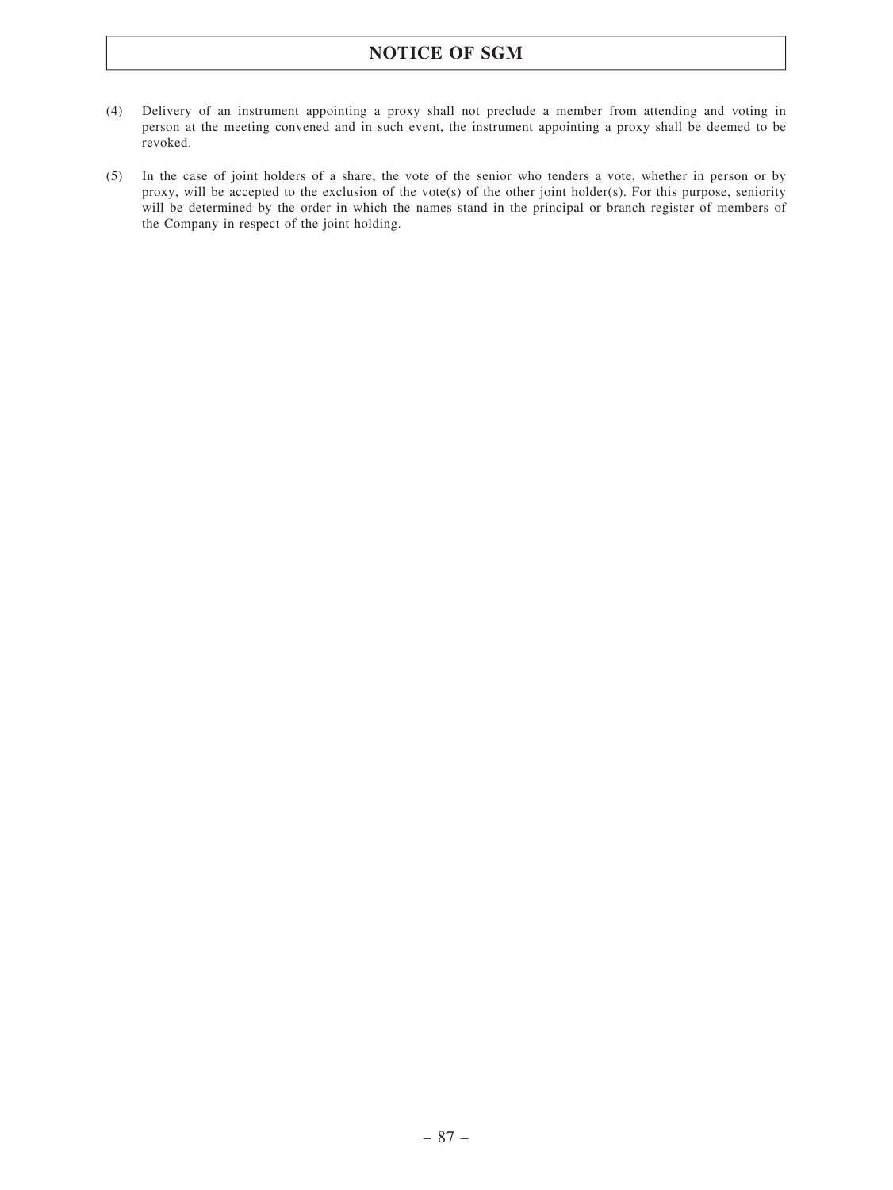(4) Delivery of an instrument appointing a proxy shall not preclude a member from attending and voting in person at the meeting convened and in such event, the instrument appointing a proxy shall be deemed to be revoked.

(5) In the case of joint holders of a share, the vote of the senior who tenders a vote, whether in person or by proxy, will be accepted to the exclusion of the vote(s) of the other joint holder(s). For this purpose, seniority will be determined by the order in which the names stand in the principal or branch register of members of the Company in respect of the joint holding.